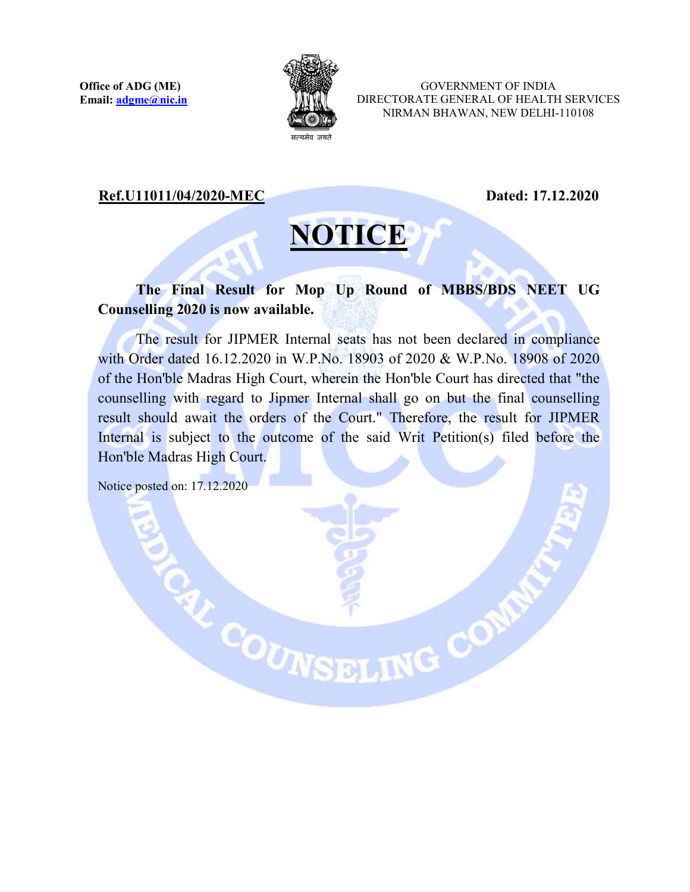**Office of ADG (ME)**
**Email: adgme@nic.in**

GOVERNMENT OF INDIA
DIRECTORATE GENERAL OF HEALTH SERVICES
NIRMAN BHAWAN, NEW DELHI-110108

**Ref.U11011/04/2020-MEC** **Dated: 17.12.2020**

# NOTICE

**The Final Result for Mop Up Round of MBBS/BDS NEET UG Counselling 2020 is now available.**

The result for JIPMER Internal seats has not been declared in compliance with Order dated 16.12.2020 in W.P.No. 18903 of 2020 & W.P.No. 18908 of 2020 of the Hon'ble Madras High Court, wherein the Hon'ble Court has directed that "the counselling with regard to Jipmer Internal shall go on but the final counselling result should await the orders of the Court." Therefore, the result for JIPMER Internal is subject to the outcome of the said Writ Petition(s) filed before the Hon'ble Madras High Court.

Notice posted on: 17.12.2020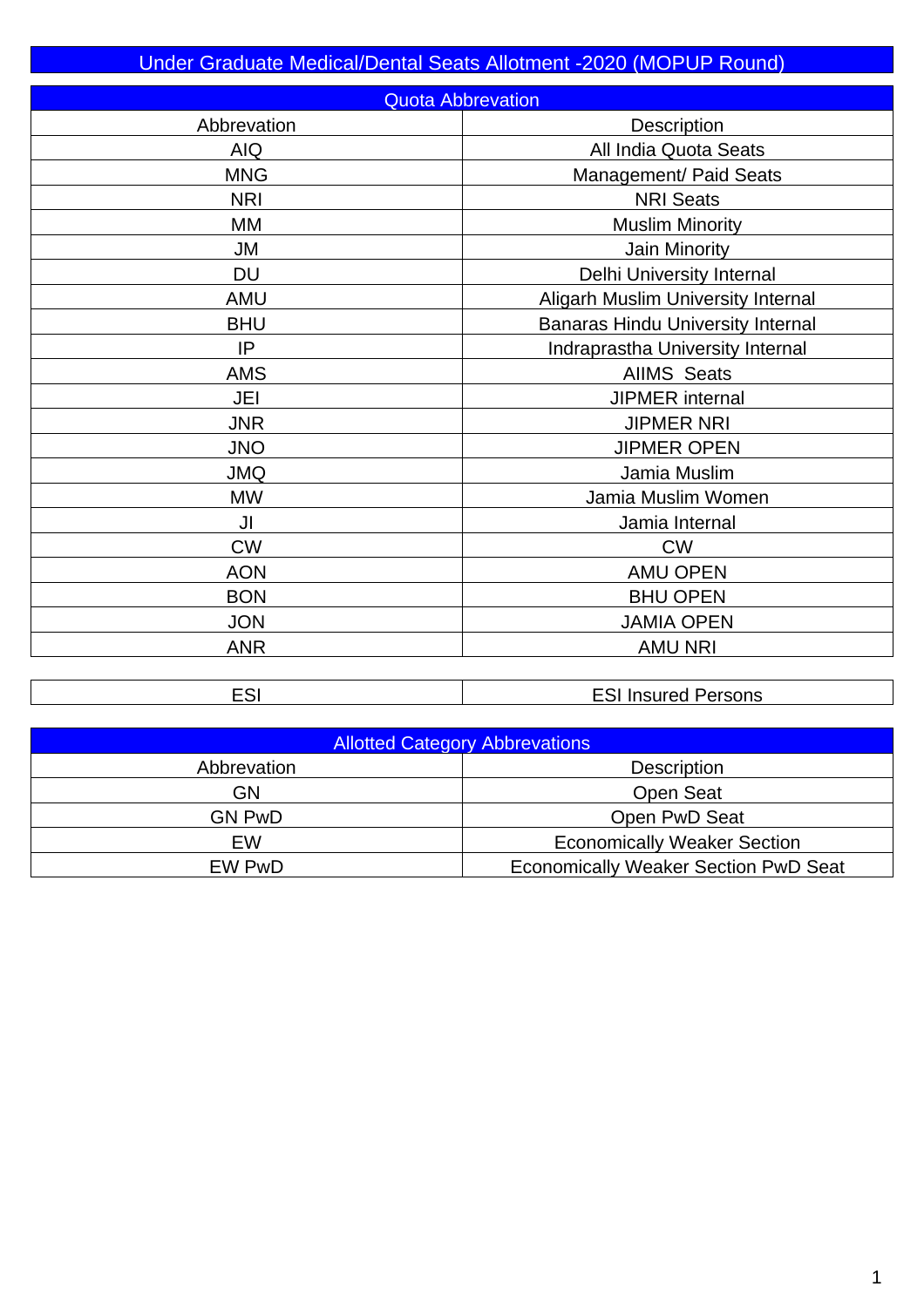# Under Graduate Medical/Dental Seats Allotment -2020 (MOPUP Round)

## Quota Abbrevation

| Abbrevation | Description |
| --- | --- |
| AIQ | All India Quota Seats |
| MNG | Management/ Paid Seats |
| NRI | NRI Seats |
| MM | Muslim Minority |
| JM | Jain Minority |
| DU | Delhi University Internal |
| AMU | Aligarh Muslim University Internal |
| BHU | Banaras Hindu University Internal |
| IP | Indraprastha University Internal |
| AMS | AIIMS Seats |
| JEI | JIPMER internal |
| JNR | JIPMER NRI |
| JNO | JIPMER OPEN |
| JMQ | Jamia Muslim |
| MW | Jamia Muslim Women |
| JI | Jamia Internal |
| CW | CW |
| AON | AMU OPEN |
| BON | BHU OPEN |
| JON | JAMIA OPEN |
| ANR | AMU NRI |

| | |
| --- | --- |
| ESI | ESI Insured Persons |

## Allotted Category Abbrevations

| Abbrevation | Description |
| --- | --- |
| GN | Open Seat |
| GN PwD | Open PwD Seat |
| EW | Economically Weaker Section |
| EW PwD | Economically Weaker Section PwD Seat |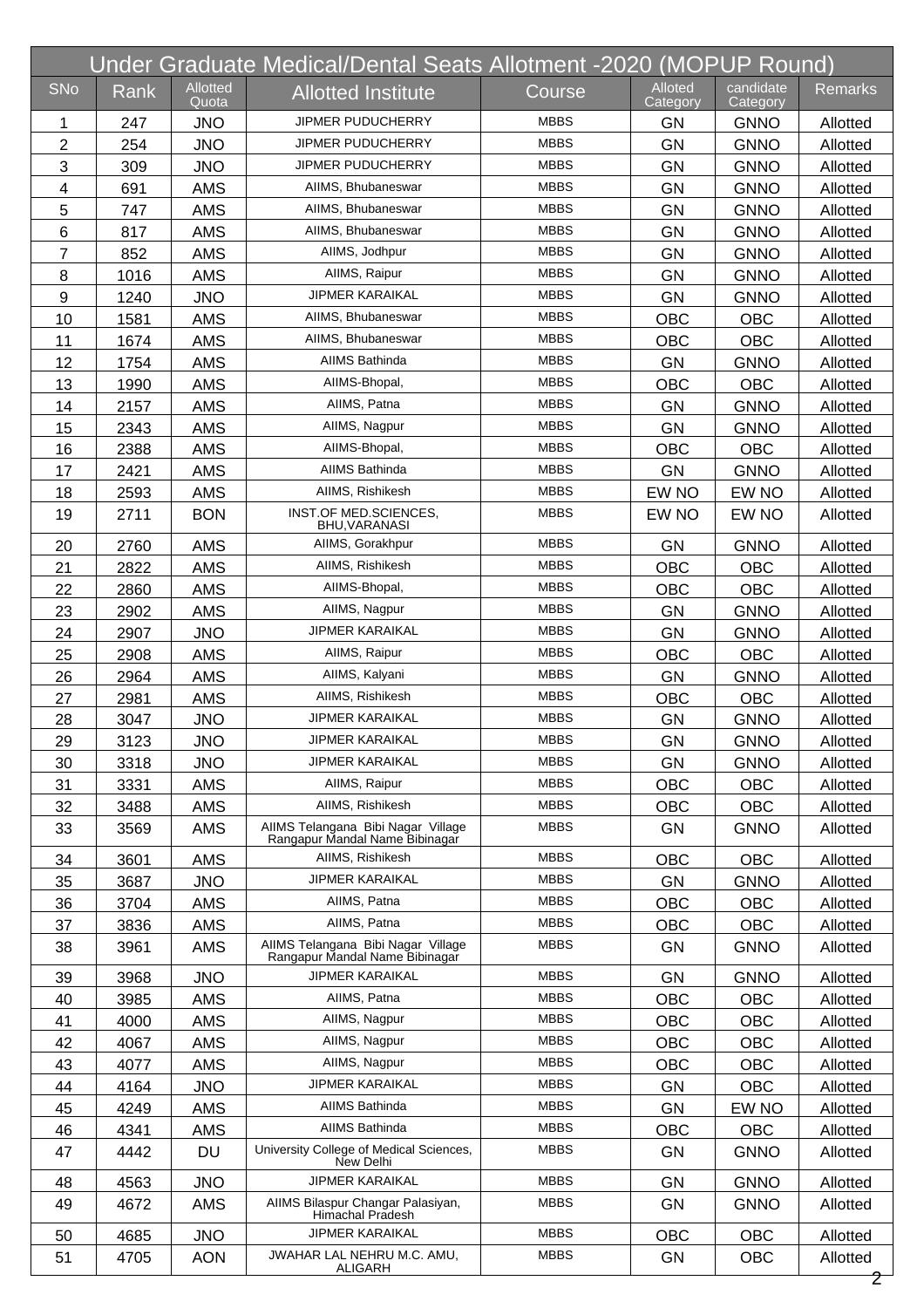| Under Graduate Medical/Dental Seats Allotment -2020 (MOPUP Round) | | | | | | | |
|---|---|---|---|---|---|---|---|
| SNo | Rank | Allotted Quota | Allotted Institute | Course | Alloted Category | candidate Category | Remarks |
| 1 | 247 | JNO | JIPMER PUDUCHERRY | MBBS | GN | GNNO | Allotted |
| 2 | 254 | JNO | JIPMER PUDUCHERRY | MBBS | GN | GNNO | Allotted |
| 3 | 309 | JNO | JIPMER PUDUCHERRY | MBBS | GN | GNNO | Allotted |
| 4 | 691 | AMS | AIIMS, Bhubaneswar | MBBS | GN | GNNO | Allotted |
| 5 | 747 | AMS | AIIMS, Bhubaneswar | MBBS | GN | GNNO | Allotted |
| 6 | 817 | AMS | AIIMS, Bhubaneswar | MBBS | GN | GNNO | Allotted |
| 7 | 852 | AMS | AIIMS, Jodhpur | MBBS | GN | GNNO | Allotted |
| 8 | 1016 | AMS | AIIMS, Raipur | MBBS | GN | GNNO | Allotted |
| 9 | 1240 | JNO | JIPMER KARAIKAL | MBBS | GN | GNNO | Allotted |
| 10 | 1581 | AMS | AIIMS, Bhubaneswar | MBBS | OBC | OBC | Allotted |
| 11 | 1674 | AMS | AIIMS, Bhubaneswar | MBBS | OBC | OBC | Allotted |
| 12 | 1754 | AMS | AIIMS Bathinda | MBBS | GN | GNNO | Allotted |
| 13 | 1990 | AMS | AIIMS-Bhopal, | MBBS | OBC | OBC | Allotted |
| 14 | 2157 | AMS | AIIMS, Patna | MBBS | GN | GNNO | Allotted |
| 15 | 2343 | AMS | AIIMS, Nagpur | MBBS | GN | GNNO | Allotted |
| 16 | 2388 | AMS | AIIMS-Bhopal, | MBBS | OBC | OBC | Allotted |
| 17 | 2421 | AMS | AIIMS Bathinda | MBBS | GN | GNNO | Allotted |
| 18 | 2593 | AMS | AIIMS, Rishikesh | MBBS | EW NO | EW NO | Allotted |
| 19 | 2711 | BON | INST.OF MED.SCIENCES, BHU,VARANASI | MBBS | EW NO | EW NO | Allotted |
| 20 | 2760 | AMS | AIIMS, Gorakhpur | MBBS | GN | GNNO | Allotted |
| 21 | 2822 | AMS | AIIMS, Rishikesh | MBBS | OBC | OBC | Allotted |
| 22 | 2860 | AMS | AIIMS-Bhopal, | MBBS | OBC | OBC | Allotted |
| 23 | 2902 | AMS | AIIMS, Nagpur | MBBS | GN | GNNO | Allotted |
| 24 | 2907 | JNO | JIPMER KARAIKAL | MBBS | GN | GNNO | Allotted |
| 25 | 2908 | AMS | AIIMS, Raipur | MBBS | OBC | OBC | Allotted |
| 26 | 2964 | AMS | AIIMS, Kalyani | MBBS | GN | GNNO | Allotted |
| 27 | 2981 | AMS | AIIMS, Rishikesh | MBBS | OBC | OBC | Allotted |
| 28 | 3047 | JNO | JIPMER KARAIKAL | MBBS | GN | GNNO | Allotted |
| 29 | 3123 | JNO | JIPMER KARAIKAL | MBBS | GN | GNNO | Allotted |
| 30 | 3318 | JNO | JIPMER KARAIKAL | MBBS | GN | GNNO | Allotted |
| 31 | 3331 | AMS | AIIMS, Raipur | MBBS | OBC | OBC | Allotted |
| 32 | 3488 | AMS | AIIMS, Rishikesh | MBBS | OBC | OBC | Allotted |
| 33 | 3569 | AMS | AIIMS Telangana Bibi Nagar Village Rangapur Mandal Name Bibinagar | MBBS | GN | GNNO | Allotted |
| 34 | 3601 | AMS | AIIMS, Rishikesh | MBBS | OBC | OBC | Allotted |
| 35 | 3687 | JNO | JIPMER KARAIKAL | MBBS | GN | GNNO | Allotted |
| 36 | 3704 | AMS | AIIMS, Patna | MBBS | OBC | OBC | Allotted |
| 37 | 3836 | AMS | AIIMS, Patna | MBBS | OBC | OBC | Allotted |
| 38 | 3961 | AMS | AIIMS Telangana Bibi Nagar Village Rangapur Mandal Name Bibinagar | MBBS | GN | GNNO | Allotted |
| 39 | 3968 | JNO | JIPMER KARAIKAL | MBBS | GN | GNNO | Allotted |
| 40 | 3985 | AMS | AIIMS, Patna | MBBS | OBC | OBC | Allotted |
| 41 | 4000 | AMS | AIIMS, Nagpur | MBBS | OBC | OBC | Allotted |
| 42 | 4067 | AMS | AIIMS, Nagpur | MBBS | OBC | OBC | Allotted |
| 43 | 4077 | AMS | AIIMS, Nagpur | MBBS | OBC | OBC | Allotted |
| 44 | 4164 | JNO | JIPMER KARAIKAL | MBBS | GN | OBC | Allotted |
| 45 | 4249 | AMS | AIIMS Bathinda | MBBS | GN | EW NO | Allotted |
| 46 | 4341 | AMS | AIIMS Bathinda | MBBS | OBC | OBC | Allotted |
| 47 | 4442 | DU | University College of Medical Sciences, New Delhi | MBBS | GN | GNNO | Allotted |
| 48 | 4563 | JNO | JIPMER KARAIKAL | MBBS | GN | GNNO | Allotted |
| 49 | 4672 | AMS | AIIMS Bilaspur Changar Palasiyan, Himachal Pradesh | MBBS | GN | GNNO | Allotted |
| 50 | 4685 | JNO | JIPMER KARAIKAL | MBBS | OBC | OBC | Allotted |
| 51 | 4705 | AON | JWAHAR LAL NEHRU M.C. AMU, ALIGARH | MBBS | GN | OBC | Allotted |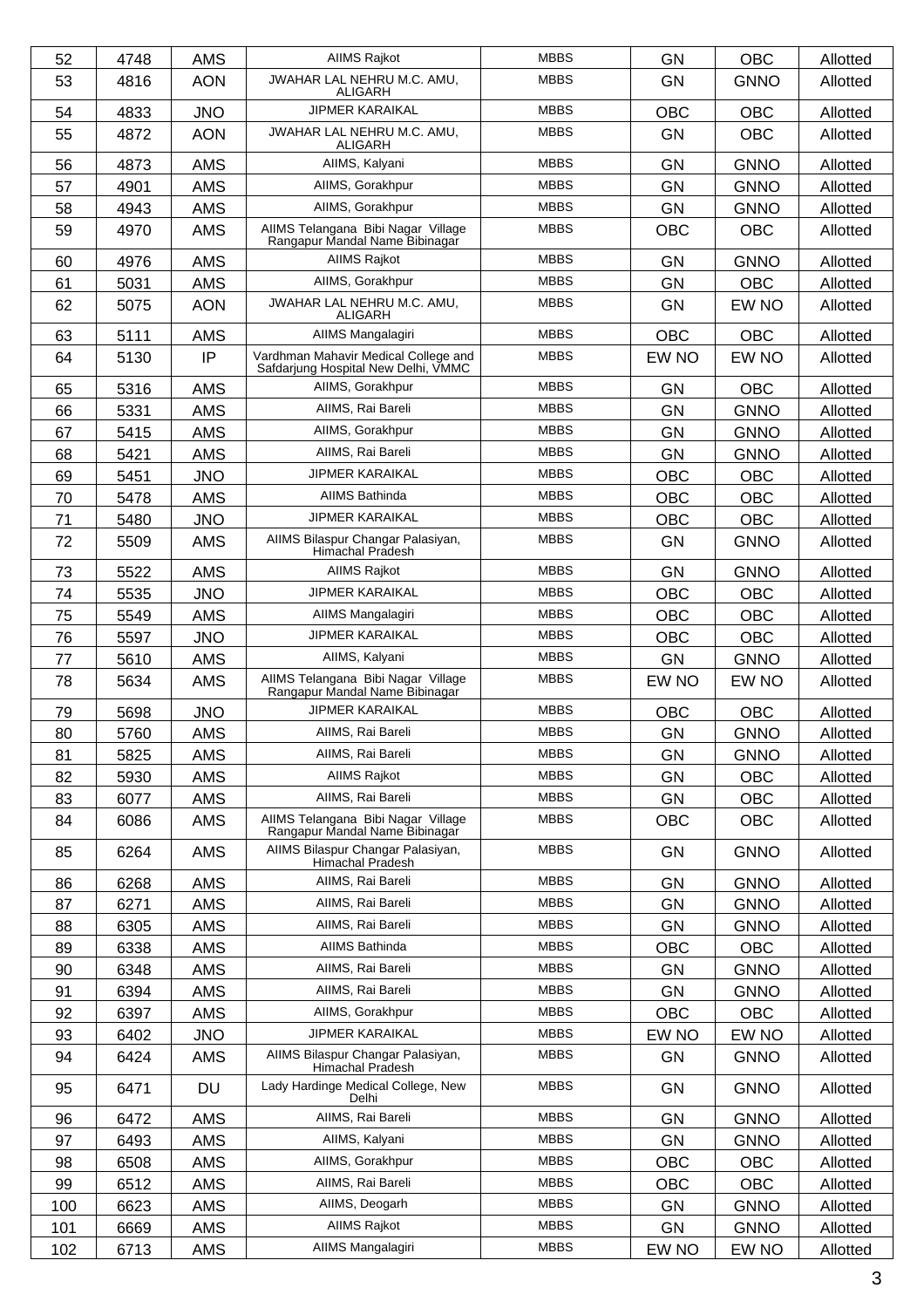| 52 | 4748 | AMS | AIIMS Rajkot | MBBS | GN | OBC | Allotted |
|---|---|---|---|---|---|---|---|
| 53 | 4816 | AON | JWAHAR LAL NEHRU M.C. AMU, ALIGARH | MBBS | GN | GNNO | Allotted |
| 54 | 4833 | JNO | JIPMER KARAIKAL | MBBS | OBC | OBC | Allotted |
| 55 | 4872 | AON | JWAHAR LAL NEHRU M.C. AMU, ALIGARH | MBBS | GN | OBC | Allotted |
| 56 | 4873 | AMS | AIIMS, Kalyani | MBBS | GN | GNNO | Allotted |
| 57 | 4901 | AMS | AIIMS, Gorakhpur | MBBS | GN | GNNO | Allotted |
| 58 | 4943 | AMS | AIIMS, Gorakhpur | MBBS | GN | GNNO | Allotted |
| 59 | 4970 | AMS | AIIMS Telangana Bibi Nagar Village Rangapur Mandal Name Bibinagar | MBBS | OBC | OBC | Allotted |
| 60 | 4976 | AMS | AIIMS Rajkot | MBBS | GN | GNNO | Allotted |
| 61 | 5031 | AMS | AIIMS, Gorakhpur | MBBS | GN | OBC | Allotted |
| 62 | 5075 | AON | JWAHAR LAL NEHRU M.C. AMU, ALIGARH | MBBS | GN | EW NO | Allotted |
| 63 | 5111 | AMS | AIIMS Mangalagiri | MBBS | OBC | OBC | Allotted |
| 64 | 5130 | IP | Vardhman Mahavir Medical College and Safdarjung Hospital New Delhi, VMMC | MBBS | EW NO | EW NO | Allotted |
| 65 | 5316 | AMS | AIIMS, Gorakhpur | MBBS | GN | OBC | Allotted |
| 66 | 5331 | AMS | AIIMS, Rai Bareli | MBBS | GN | GNNO | Allotted |
| 67 | 5415 | AMS | AIIMS, Gorakhpur | MBBS | GN | GNNO | Allotted |
| 68 | 5421 | AMS | AIIMS, Rai Bareli | MBBS | GN | GNNO | Allotted |
| 69 | 5451 | JNO | JIPMER KARAIKAL | MBBS | OBC | OBC | Allotted |
| 70 | 5478 | AMS | AIIMS Bathinda | MBBS | OBC | OBC | Allotted |
| 71 | 5480 | JNO | JIPMER KARAIKAL | MBBS | OBC | OBC | Allotted |
| 72 | 5509 | AMS | AIIMS Bilaspur Changar Palasiyan, Himachal Pradesh | MBBS | GN | GNNO | Allotted |
| 73 | 5522 | AMS | AIIMS Rajkot | MBBS | GN | GNNO | Allotted |
| 74 | 5535 | JNO | JIPMER KARAIKAL | MBBS | OBC | OBC | Allotted |
| 75 | 5549 | AMS | AIIMS Mangalagiri | MBBS | OBC | OBC | Allotted |
| 76 | 5597 | JNO | JIPMER KARAIKAL | MBBS | OBC | OBC | Allotted |
| 77 | 5610 | AMS | AIIMS, Kalyani | MBBS | GN | GNNO | Allotted |
| 78 | 5634 | AMS | AIIMS Telangana Bibi Nagar Village Rangapur Mandal Name Bibinagar | MBBS | EW NO | EW NO | Allotted |
| 79 | 5698 | JNO | JIPMER KARAIKAL | MBBS | OBC | OBC | Allotted |
| 80 | 5760 | AMS | AIIMS, Rai Bareli | MBBS | GN | GNNO | Allotted |
| 81 | 5825 | AMS | AIIMS, Rai Bareli | MBBS | GN | GNNO | Allotted |
| 82 | 5930 | AMS | AIIMS Rajkot | MBBS | GN | OBC | Allotted |
| 83 | 6077 | AMS | AIIMS, Rai Bareli | MBBS | GN | OBC | Allotted |
| 84 | 6086 | AMS | AIIMS Telangana Bibi Nagar Village Rangapur Mandal Name Bibinagar | MBBS | OBC | OBC | Allotted |
| 85 | 6264 | AMS | AIIMS Bilaspur Changar Palasiyan, Himachal Pradesh | MBBS | GN | GNNO | Allotted |
| 86 | 6268 | AMS | AIIMS, Rai Bareli | MBBS | GN | GNNO | Allotted |
| 87 | 6271 | AMS | AIIMS, Rai Bareli | MBBS | GN | GNNO | Allotted |
| 88 | 6305 | AMS | AIIMS, Rai Bareli | MBBS | GN | GNNO | Allotted |
| 89 | 6338 | AMS | AIIMS Bathinda | MBBS | OBC | OBC | Allotted |
| 90 | 6348 | AMS | AIIMS, Rai Bareli | MBBS | GN | GNNO | Allotted |
| 91 | 6394 | AMS | AIIMS, Rai Bareli | MBBS | GN | GNNO | Allotted |
| 92 | 6397 | AMS | AIIMS, Gorakhpur | MBBS | OBC | OBC | Allotted |
| 93 | 6402 | JNO | JIPMER KARAIKAL | MBBS | EW NO | EW NO | Allotted |
| 94 | 6424 | AMS | AIIMS Bilaspur Changar Palasiyan, Himachal Pradesh | MBBS | GN | GNNO | Allotted |
| 95 | 6471 | DU | Lady Hardinge Medical College, New Delhi | MBBS | GN | GNNO | Allotted |
| 96 | 6472 | AMS | AIIMS, Rai Bareli | MBBS | GN | GNNO | Allotted |
| 97 | 6493 | AMS | AIIMS, Kalyani | MBBS | GN | GNNO | Allotted |
| 98 | 6508 | AMS | AIIMS, Gorakhpur | MBBS | OBC | OBC | Allotted |
| 99 | 6512 | AMS | AIIMS, Rai Bareli | MBBS | OBC | OBC | Allotted |
| 100 | 6623 | AMS | AIIMS, Deogarh | MBBS | GN | GNNO | Allotted |
| 101 | 6669 | AMS | AIIMS Rajkot | MBBS | GN | GNNO | Allotted |
| 102 | 6713 | AMS | AIIMS Mangalagiri | MBBS | EW NO | EW NO | Allotted |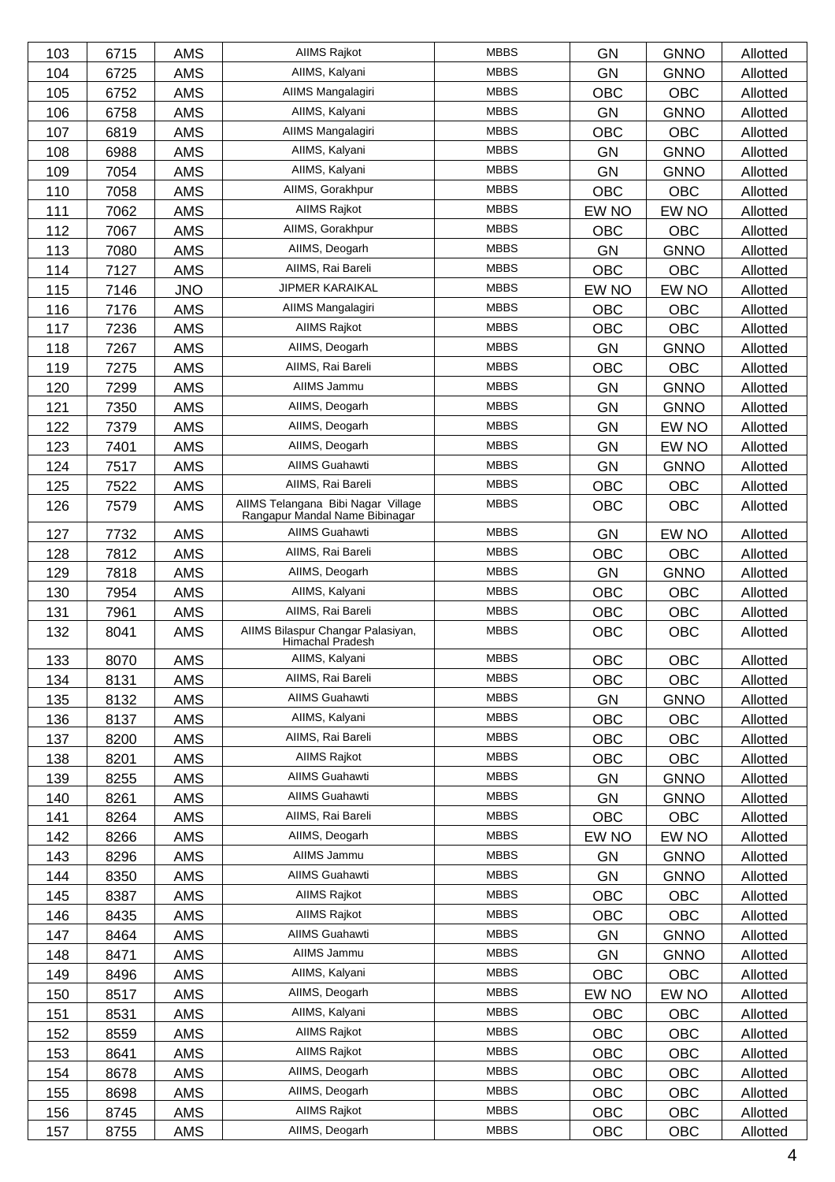| 103 | 6715 | AMS | AIIMS Rajkot | MBBS | GN | GNNO | Allotted |
|---|---|---|---|---|---|---|---|
| 104 | 6725 | AMS | AIIMS, Kalyani | MBBS | GN | GNNO | Allotted |
| 105 | 6752 | AMS | AIIMS Mangalagiri | MBBS | OBC | OBC | Allotted |
| 106 | 6758 | AMS | AIIMS, Kalyani | MBBS | GN | GNNO | Allotted |
| 107 | 6819 | AMS | AIIMS Mangalagiri | MBBS | OBC | OBC | Allotted |
| 108 | 6988 | AMS | AIIMS, Kalyani | MBBS | GN | GNNO | Allotted |
| 109 | 7054 | AMS | AIIMS, Kalyani | MBBS | GN | GNNO | Allotted |
| 110 | 7058 | AMS | AIIMS, Gorakhpur | MBBS | OBC | OBC | Allotted |
| 111 | 7062 | AMS | AIIMS Rajkot | MBBS | EW NO | EW NO | Allotted |
| 112 | 7067 | AMS | AIIMS, Gorakhpur | MBBS | OBC | OBC | Allotted |
| 113 | 7080 | AMS | AIIMS, Deogarh | MBBS | GN | GNNO | Allotted |
| 114 | 7127 | AMS | AIIMS, Rai Bareli | MBBS | OBC | OBC | Allotted |
| 115 | 7146 | JNO | JIPMER KARAIKAL | MBBS | EW NO | EW NO | Allotted |
| 116 | 7176 | AMS | AIIMS Mangalagiri | MBBS | OBC | OBC | Allotted |
| 117 | 7236 | AMS | AIIMS Rajkot | MBBS | OBC | OBC | Allotted |
| 118 | 7267 | AMS | AIIMS, Deogarh | MBBS | GN | GNNO | Allotted |
| 119 | 7275 | AMS | AIIMS, Rai Bareli | MBBS | OBC | OBC | Allotted |
| 120 | 7299 | AMS | AIIMS Jammu | MBBS | GN | GNNO | Allotted |
| 121 | 7350 | AMS | AIIMS, Deogarh | MBBS | GN | GNNO | Allotted |
| 122 | 7379 | AMS | AIIMS, Deogarh | MBBS | GN | EW NO | Allotted |
| 123 | 7401 | AMS | AIIMS, Deogarh | MBBS | GN | EW NO | Allotted |
| 124 | 7517 | AMS | AIIMS Guahawti | MBBS | GN | GNNO | Allotted |
| 125 | 7522 | AMS | AIIMS, Rai Bareli | MBBS | OBC | OBC | Allotted |
| 126 | 7579 | AMS | AIIMS Telangana Bibi Nagar Village Rangapur Mandal Name Bibinagar | MBBS | OBC | OBC | Allotted |
| 127 | 7732 | AMS | AIIMS Guahawti | MBBS | GN | EW NO | Allotted |
| 128 | 7812 | AMS | AIIMS, Rai Bareli | MBBS | OBC | OBC | Allotted |
| 129 | 7818 | AMS | AIIMS, Deogarh | MBBS | GN | GNNO | Allotted |
| 130 | 7954 | AMS | AIIMS, Kalyani | MBBS | OBC | OBC | Allotted |
| 131 | 7961 | AMS | AIIMS, Rai Bareli | MBBS | OBC | OBC | Allotted |
| 132 | 8041 | AMS | AIIMS Bilaspur Changar Palasiyan, Himachal Pradesh | MBBS | OBC | OBC | Allotted |
| 133 | 8070 | AMS | AIIMS, Kalyani | MBBS | OBC | OBC | Allotted |
| 134 | 8131 | AMS | AIIMS, Rai Bareli | MBBS | OBC | OBC | Allotted |
| 135 | 8132 | AMS | AIIMS Guahawti | MBBS | GN | GNNO | Allotted |
| 136 | 8137 | AMS | AIIMS, Kalyani | MBBS | OBC | OBC | Allotted |
| 137 | 8200 | AMS | AIIMS, Rai Bareli | MBBS | OBC | OBC | Allotted |
| 138 | 8201 | AMS | AIIMS Rajkot | MBBS | OBC | OBC | Allotted |
| 139 | 8255 | AMS | AIIMS Guahawti | MBBS | GN | GNNO | Allotted |
| 140 | 8261 | AMS | AIIMS Guahawti | MBBS | GN | GNNO | Allotted |
| 141 | 8264 | AMS | AIIMS, Rai Bareli | MBBS | OBC | OBC | Allotted |
| 142 | 8266 | AMS | AIIMS, Deogarh | MBBS | EW NO | EW NO | Allotted |
| 143 | 8296 | AMS | AIIMS Jammu | MBBS | GN | GNNO | Allotted |
| 144 | 8350 | AMS | AIIMS Guahawti | MBBS | GN | GNNO | Allotted |
| 145 | 8387 | AMS | AIIMS Rajkot | MBBS | OBC | OBC | Allotted |
| 146 | 8435 | AMS | AIIMS Rajkot | MBBS | OBC | OBC | Allotted |
| 147 | 8464 | AMS | AIIMS Guahawti | MBBS | GN | GNNO | Allotted |
| 148 | 8471 | AMS | AIIMS Jammu | MBBS | GN | GNNO | Allotted |
| 149 | 8496 | AMS | AIIMS, Kalyani | MBBS | OBC | OBC | Allotted |
| 150 | 8517 | AMS | AIIMS, Deogarh | MBBS | EW NO | EW NO | Allotted |
| 151 | 8531 | AMS | AIIMS, Kalyani | MBBS | OBC | OBC | Allotted |
| 152 | 8559 | AMS | AIIMS Rajkot | MBBS | OBC | OBC | Allotted |
| 153 | 8641 | AMS | AIIMS Rajkot | MBBS | OBC | OBC | Allotted |
| 154 | 8678 | AMS | AIIMS, Deogarh | MBBS | OBC | OBC | Allotted |
| 155 | 8698 | AMS | AIIMS, Deogarh | MBBS | OBC | OBC | Allotted |
| 156 | 8745 | AMS | AIIMS Rajkot | MBBS | OBC | OBC | Allotted |
| 157 | 8755 | AMS | AIIMS, Deogarh | MBBS | OBC | OBC | Allotted |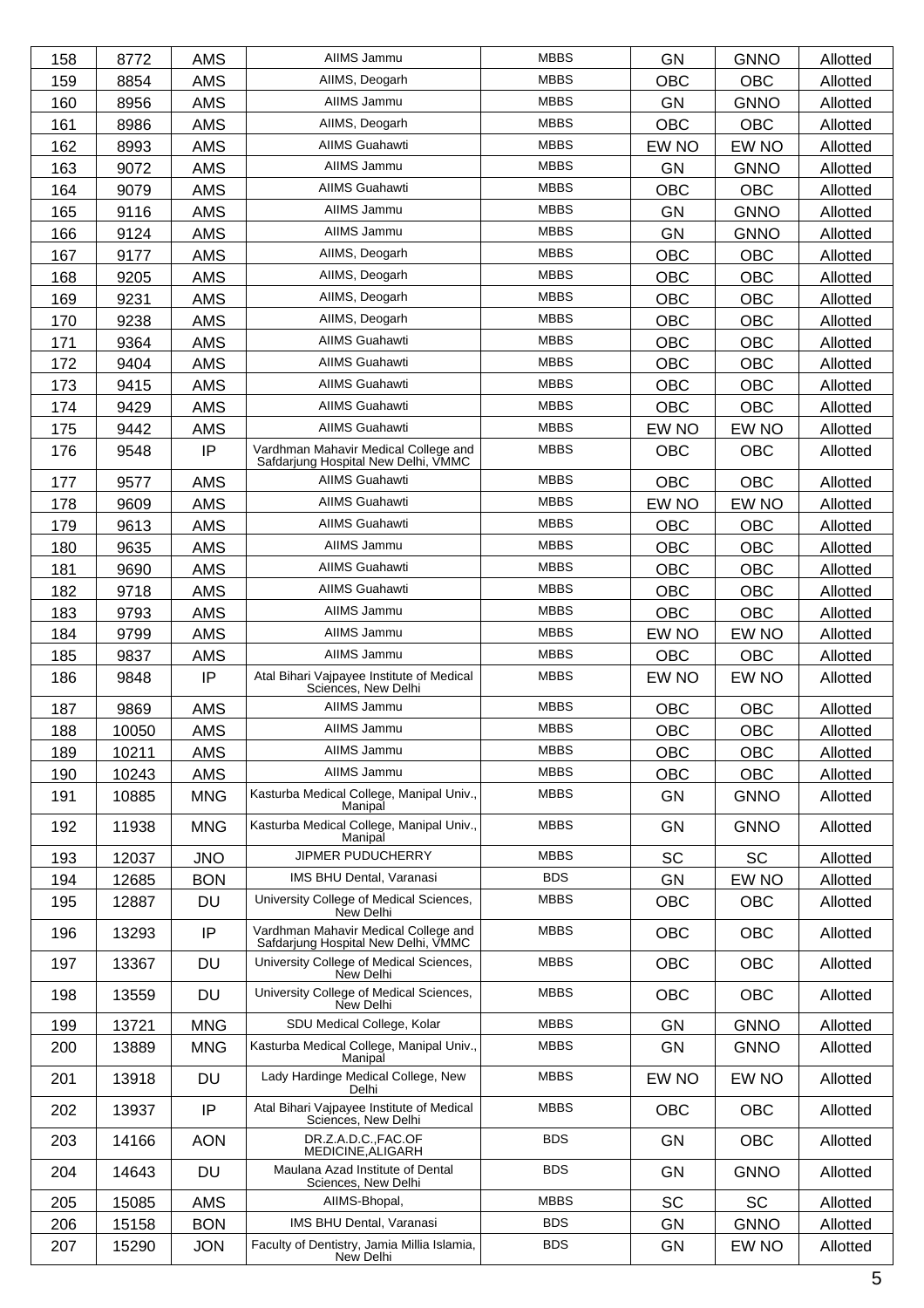| 158 | 8772 | AMS | AIIMS Jammu | MBBS | GN | GNNO | Allotted |
|---|---|---|---|---|---|---|---|
| 159 | 8854 | AMS | AIIMS, Deogarh | MBBS | OBC | OBC | Allotted |
| 160 | 8956 | AMS | AIIMS Jammu | MBBS | GN | GNNO | Allotted |
| 161 | 8986 | AMS | AIIMS, Deogarh | MBBS | OBC | OBC | Allotted |
| 162 | 8993 | AMS | AIIMS Guahawti | MBBS | EW NO | EW NO | Allotted |
| 163 | 9072 | AMS | AIIMS Jammu | MBBS | GN | GNNO | Allotted |
| 164 | 9079 | AMS | AIIMS Guahawti | MBBS | OBC | OBC | Allotted |
| 165 | 9116 | AMS | AIIMS Jammu | MBBS | GN | GNNO | Allotted |
| 166 | 9124 | AMS | AIIMS Jammu | MBBS | GN | GNNO | Allotted |
| 167 | 9177 | AMS | AIIMS, Deogarh | MBBS | OBC | OBC | Allotted |
| 168 | 9205 | AMS | AIIMS, Deogarh | MBBS | OBC | OBC | Allotted |
| 169 | 9231 | AMS | AIIMS, Deogarh | MBBS | OBC | OBC | Allotted |
| 170 | 9238 | AMS | AIIMS, Deogarh | MBBS | OBC | OBC | Allotted |
| 171 | 9364 | AMS | AIIMS Guahawti | MBBS | OBC | OBC | Allotted |
| 172 | 9404 | AMS | AIIMS Guahawti | MBBS | OBC | OBC | Allotted |
| 173 | 9415 | AMS | AIIMS Guahawti | MBBS | OBC | OBC | Allotted |
| 174 | 9429 | AMS | AIIMS Guahawti | MBBS | OBC | OBC | Allotted |
| 175 | 9442 | AMS | AIIMS Guahawti | MBBS | EW NO | EW NO | Allotted |
| 176 | 9548 | IP | Vardhman Mahavir Medical College and Safdarjung Hospital New Delhi, VMMC | MBBS | OBC | OBC | Allotted |
| 177 | 9577 | AMS | AIIMS Guahawti | MBBS | OBC | OBC | Allotted |
| 178 | 9609 | AMS | AIIMS Guahawti | MBBS | EW NO | EW NO | Allotted |
| 179 | 9613 | AMS | AIIMS Guahawti | MBBS | OBC | OBC | Allotted |
| 180 | 9635 | AMS | AIIMS Jammu | MBBS | OBC | OBC | Allotted |
| 181 | 9690 | AMS | AIIMS Guahawti | MBBS | OBC | OBC | Allotted |
| 182 | 9718 | AMS | AIIMS Guahawti | MBBS | OBC | OBC | Allotted |
| 183 | 9793 | AMS | AIIMS Jammu | MBBS | OBC | OBC | Allotted |
| 184 | 9799 | AMS | AIIMS Jammu | MBBS | EW NO | EW NO | Allotted |
| 185 | 9837 | AMS | AIIMS Jammu | MBBS | OBC | OBC | Allotted |
| 186 | 9848 | IP | Atal Bihari Vajpayee Institute of Medical Sciences, New Delhi | MBBS | EW NO | EW NO | Allotted |
| 187 | 9869 | AMS | AIIMS Jammu | MBBS | OBC | OBC | Allotted |
| 188 | 10050 | AMS | AIIMS Jammu | MBBS | OBC | OBC | Allotted |
| 189 | 10211 | AMS | AIIMS Jammu | MBBS | OBC | OBC | Allotted |
| 190 | 10243 | AMS | AIIMS Jammu | MBBS | OBC | OBC | Allotted |
| 191 | 10885 | MNG | Kasturba Medical College, Manipal Univ., Manipal | MBBS | GN | GNNO | Allotted |
| 192 | 11938 | MNG | Kasturba Medical College, Manipal Univ., Manipal | MBBS | GN | GNNO | Allotted |
| 193 | 12037 | JNO | JIPMER PUDUCHERRY | MBBS | SC | SC | Allotted |
| 194 | 12685 | BON | IMS BHU Dental, Varanasi | BDS | GN | EW NO | Allotted |
| 195 | 12887 | DU | University College of Medical Sciences, New Delhi | MBBS | OBC | OBC | Allotted |
| 196 | 13293 | IP | Vardhman Mahavir Medical College and Safdarjung Hospital New Delhi, VMMC | MBBS | OBC | OBC | Allotted |
| 197 | 13367 | DU | University College of Medical Sciences, New Delhi | MBBS | OBC | OBC | Allotted |
| 198 | 13559 | DU | University College of Medical Sciences, New Delhi | MBBS | OBC | OBC | Allotted |
| 199 | 13721 | MNG | SDU Medical College, Kolar | MBBS | GN | GNNO | Allotted |
| 200 | 13889 | MNG | Kasturba Medical College, Manipal Univ., Manipal | MBBS | GN | GNNO | Allotted |
| 201 | 13918 | DU | Lady Hardinge Medical College, New Delhi | MBBS | EW NO | EW NO | Allotted |
| 202 | 13937 | IP | Atal Bihari Vajpayee Institute of Medical Sciences, New Delhi | MBBS | OBC | OBC | Allotted |
| 203 | 14166 | AON | DR.Z.A.D.C.,FAC.OF MEDICINE,ALIGARH | BDS | GN | OBC | Allotted |
| 204 | 14643 | DU | Maulana Azad Institute of Dental Sciences, New Delhi | BDS | GN | GNNO | Allotted |
| 205 | 15085 | AMS | AIIMS-Bhopal, | MBBS | SC | SC | Allotted |
| 206 | 15158 | BON | IMS BHU Dental, Varanasi | BDS | GN | GNNO | Allotted |
| 207 | 15290 | JON | Faculty of Dentistry, Jamia Millia Islamia, New Delhi | BDS | GN | EW NO | Allotted |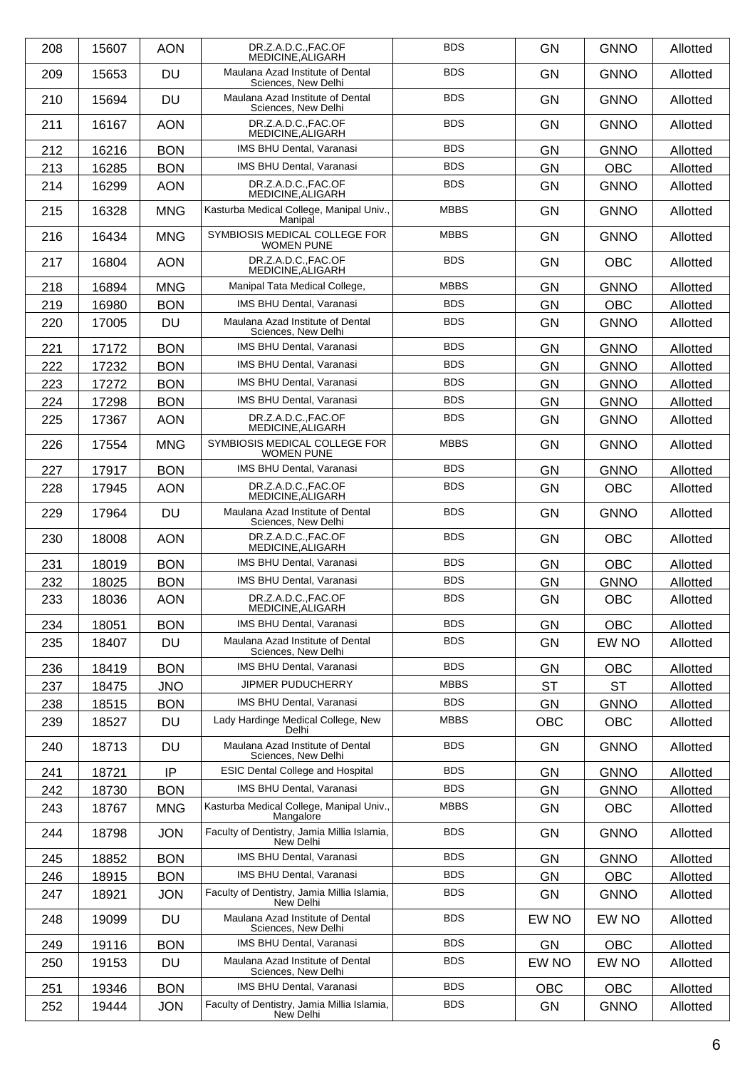| | | | | | | | |
|---|---|---|---|---|---|---|---|
| 208 | 15607 | AON | DR.Z.A.D.C.,FAC.OF MEDICINE,ALIGARH | BDS | GN | GNNO | Allotted |
| 209 | 15653 | DU | Maulana Azad Institute of Dental Sciences, New Delhi | BDS | GN | GNNO | Allotted |
| 210 | 15694 | DU | Maulana Azad Institute of Dental Sciences, New Delhi | BDS | GN | GNNO | Allotted |
| 211 | 16167 | AON | DR.Z.A.D.C.,FAC.OF MEDICINE,ALIGARH | BDS | GN | GNNO | Allotted |
| 212 | 16216 | BON | IMS BHU Dental, Varanasi | BDS | GN | GNNO | Allotted |
| 213 | 16285 | BON | IMS BHU Dental, Varanasi | BDS | GN | OBC | Allotted |
| 214 | 16299 | AON | DR.Z.A.D.C.,FAC.OF MEDICINE,ALIGARH | BDS | GN | GNNO | Allotted |
| 215 | 16328 | MNG | Kasturba Medical College, Manipal Univ., Manipal | MBBS | GN | GNNO | Allotted |
| 216 | 16434 | MNG | SYMBIOSIS MEDICAL COLLEGE FOR WOMEN PUNE | MBBS | GN | GNNO | Allotted |
| 217 | 16804 | AON | DR.Z.A.D.C.,FAC.OF MEDICINE,ALIGARH | BDS | GN | OBC | Allotted |
| 218 | 16894 | MNG | Manipal Tata Medical College, | MBBS | GN | GNNO | Allotted |
| 219 | 16980 | BON | IMS BHU Dental, Varanasi | BDS | GN | OBC | Allotted |
| 220 | 17005 | DU | Maulana Azad Institute of Dental Sciences, New Delhi | BDS | GN | GNNO | Allotted |
| 221 | 17172 | BON | IMS BHU Dental, Varanasi | BDS | GN | GNNO | Allotted |
| 222 | 17232 | BON | IMS BHU Dental, Varanasi | BDS | GN | GNNO | Allotted |
| 223 | 17272 | BON | IMS BHU Dental, Varanasi | BDS | GN | GNNO | Allotted |
| 224 | 17298 | BON | IMS BHU Dental, Varanasi | BDS | GN | GNNO | Allotted |
| 225 | 17367 | AON | DR.Z.A.D.C.,FAC.OF MEDICINE,ALIGARH | BDS | GN | GNNO | Allotted |
| 226 | 17554 | MNG | SYMBIOSIS MEDICAL COLLEGE FOR WOMEN PUNE | MBBS | GN | GNNO | Allotted |
| 227 | 17917 | BON | IMS BHU Dental, Varanasi | BDS | GN | GNNO | Allotted |
| 228 | 17945 | AON | DR.Z.A.D.C.,FAC.OF MEDICINE,ALIGARH | BDS | GN | OBC | Allotted |
| 229 | 17964 | DU | Maulana Azad Institute of Dental Sciences, New Delhi | BDS | GN | GNNO | Allotted |
| 230 | 18008 | AON | DR.Z.A.D.C.,FAC.OF MEDICINE,ALIGARH | BDS | GN | OBC | Allotted |
| 231 | 18019 | BON | IMS BHU Dental, Varanasi | BDS | GN | OBC | Allotted |
| 232 | 18025 | BON | IMS BHU Dental, Varanasi | BDS | GN | GNNO | Allotted |
| 233 | 18036 | AON | DR.Z.A.D.C.,FAC.OF MEDICINE,ALIGARH | BDS | GN | OBC | Allotted |
| 234 | 18051 | BON | IMS BHU Dental, Varanasi | BDS | GN | OBC | Allotted |
| 235 | 18407 | DU | Maulana Azad Institute of Dental Sciences, New Delhi | BDS | GN | EW NO | Allotted |
| 236 | 18419 | BON | IMS BHU Dental, Varanasi | BDS | GN | OBC | Allotted |
| 237 | 18475 | JNO | JIPMER PUDUCHERRY | MBBS | ST | ST | Allotted |
| 238 | 18515 | BON | IMS BHU Dental, Varanasi | BDS | GN | GNNO | Allotted |
| 239 | 18527 | DU | Lady Hardinge Medical College, New Delhi | MBBS | OBC | OBC | Allotted |
| 240 | 18713 | DU | Maulana Azad Institute of Dental Sciences, New Delhi | BDS | GN | GNNO | Allotted |
| 241 | 18721 | IP | ESIC Dental College and Hospital | BDS | GN | GNNO | Allotted |
| 242 | 18730 | BON | IMS BHU Dental, Varanasi | BDS | GN | GNNO | Allotted |
| 243 | 18767 | MNG | Kasturba Medical College, Manipal Univ., Mangalore | MBBS | GN | OBC | Allotted |
| 244 | 18798 | JON | Faculty of Dentistry, Jamia Millia Islamia, New Delhi | BDS | GN | GNNO | Allotted |
| 245 | 18852 | BON | IMS BHU Dental, Varanasi | BDS | GN | GNNO | Allotted |
| 246 | 18915 | BON | IMS BHU Dental, Varanasi | BDS | GN | OBC | Allotted |
| 247 | 18921 | JON | Faculty of Dentistry, Jamia Millia Islamia, New Delhi | BDS | GN | GNNO | Allotted |
| 248 | 19099 | DU | Maulana Azad Institute of Dental Sciences, New Delhi | BDS | EW NO | EW NO | Allotted |
| 249 | 19116 | BON | IMS BHU Dental, Varanasi | BDS | GN | OBC | Allotted |
| 250 | 19153 | DU | Maulana Azad Institute of Dental Sciences, New Delhi | BDS | EW NO | EW NO | Allotted |
| 251 | 19346 | BON | IMS BHU Dental, Varanasi | BDS | OBC | OBC | Allotted |
| 252 | 19444 | JON | Faculty of Dentistry, Jamia Millia Islamia, New Delhi | BDS | GN | GNNO | Allotted |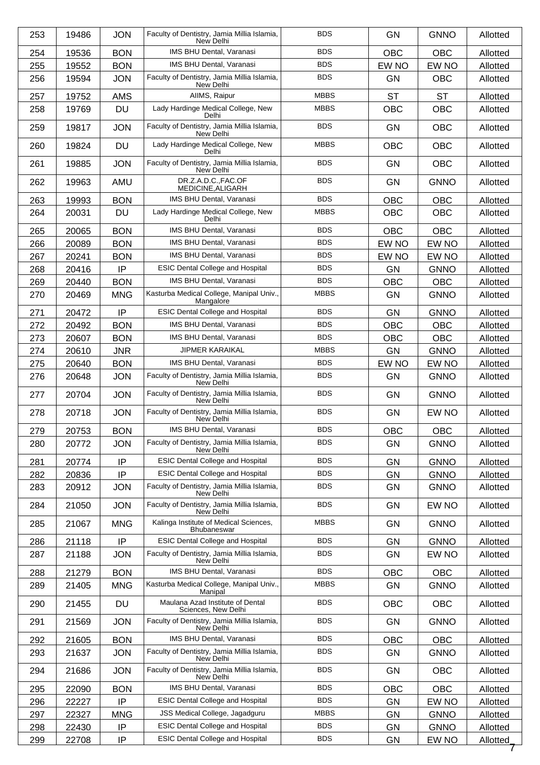| 253 | 19486 | JON | Faculty of Dentistry, Jamia Millia Islamia, New Delhi | BDS | GN | GNNO | Allotted |
|---|---|---|---|---|---|---|---|
| 254 | 19536 | BON | IMS BHU Dental, Varanasi | BDS | OBC | OBC | Allotted |
| 255 | 19552 | BON | IMS BHU Dental, Varanasi | BDS | EW NO | EW NO | Allotted |
| 256 | 19594 | JON | Faculty of Dentistry, Jamia Millia Islamia, New Delhi | BDS | GN | OBC | Allotted |
| 257 | 19752 | AMS | AIIMS, Raipur | MBBS | ST | ST | Allotted |
| 258 | 19769 | DU | Lady Hardinge Medical College, New Delhi | MBBS | OBC | OBC | Allotted |
| 259 | 19817 | JON | Faculty of Dentistry, Jamia Millia Islamia, New Delhi | BDS | GN | OBC | Allotted |
| 260 | 19824 | DU | Lady Hardinge Medical College, New Delhi | MBBS | OBC | OBC | Allotted |
| 261 | 19885 | JON | Faculty of Dentistry, Jamia Millia Islamia, New Delhi | BDS | GN | OBC | Allotted |
| 262 | 19963 | AMU | DR.Z.A.D.C.,FAC.OF MEDICINE,ALIGARH | BDS | GN | GNNO | Allotted |
| 263 | 19993 | BON | IMS BHU Dental, Varanasi | BDS | OBC | OBC | Allotted |
| 264 | 20031 | DU | Lady Hardinge Medical College, New Delhi | MBBS | OBC | OBC | Allotted |
| 265 | 20065 | BON | IMS BHU Dental, Varanasi | BDS | OBC | OBC | Allotted |
| 266 | 20089 | BON | IMS BHU Dental, Varanasi | BDS | EW NO | EW NO | Allotted |
| 267 | 20241 | BON | IMS BHU Dental, Varanasi | BDS | EW NO | EW NO | Allotted |
| 268 | 20416 | IP | ESIC Dental College and Hospital | BDS | GN | GNNO | Allotted |
| 269 | 20440 | BON | IMS BHU Dental, Varanasi | BDS | OBC | OBC | Allotted |
| 270 | 20469 | MNG | Kasturba Medical College, Manipal Univ., Mangalore | MBBS | GN | GNNO | Allotted |
| 271 | 20472 | IP | ESIC Dental College and Hospital | BDS | GN | GNNO | Allotted |
| 272 | 20492 | BON | IMS BHU Dental, Varanasi | BDS | OBC | OBC | Allotted |
| 273 | 20607 | BON | IMS BHU Dental, Varanasi | BDS | OBC | OBC | Allotted |
| 274 | 20610 | JNR | JIPMER KARAIKAL | MBBS | GN | GNNO | Allotted |
| 275 | 20640 | BON | IMS BHU Dental, Varanasi | BDS | EW NO | EW NO | Allotted |
| 276 | 20648 | JON | Faculty of Dentistry, Jamia Millia Islamia, New Delhi | BDS | GN | GNNO | Allotted |
| 277 | 20704 | JON | Faculty of Dentistry, Jamia Millia Islamia, New Delhi | BDS | GN | GNNO | Allotted |
| 278 | 20718 | JON | Faculty of Dentistry, Jamia Millia Islamia, New Delhi | BDS | GN | EW NO | Allotted |
| 279 | 20753 | BON | IMS BHU Dental, Varanasi | BDS | OBC | OBC | Allotted |
| 280 | 20772 | JON | Faculty of Dentistry, Jamia Millia Islamia, New Delhi | BDS | GN | GNNO | Allotted |
| 281 | 20774 | IP | ESIC Dental College and Hospital | BDS | GN | GNNO | Allotted |
| 282 | 20836 | IP | ESIC Dental College and Hospital | BDS | GN | GNNO | Allotted |
| 283 | 20912 | JON | Faculty of Dentistry, Jamia Millia Islamia, New Delhi | BDS | GN | GNNO | Allotted |
| 284 | 21050 | JON | Faculty of Dentistry, Jamia Millia Islamia, New Delhi | BDS | GN | EW NO | Allotted |
| 285 | 21067 | MNG | Kalinga Institute of Medical Sciences, Bhubaneswar | MBBS | GN | GNNO | Allotted |
| 286 | 21118 | IP | ESIC Dental College and Hospital | BDS | GN | GNNO | Allotted |
| 287 | 21188 | JON | Faculty of Dentistry, Jamia Millia Islamia, New Delhi | BDS | GN | EW NO | Allotted |
| 288 | 21279 | BON | IMS BHU Dental, Varanasi | BDS | OBC | OBC | Allotted |
| 289 | 21405 | MNG | Kasturba Medical College, Manipal Univ., Manipal | MBBS | GN | GNNO | Allotted |
| 290 | 21455 | DU | Maulana Azad Institute of Dental Sciences, New Delhi | BDS | OBC | OBC | Allotted |
| 291 | 21569 | JON | Faculty of Dentistry, Jamia Millia Islamia, New Delhi | BDS | GN | GNNO | Allotted |
| 292 | 21605 | BON | IMS BHU Dental, Varanasi | BDS | OBC | OBC | Allotted |
| 293 | 21637 | JON | Faculty of Dentistry, Jamia Millia Islamia, New Delhi | BDS | GN | GNNO | Allotted |
| 294 | 21686 | JON | Faculty of Dentistry, Jamia Millia Islamia, New Delhi | BDS | GN | OBC | Allotted |
| 295 | 22090 | BON | IMS BHU Dental, Varanasi | BDS | OBC | OBC | Allotted |
| 296 | 22227 | IP | ESIC Dental College and Hospital | BDS | GN | EW NO | Allotted |
| 297 | 22327 | MNG | JSS Medical College, Jagadguru | MBBS | GN | GNNO | Allotted |
| 298 | 22430 | IP | ESIC Dental College and Hospital | BDS | GN | GNNO | Allotted |
| 299 | 22708 | IP | ESIC Dental College and Hospital | BDS | GN | EW NO | Allotted |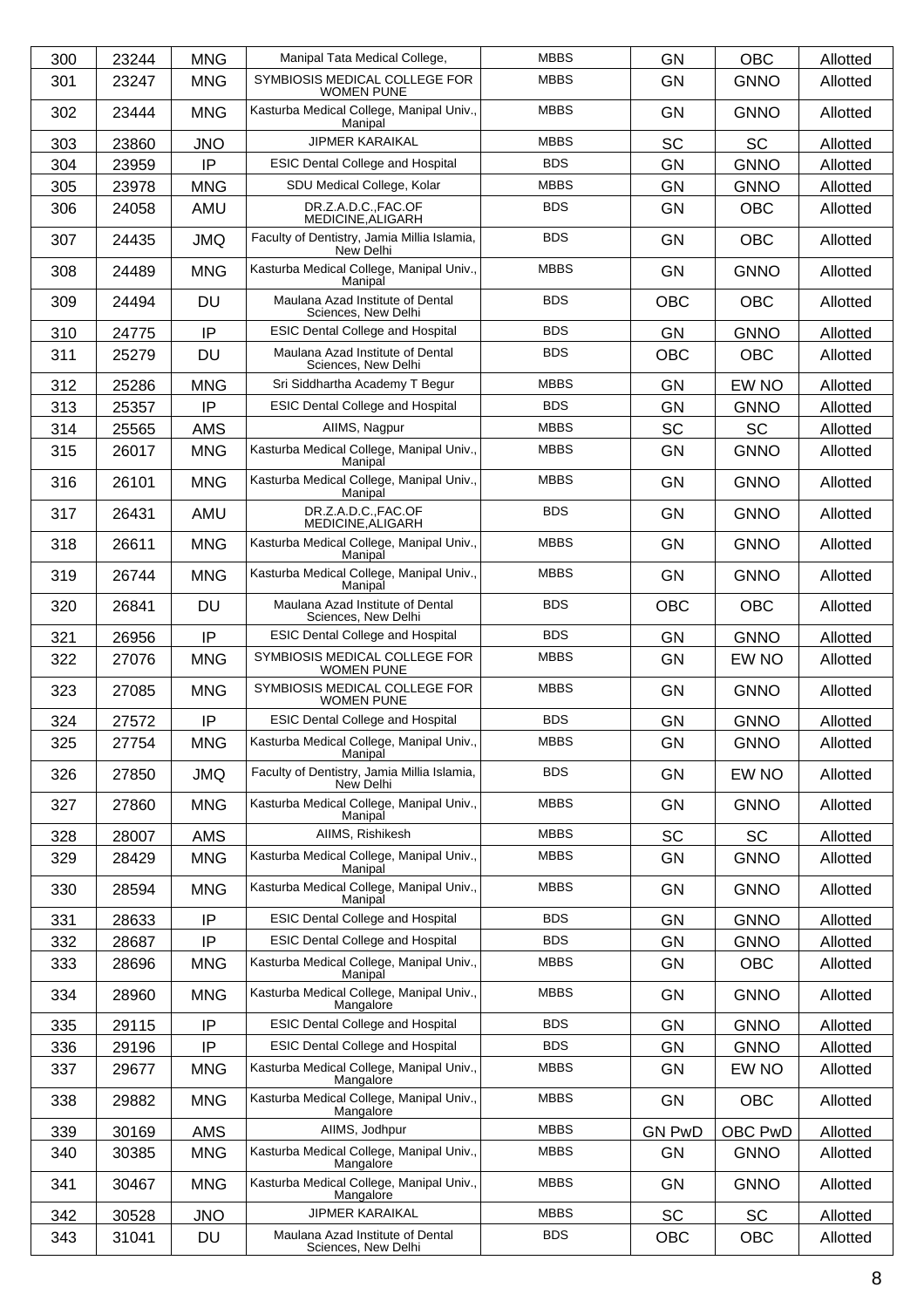| 300 | 23244 | MNG | Manipal Tata Medical College, | MBBS | GN | OBC | Allotted |
|---|---|---|---|---|---|---|---|
| 301 | 23247 | MNG | SYMBIOSIS MEDICAL COLLEGE FOR WOMEN PUNE | MBBS | GN | GNNO | Allotted |
| 302 | 23444 | MNG | Kasturba Medical College, Manipal Univ., Manipal | MBBS | GN | GNNO | Allotted |
| 303 | 23860 | JNO | JIPMER KARAIKAL | MBBS | SC | SC | Allotted |
| 304 | 23959 | IP | ESIC Dental College and Hospital | BDS | GN | GNNO | Allotted |
| 305 | 23978 | MNG | SDU Medical College, Kolar | MBBS | GN | GNNO | Allotted |
| 306 | 24058 | AMU | DR.Z.A.D.C.,FAC.OF MEDICINE,ALIGARH | BDS | GN | OBC | Allotted |
| 307 | 24435 | JMQ | Faculty of Dentistry, Jamia Millia Islamia, New Delhi | BDS | GN | OBC | Allotted |
| 308 | 24489 | MNG | Kasturba Medical College, Manipal Univ., Manipal | MBBS | GN | GNNO | Allotted |
| 309 | 24494 | DU | Maulana Azad Institute of Dental Sciences, New Delhi | BDS | OBC | OBC | Allotted |
| 310 | 24775 | IP | ESIC Dental College and Hospital | BDS | GN | GNNO | Allotted |
| 311 | 25279 | DU | Maulana Azad Institute of Dental Sciences, New Delhi | BDS | OBC | OBC | Allotted |
| 312 | 25286 | MNG | Sri Siddhartha Academy T Begur | MBBS | GN | EW NO | Allotted |
| 313 | 25357 | IP | ESIC Dental College and Hospital | BDS | GN | GNNO | Allotted |
| 314 | 25565 | AMS | AIIMS, Nagpur | MBBS | SC | SC | Allotted |
| 315 | 26017 | MNG | Kasturba Medical College, Manipal Univ., Manipal | MBBS | GN | GNNO | Allotted |
| 316 | 26101 | MNG | Kasturba Medical College, Manipal Univ., Manipal | MBBS | GN | GNNO | Allotted |
| 317 | 26431 | AMU | DR.Z.A.D.C.,FAC.OF MEDICINE,ALIGARH | BDS | GN | GNNO | Allotted |
| 318 | 26611 | MNG | Kasturba Medical College, Manipal Univ., Manipal | MBBS | GN | GNNO | Allotted |
| 319 | 26744 | MNG | Kasturba Medical College, Manipal Univ., Manipal | MBBS | GN | GNNO | Allotted |
| 320 | 26841 | DU | Maulana Azad Institute of Dental Sciences, New Delhi | BDS | OBC | OBC | Allotted |
| 321 | 26956 | IP | ESIC Dental College and Hospital | BDS | GN | GNNO | Allotted |
| 322 | 27076 | MNG | SYMBIOSIS MEDICAL COLLEGE FOR WOMEN PUNE | MBBS | GN | EW NO | Allotted |
| 323 | 27085 | MNG | SYMBIOSIS MEDICAL COLLEGE FOR WOMEN PUNE | MBBS | GN | GNNO | Allotted |
| 324 | 27572 | IP | ESIC Dental College and Hospital | BDS | GN | GNNO | Allotted |
| 325 | 27754 | MNG | Kasturba Medical College, Manipal Univ., Manipal | MBBS | GN | GNNO | Allotted |
| 326 | 27850 | JMQ | Faculty of Dentistry, Jamia Millia Islamia, New Delhi | BDS | GN | EW NO | Allotted |
| 327 | 27860 | MNG | Kasturba Medical College, Manipal Univ., Manipal | MBBS | GN | GNNO | Allotted |
| 328 | 28007 | AMS | AIIMS, Rishikesh | MBBS | SC | SC | Allotted |
| 329 | 28429 | MNG | Kasturba Medical College, Manipal Univ., Manipal | MBBS | GN | GNNO | Allotted |
| 330 | 28594 | MNG | Kasturba Medical College, Manipal Univ., Manipal | MBBS | GN | GNNO | Allotted |
| 331 | 28633 | IP | ESIC Dental College and Hospital | BDS | GN | GNNO | Allotted |
| 332 | 28687 | IP | ESIC Dental College and Hospital | BDS | GN | GNNO | Allotted |
| 333 | 28696 | MNG | Kasturba Medical College, Manipal Univ., Manipal | MBBS | GN | OBC | Allotted |
| 334 | 28960 | MNG | Kasturba Medical College, Manipal Univ., Mangalore | MBBS | GN | GNNO | Allotted |
| 335 | 29115 | IP | ESIC Dental College and Hospital | BDS | GN | GNNO | Allotted |
| 336 | 29196 | IP | ESIC Dental College and Hospital | BDS | GN | GNNO | Allotted |
| 337 | 29677 | MNG | Kasturba Medical College, Manipal Univ., Mangalore | MBBS | GN | EW NO | Allotted |
| 338 | 29882 | MNG | Kasturba Medical College, Manipal Univ., Mangalore | MBBS | GN | OBC | Allotted |
| 339 | 30169 | AMS | AIIMS, Jodhpur | MBBS | GN PwD | OBC PwD | Allotted |
| 340 | 30385 | MNG | Kasturba Medical College, Manipal Univ., Mangalore | MBBS | GN | GNNO | Allotted |
| 341 | 30467 | MNG | Kasturba Medical College, Manipal Univ., Mangalore | MBBS | GN | GNNO | Allotted |
| 342 | 30528 | JNO | JIPMER KARAIKAL | MBBS | SC | SC | Allotted |
| 343 | 31041 | DU | Maulana Azad Institute of Dental Sciences, New Delhi | BDS | OBC | OBC | Allotted |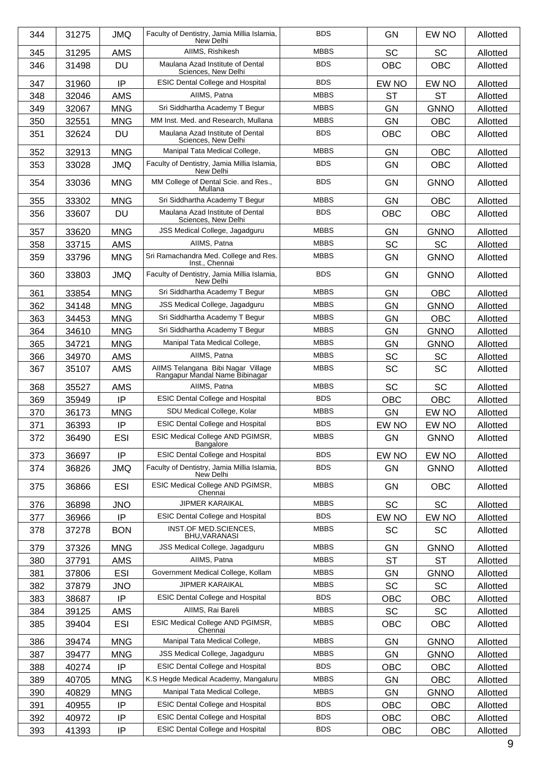| 344 | 31275 | JMQ | Faculty of Dentistry, Jamia Millia Islamia, New Delhi | BDS | GN | EW NO | Allotted |
|---|---|---|---|---|---|---|---|
| 345 | 31295 | AMS | AIIMS, Rishikesh | MBBS | SC | SC | Allotted |
| 346 | 31498 | DU | Maulana Azad Institute of Dental Sciences, New Delhi | BDS | OBC | OBC | Allotted |
| 347 | 31960 | IP | ESIC Dental College and Hospital | BDS | EW NO | EW NO | Allotted |
| 348 | 32046 | AMS | AIIMS, Patna | MBBS | ST | ST | Allotted |
| 349 | 32067 | MNG | Sri Siddhartha Academy T Begur | MBBS | GN | GNNO | Allotted |
| 350 | 32551 | MNG | MM Inst. Med. and Research, Mullana | MBBS | GN | OBC | Allotted |
| 351 | 32624 | DU | Maulana Azad Institute of Dental Sciences, New Delhi | BDS | OBC | OBC | Allotted |
| 352 | 32913 | MNG | Manipal Tata Medical College, | MBBS | GN | OBC | Allotted |
| 353 | 33028 | JMQ | Faculty of Dentistry, Jamia Millia Islamia, New Delhi | BDS | GN | OBC | Allotted |
| 354 | 33036 | MNG | MM College of Dental Scie. and Res., Mullana | BDS | GN | GNNO | Allotted |
| 355 | 33302 | MNG | Sri Siddhartha Academy T Begur | MBBS | GN | OBC | Allotted |
| 356 | 33607 | DU | Maulana Azad Institute of Dental Sciences, New Delhi | BDS | OBC | OBC | Allotted |
| 357 | 33620 | MNG | JSS Medical College, Jagadguru | MBBS | GN | GNNO | Allotted |
| 358 | 33715 | AMS | AIIMS, Patna | MBBS | SC | SC | Allotted |
| 359 | 33796 | MNG | Sri Ramachandra Med. College and Res. Inst., Chennai | MBBS | GN | GNNO | Allotted |
| 360 | 33803 | JMQ | Faculty of Dentistry, Jamia Millia Islamia, New Delhi | BDS | GN | GNNO | Allotted |
| 361 | 33854 | MNG | Sri Siddhartha Academy T Begur | MBBS | GN | OBC | Allotted |
| 362 | 34148 | MNG | JSS Medical College, Jagadguru | MBBS | GN | GNNO | Allotted |
| 363 | 34453 | MNG | Sri Siddhartha Academy T Begur | MBBS | GN | OBC | Allotted |
| 364 | 34610 | MNG | Sri Siddhartha Academy T Begur | MBBS | GN | GNNO | Allotted |
| 365 | 34721 | MNG | Manipal Tata Medical College, | MBBS | GN | GNNO | Allotted |
| 366 | 34970 | AMS | AIIMS, Patna | MBBS | SC | SC | Allotted |
| 367 | 35107 | AMS | AIIMS Telangana Bibi Nagar Village Rangapur Mandal Name Bibinagar | MBBS | SC | SC | Allotted |
| 368 | 35527 | AMS | AIIMS, Patna | MBBS | SC | SC | Allotted |
| 369 | 35949 | IP | ESIC Dental College and Hospital | BDS | OBC | OBC | Allotted |
| 370 | 36173 | MNG | SDU Medical College, Kolar | MBBS | GN | EW NO | Allotted |
| 371 | 36393 | IP | ESIC Dental College and Hospital | BDS | EW NO | EW NO | Allotted |
| 372 | 36490 | ESI | ESIC Medical College AND PGIMSR, Bangalore | MBBS | GN | GNNO | Allotted |
| 373 | 36697 | IP | ESIC Dental College and Hospital | BDS | EW NO | EW NO | Allotted |
| 374 | 36826 | JMQ | Faculty of Dentistry, Jamia Millia Islamia, New Delhi | BDS | GN | GNNO | Allotted |
| 375 | 36866 | ESI | ESIC Medical College AND PGIMSR, Chennai | MBBS | GN | OBC | Allotted |
| 376 | 36898 | JNO | JIPMER KARAIKAL | MBBS | SC | SC | Allotted |
| 377 | 36966 | IP | ESIC Dental College and Hospital | BDS | EW NO | EW NO | Allotted |
| 378 | 37278 | BON | INST.OF MED.SCIENCES, BHU,VARANASI | MBBS | SC | SC | Allotted |
| 379 | 37326 | MNG | JSS Medical College, Jagadguru | MBBS | GN | GNNO | Allotted |
| 380 | 37791 | AMS | AIIMS, Patna | MBBS | ST | ST | Allotted |
| 381 | 37806 | ESI | Government Medical College, Kollam | MBBS | GN | GNNO | Allotted |
| 382 | 37879 | JNO | JIPMER KARAIKAL | MBBS | SC | SC | Allotted |
| 383 | 38687 | IP | ESIC Dental College and Hospital | BDS | OBC | OBC | Allotted |
| 384 | 39125 | AMS | AIIMS, Rai Bareli | MBBS | SC | SC | Allotted |
| 385 | 39404 | ESI | ESIC Medical College AND PGIMSR, Chennai | MBBS | OBC | OBC | Allotted |
| 386 | 39474 | MNG | Manipal Tata Medical College, | MBBS | GN | GNNO | Allotted |
| 387 | 39477 | MNG | JSS Medical College, Jagadguru | MBBS | GN | GNNO | Allotted |
| 388 | 40274 | IP | ESIC Dental College and Hospital | BDS | OBC | OBC | Allotted |
| 389 | 40705 | MNG | K.S Hegde Medical Academy, Mangaluru | MBBS | GN | OBC | Allotted |
| 390 | 40829 | MNG | Manipal Tata Medical College, | MBBS | GN | GNNO | Allotted |
| 391 | 40955 | IP | ESIC Dental College and Hospital | BDS | OBC | OBC | Allotted |
| 392 | 40972 | IP | ESIC Dental College and Hospital | BDS | OBC | OBC | Allotted |
| 393 | 41393 | IP | ESIC Dental College and Hospital | BDS | OBC | OBC | Allotted |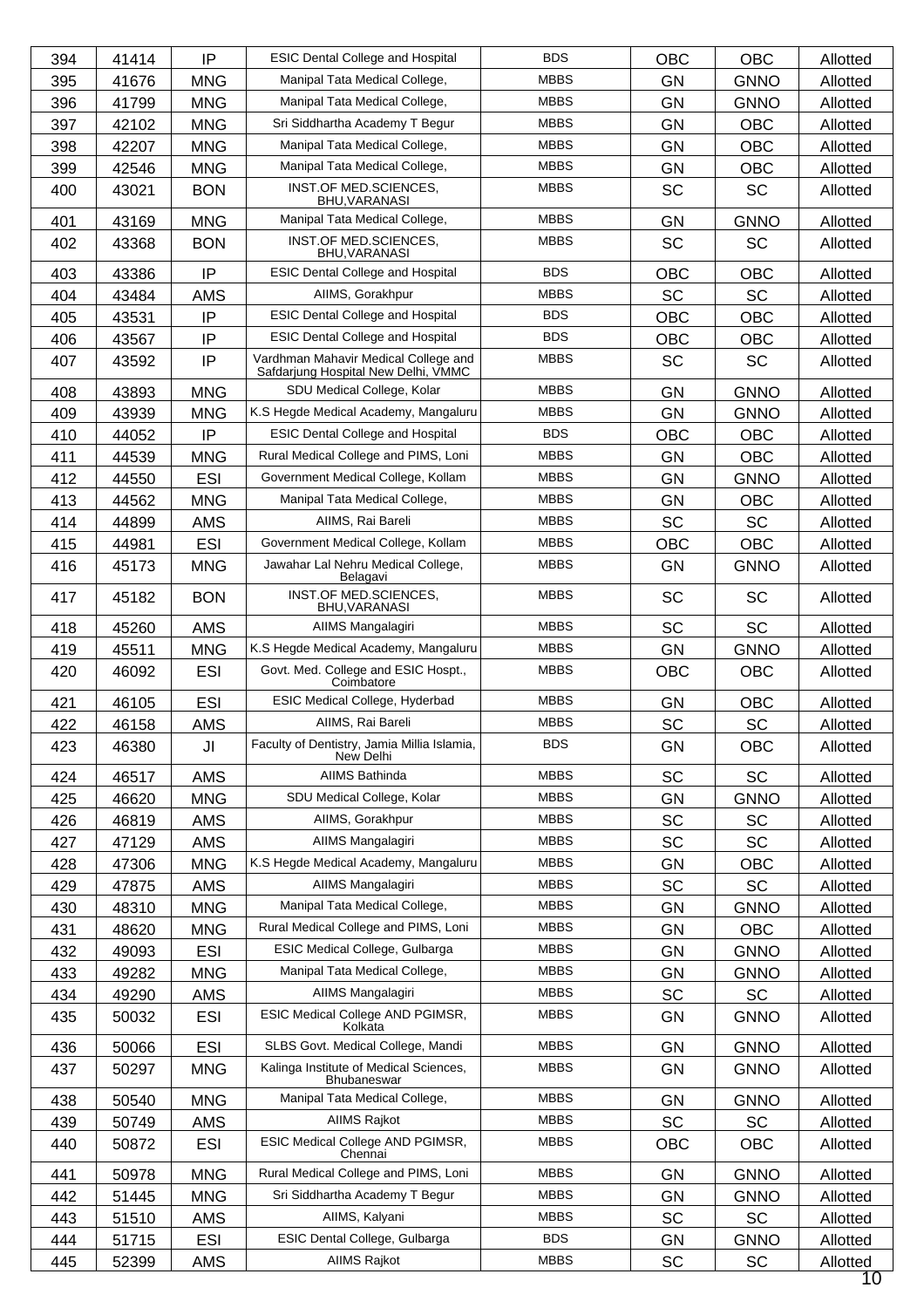| 394 | 41414 | IP | ESIC Dental College and Hospital | BDS | OBC | OBC | Allotted |
|---|---|---|---|---|---|---|---|
| 395 | 41676 | MNG | Manipal Tata Medical College, | MBBS | GN | GNNO | Allotted |
| 396 | 41799 | MNG | Manipal Tata Medical College, | MBBS | GN | GNNO | Allotted |
| 397 | 42102 | MNG | Sri Siddhartha Academy T Begur | MBBS | GN | OBC | Allotted |
| 398 | 42207 | MNG | Manipal Tata Medical College, | MBBS | GN | OBC | Allotted |
| 399 | 42546 | MNG | Manipal Tata Medical College, | MBBS | GN | OBC | Allotted |
| 400 | 43021 | BON | INST.OF MED.SCIENCES, BHU,VARANASI | MBBS | SC | SC | Allotted |
| 401 | 43169 | MNG | Manipal Tata Medical College, | MBBS | GN | GNNO | Allotted |
| 402 | 43368 | BON | INST.OF MED.SCIENCES, BHU,VARANASI | MBBS | SC | SC | Allotted |
| 403 | 43386 | IP | ESIC Dental College and Hospital | BDS | OBC | OBC | Allotted |
| 404 | 43484 | AMS | AIIMS, Gorakhpur | MBBS | SC | SC | Allotted |
| 405 | 43531 | IP | ESIC Dental College and Hospital | BDS | OBC | OBC | Allotted |
| 406 | 43567 | IP | ESIC Dental College and Hospital | BDS | OBC | OBC | Allotted |
| 407 | 43592 | IP | Vardhman Mahavir Medical College and Safdarjung Hospital New Delhi, VMMC | MBBS | SC | SC | Allotted |
| 408 | 43893 | MNG | SDU Medical College, Kolar | MBBS | GN | GNNO | Allotted |
| 409 | 43939 | MNG | K.S Hegde Medical Academy, Mangaluru | MBBS | GN | GNNO | Allotted |
| 410 | 44052 | IP | ESIC Dental College and Hospital | BDS | OBC | OBC | Allotted |
| 411 | 44539 | MNG | Rural Medical College and PIMS, Loni | MBBS | GN | OBC | Allotted |
| 412 | 44550 | ESI | Government Medical College, Kollam | MBBS | GN | GNNO | Allotted |
| 413 | 44562 | MNG | Manipal Tata Medical College, | MBBS | GN | OBC | Allotted |
| 414 | 44899 | AMS | AIIMS, Rai Bareli | MBBS | SC | SC | Allotted |
| 415 | 44981 | ESI | Government Medical College, Kollam | MBBS | OBC | OBC | Allotted |
| 416 | 45173 | MNG | Jawahar Lal Nehru Medical College, Belagavi | MBBS | GN | GNNO | Allotted |
| 417 | 45182 | BON | INST.OF MED.SCIENCES, BHU,VARANASI | MBBS | SC | SC | Allotted |
| 418 | 45260 | AMS | AIIMS Mangalagiri | MBBS | SC | SC | Allotted |
| 419 | 45511 | MNG | K.S Hegde Medical Academy, Mangaluru | MBBS | GN | GNNO | Allotted |
| 420 | 46092 | ESI | Govt. Med. College and ESIC Hospt., Coimbatore | MBBS | OBC | OBC | Allotted |
| 421 | 46105 | ESI | ESIC Medical College, Hyderbad | MBBS | GN | OBC | Allotted |
| 422 | 46158 | AMS | AIIMS, Rai Bareli | MBBS | SC | SC | Allotted |
| 423 | 46380 | JI | Faculty of Dentistry, Jamia Millia Islamia, New Delhi | BDS | GN | OBC | Allotted |
| 424 | 46517 | AMS | AIIMS Bathinda | MBBS | SC | SC | Allotted |
| 425 | 46620 | MNG | SDU Medical College, Kolar | MBBS | GN | GNNO | Allotted |
| 426 | 46819 | AMS | AIIMS, Gorakhpur | MBBS | SC | SC | Allotted |
| 427 | 47129 | AMS | AIIMS Mangalagiri | MBBS | SC | SC | Allotted |
| 428 | 47306 | MNG | K.S Hegde Medical Academy, Mangaluru | MBBS | GN | OBC | Allotted |
| 429 | 47875 | AMS | AIIMS Mangalagiri | MBBS | SC | SC | Allotted |
| 430 | 48310 | MNG | Manipal Tata Medical College, | MBBS | GN | GNNO | Allotted |
| 431 | 48620 | MNG | Rural Medical College and PIMS, Loni | MBBS | GN | OBC | Allotted |
| 432 | 49093 | ESI | ESIC Medical College, Gulbarga | MBBS | GN | GNNO | Allotted |
| 433 | 49282 | MNG | Manipal Tata Medical College, | MBBS | GN | GNNO | Allotted |
| 434 | 49290 | AMS | AIIMS Mangalagiri | MBBS | SC | SC | Allotted |
| 435 | 50032 | ESI | ESIC Medical College AND PGIMSR, Kolkata | MBBS | GN | GNNO | Allotted |
| 436 | 50066 | ESI | SLBS Govt. Medical College, Mandi | MBBS | GN | GNNO | Allotted |
| 437 | 50297 | MNG | Kalinga Institute of Medical Sciences, Bhubaneswar | MBBS | GN | GNNO | Allotted |
| 438 | 50540 | MNG | Manipal Tata Medical College, | MBBS | GN | GNNO | Allotted |
| 439 | 50749 | AMS | AIIMS Rajkot | MBBS | SC | SC | Allotted |
| 440 | 50872 | ESI | ESIC Medical College AND PGIMSR, Chennai | MBBS | OBC | OBC | Allotted |
| 441 | 50978 | MNG | Rural Medical College and PIMS, Loni | MBBS | GN | GNNO | Allotted |
| 442 | 51445 | MNG | Sri Siddhartha Academy T Begur | MBBS | GN | GNNO | Allotted |
| 443 | 51510 | AMS | AIIMS, Kalyani | MBBS | SC | SC | Allotted |
| 444 | 51715 | ESI | ESIC Dental College, Gulbarga | BDS | GN | GNNO | Allotted |
| 445 | 52399 | AMS | AIIMS Rajkot | MBBS | SC | SC | Allotted |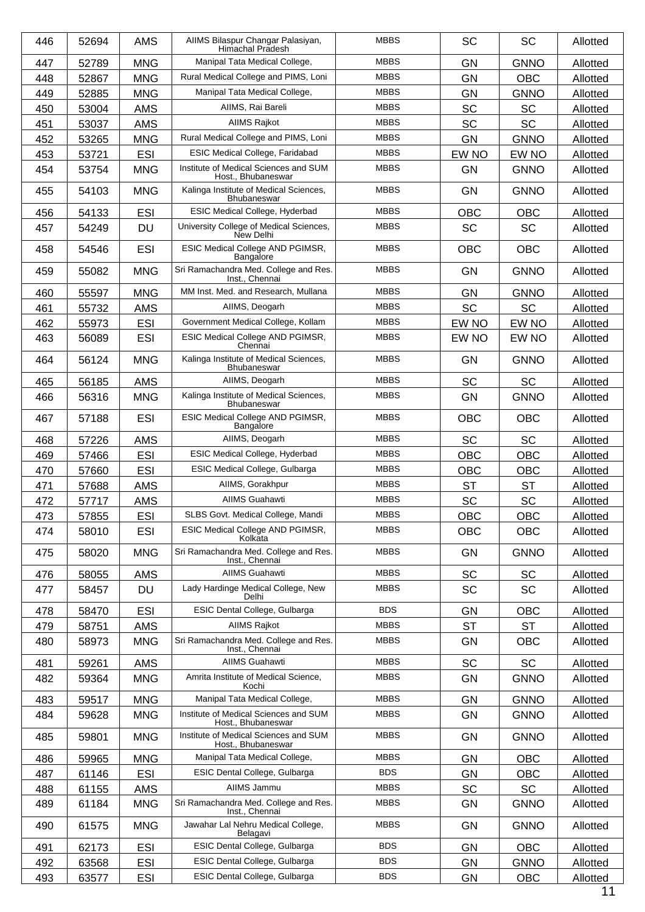| 446 | 52694 | AMS | AIIMS Bilaspur Changar Palasiyan, Himachal Pradesh | MBBS | SC | SC | Allotted |
|---|---|---|---|---|---|---|---|
| 447 | 52789 | MNG | Manipal Tata Medical College, | MBBS | GN | GNNO | Allotted |
| 448 | 52867 | MNG | Rural Medical College and PIMS, Loni | MBBS | GN | OBC | Allotted |
| 449 | 52885 | MNG | Manipal Tata Medical College, | MBBS | GN | GNNO | Allotted |
| 450 | 53004 | AMS | AIIMS, Rai Bareli | MBBS | SC | SC | Allotted |
| 451 | 53037 | AMS | AIIMS Rajkot | MBBS | SC | SC | Allotted |
| 452 | 53265 | MNG | Rural Medical College and PIMS, Loni | MBBS | GN | GNNO | Allotted |
| 453 | 53721 | ESI | ESIC Medical College, Faridabad | MBBS | EW NO | EW NO | Allotted |
| 454 | 53754 | MNG | Institute of Medical Sciences and SUM Host., Bhubaneswar | MBBS | GN | GNNO | Allotted |
| 455 | 54103 | MNG | Kalinga Institute of Medical Sciences, Bhubaneswar | MBBS | GN | GNNO | Allotted |
| 456 | 54133 | ESI | ESIC Medical College, Hyderbad | MBBS | OBC | OBC | Allotted |
| 457 | 54249 | DU | University College of Medical Sciences, New Delhi | MBBS | SC | SC | Allotted |
| 458 | 54546 | ESI | ESIC Medical College AND PGIMSR, Bangalore | MBBS | OBC | OBC | Allotted |
| 459 | 55082 | MNG | Sri Ramachandra Med. College and Res. Inst., Chennai | MBBS | GN | GNNO | Allotted |
| 460 | 55597 | MNG | MM Inst. Med. and Research, Mullana | MBBS | GN | GNNO | Allotted |
| 461 | 55732 | AMS | AIIMS, Deogarh | MBBS | SC | SC | Allotted |
| 462 | 55973 | ESI | Government Medical College, Kollam | MBBS | EW NO | EW NO | Allotted |
| 463 | 56089 | ESI | ESIC Medical College AND PGIMSR, Chennai | MBBS | EW NO | EW NO | Allotted |
| 464 | 56124 | MNG | Kalinga Institute of Medical Sciences, Bhubaneswar | MBBS | GN | GNNO | Allotted |
| 465 | 56185 | AMS | AIIMS, Deogarh | MBBS | SC | SC | Allotted |
| 466 | 56316 | MNG | Kalinga Institute of Medical Sciences, Bhubaneswar | MBBS | GN | GNNO | Allotted |
| 467 | 57188 | ESI | ESIC Medical College AND PGIMSR, Bangalore | MBBS | OBC | OBC | Allotted |
| 468 | 57226 | AMS | AIIMS, Deogarh | MBBS | SC | SC | Allotted |
| 469 | 57466 | ESI | ESIC Medical College, Hyderbad | MBBS | OBC | OBC | Allotted |
| 470 | 57660 | ESI | ESIC Medical College, Gulbarga | MBBS | OBC | OBC | Allotted |
| 471 | 57688 | AMS | AIIMS, Gorakhpur | MBBS | ST | ST | Allotted |
| 472 | 57717 | AMS | AIIMS Guahawti | MBBS | SC | SC | Allotted |
| 473 | 57855 | ESI | SLBS Govt. Medical College, Mandi | MBBS | OBC | OBC | Allotted |
| 474 | 58010 | ESI | ESIC Medical College AND PGIMSR, Kolkata | MBBS | OBC | OBC | Allotted |
| 475 | 58020 | MNG | Sri Ramachandra Med. College and Res. Inst., Chennai | MBBS | GN | GNNO | Allotted |
| 476 | 58055 | AMS | AIIMS Guahawti | MBBS | SC | SC | Allotted |
| 477 | 58457 | DU | Lady Hardinge Medical College, New Delhi | MBBS | SC | SC | Allotted |
| 478 | 58470 | ESI | ESIC Dental College, Gulbarga | BDS | GN | OBC | Allotted |
| 479 | 58751 | AMS | AIIMS Rajkot | MBBS | ST | ST | Allotted |
| 480 | 58973 | MNG | Sri Ramachandra Med. College and Res. Inst., Chennai | MBBS | GN | OBC | Allotted |
| 481 | 59261 | AMS | AIIMS Guahawti | MBBS | SC | SC | Allotted |
| 482 | 59364 | MNG | Amrita Institute of Medical Science, Kochi | MBBS | GN | GNNO | Allotted |
| 483 | 59517 | MNG | Manipal Tata Medical College, | MBBS | GN | GNNO | Allotted |
| 484 | 59628 | MNG | Institute of Medical Sciences and SUM Host., Bhubaneswar | MBBS | GN | GNNO | Allotted |
| 485 | 59801 | MNG | Institute of Medical Sciences and SUM Host., Bhubaneswar | MBBS | GN | GNNO | Allotted |
| 486 | 59965 | MNG | Manipal Tata Medical College, | MBBS | GN | OBC | Allotted |
| 487 | 61146 | ESI | ESIC Dental College, Gulbarga | BDS | GN | OBC | Allotted |
| 488 | 61155 | AMS | AIIMS Jammu | MBBS | SC | SC | Allotted |
| 489 | 61184 | MNG | Sri Ramachandra Med. College and Res. Inst., Chennai | MBBS | GN | GNNO | Allotted |
| 490 | 61575 | MNG | Jawahar Lal Nehru Medical College, Belagavi | MBBS | GN | GNNO | Allotted |
| 491 | 62173 | ESI | ESIC Dental College, Gulbarga | BDS | GN | OBC | Allotted |
| 492 | 63568 | ESI | ESIC Dental College, Gulbarga | BDS | GN | GNNO | Allotted |
| 493 | 63577 | ESI | ESIC Dental College, Gulbarga | BDS | GN | OBC | Allotted |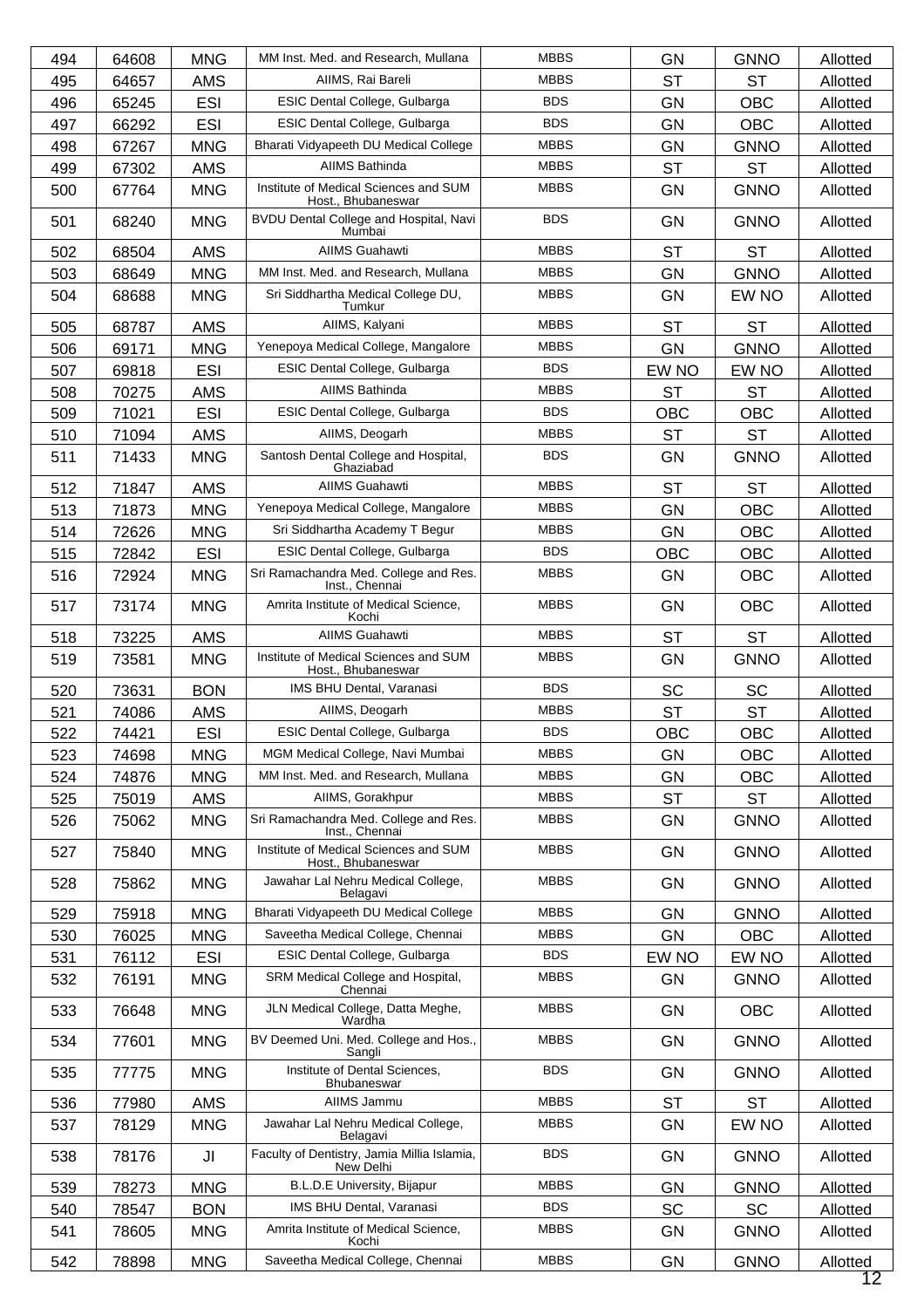| 494 | 64608 | MNG | MM Inst. Med. and Research, Mullana | MBBS | GN | GNNO | Allotted |
|---|---|---|---|---|---|---|---|
| 495 | 64657 | AMS | AIIMS, Rai Bareli | MBBS | ST | ST | Allotted |
| 496 | 65245 | ESI | ESIC Dental College, Gulbarga | BDS | GN | OBC | Allotted |
| 497 | 66292 | ESI | ESIC Dental College, Gulbarga | BDS | GN | OBC | Allotted |
| 498 | 67267 | MNG | Bharati Vidyapeeth DU Medical College | MBBS | GN | GNNO | Allotted |
| 499 | 67302 | AMS | AIIMS Bathinda | MBBS | ST | ST | Allotted |
| 500 | 67764 | MNG | Institute of Medical Sciences and SUM Host., Bhubaneswar | MBBS | GN | GNNO | Allotted |
| 501 | 68240 | MNG | BVDU Dental College and Hospital, Navi Mumbai | BDS | GN | GNNO | Allotted |
| 502 | 68504 | AMS | AIIMS Guahawti | MBBS | ST | ST | Allotted |
| 503 | 68649 | MNG | MM Inst. Med. and Research, Mullana | MBBS | GN | GNNO | Allotted |
| 504 | 68688 | MNG | Sri Siddhartha Medical College DU, Tumkur | MBBS | GN | EW NO | Allotted |
| 505 | 68787 | AMS | AIIMS, Kalyani | MBBS | ST | ST | Allotted |
| 506 | 69171 | MNG | Yenepoya Medical College, Mangalore | MBBS | GN | GNNO | Allotted |
| 507 | 69818 | ESI | ESIC Dental College, Gulbarga | BDS | EW NO | EW NO | Allotted |
| 508 | 70275 | AMS | AIIMS Bathinda | MBBS | ST | ST | Allotted |
| 509 | 71021 | ESI | ESIC Dental College, Gulbarga | BDS | OBC | OBC | Allotted |
| 510 | 71094 | AMS | AIIMS, Deogarh | MBBS | ST | ST | Allotted |
| 511 | 71433 | MNG | Santosh Dental College and Hospital, Ghaziabad | BDS | GN | GNNO | Allotted |
| 512 | 71847 | AMS | AIIMS Guahawti | MBBS | ST | ST | Allotted |
| 513 | 71873 | MNG | Yenepoya Medical College, Mangalore | MBBS | GN | OBC | Allotted |
| 514 | 72626 | MNG | Sri Siddhartha Academy T Begur | MBBS | GN | OBC | Allotted |
| 515 | 72842 | ESI | ESIC Dental College, Gulbarga | BDS | OBC | OBC | Allotted |
| 516 | 72924 | MNG | Sri Ramachandra Med. College and Res. Inst., Chennai | MBBS | GN | OBC | Allotted |
| 517 | 73174 | MNG | Amrita Institute of Medical Science, Kochi | MBBS | GN | OBC | Allotted |
| 518 | 73225 | AMS | AIIMS Guahawti | MBBS | ST | ST | Allotted |
| 519 | 73581 | MNG | Institute of Medical Sciences and SUM Host., Bhubaneswar | MBBS | GN | GNNO | Allotted |
| 520 | 73631 | BON | IMS BHU Dental, Varanasi | BDS | SC | SC | Allotted |
| 521 | 74086 | AMS | AIIMS, Deogarh | MBBS | ST | ST | Allotted |
| 522 | 74421 | ESI | ESIC Dental College, Gulbarga | BDS | OBC | OBC | Allotted |
| 523 | 74698 | MNG | MGM Medical College, Navi Mumbai | MBBS | GN | OBC | Allotted |
| 524 | 74876 | MNG | MM Inst. Med. and Research, Mullana | MBBS | GN | OBC | Allotted |
| 525 | 75019 | AMS | AIIMS, Gorakhpur | MBBS | ST | ST | Allotted |
| 526 | 75062 | MNG | Sri Ramachandra Med. College and Res. Inst., Chennai | MBBS | GN | GNNO | Allotted |
| 527 | 75840 | MNG | Institute of Medical Sciences and SUM Host., Bhubaneswar | MBBS | GN | GNNO | Allotted |
| 528 | 75862 | MNG | Jawahar Lal Nehru Medical College, Belagavi | MBBS | GN | GNNO | Allotted |
| 529 | 75918 | MNG | Bharati Vidyapeeth DU Medical College | MBBS | GN | GNNO | Allotted |
| 530 | 76025 | MNG | Saveetha Medical College, Chennai | MBBS | GN | OBC | Allotted |
| 531 | 76112 | ESI | ESIC Dental College, Gulbarga | BDS | EW NO | EW NO | Allotted |
| 532 | 76191 | MNG | SRM Medical College and Hospital, Chennai | MBBS | GN | GNNO | Allotted |
| 533 | 76648 | MNG | JLN Medical College, Datta Meghe, Wardha | MBBS | GN | OBC | Allotted |
| 534 | 77601 | MNG | BV Deemed Uni. Med. College and Hos., Sangli | MBBS | GN | GNNO | Allotted |
| 535 | 77775 | MNG | Institute of Dental Sciences, Bhubaneswar | BDS | GN | GNNO | Allotted |
| 536 | 77980 | AMS | AIIMS Jammu | MBBS | ST | ST | Allotted |
| 537 | 78129 | MNG | Jawahar Lal Nehru Medical College, Belagavi | MBBS | GN | EW NO | Allotted |
| 538 | 78176 | JI | Faculty of Dentistry, Jamia Millia Islamia, New Delhi | BDS | GN | GNNO | Allotted |
| 539 | 78273 | MNG | B.L.D.E University, Bijapur | MBBS | GN | GNNO | Allotted |
| 540 | 78547 | BON | IMS BHU Dental, Varanasi | BDS | SC | SC | Allotted |
| 541 | 78605 | MNG | Amrita Institute of Medical Science, Kochi | MBBS | GN | GNNO | Allotted |
| 542 | 78898 | MNG | Saveetha Medical College, Chennai | MBBS | GN | GNNO | Allotted |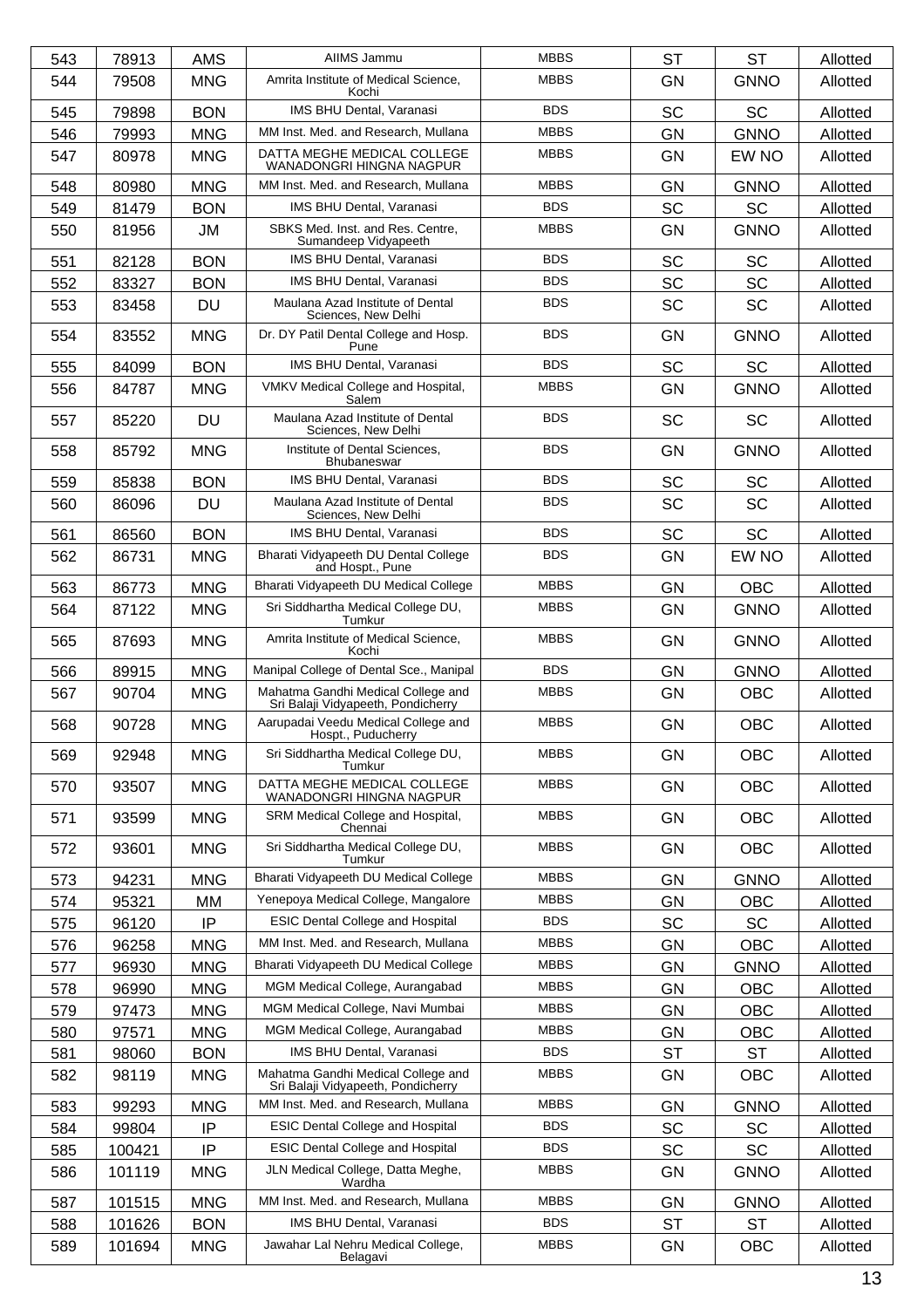| 543 | 78913 | AMS | AIIMS Jammu | MBBS | ST | ST | Allotted |
|---|---|---|---|---|---|---|---|
| 544 | 79508 | MNG | Amrita Institute of Medical Science, Kochi | MBBS | GN | GNNO | Allotted |
| 545 | 79898 | BON | IMS BHU Dental, Varanasi | BDS | SC | SC | Allotted |
| 546 | 79993 | MNG | MM Inst. Med. and Research, Mullana | MBBS | GN | GNNO | Allotted |
| 547 | 80978 | MNG | DATTA MEGHE MEDICAL COLLEGE WANADONGRI HINGNA NAGPUR | MBBS | GN | EW NO | Allotted |
| 548 | 80980 | MNG | MM Inst. Med. and Research, Mullana | MBBS | GN | GNNO | Allotted |
| 549 | 81479 | BON | IMS BHU Dental, Varanasi | BDS | SC | SC | Allotted |
| 550 | 81956 | JM | SBKS Med. Inst. and Res. Centre, Sumandeep Vidyapeeth | MBBS | GN | GNNO | Allotted |
| 551 | 82128 | BON | IMS BHU Dental, Varanasi | BDS | SC | SC | Allotted |
| 552 | 83327 | BON | IMS BHU Dental, Varanasi | BDS | SC | SC | Allotted |
| 553 | 83458 | DU | Maulana Azad Institute of Dental Sciences, New Delhi | BDS | SC | SC | Allotted |
| 554 | 83552 | MNG | Dr. DY Patil Dental College and Hosp. Pune | BDS | GN | GNNO | Allotted |
| 555 | 84099 | BON | IMS BHU Dental, Varanasi | BDS | SC | SC | Allotted |
| 556 | 84787 | MNG | VMKV Medical College and Hospital, Salem | MBBS | GN | GNNO | Allotted |
| 557 | 85220 | DU | Maulana Azad Institute of Dental Sciences, New Delhi | BDS | SC | SC | Allotted |
| 558 | 85792 | MNG | Institute of Dental Sciences, Bhubaneswar | BDS | GN | GNNO | Allotted |
| 559 | 85838 | BON | IMS BHU Dental, Varanasi | BDS | SC | SC | Allotted |
| 560 | 86096 | DU | Maulana Azad Institute of Dental Sciences, New Delhi | BDS | SC | SC | Allotted |
| 561 | 86560 | BON | IMS BHU Dental, Varanasi | BDS | SC | SC | Allotted |
| 562 | 86731 | MNG | Bharati Vidyapeeth DU Dental College and Hospt., Pune | BDS | GN | EW NO | Allotted |
| 563 | 86773 | MNG | Bharati Vidyapeeth DU Medical College | MBBS | GN | OBC | Allotted |
| 564 | 87122 | MNG | Sri Siddhartha Medical College DU, Tumkur | MBBS | GN | GNNO | Allotted |
| 565 | 87693 | MNG | Amrita Institute of Medical Science, Kochi | MBBS | GN | GNNO | Allotted |
| 566 | 89915 | MNG | Manipal College of Dental Sce., Manipal | BDS | GN | GNNO | Allotted |
| 567 | 90704 | MNG | Mahatma Gandhi Medical College and Sri Balaji Vidyapeeth, Pondicherry | MBBS | GN | OBC | Allotted |
| 568 | 90728 | MNG | Aarupadai Veedu Medical College and Hospt., Puducherry | MBBS | GN | OBC | Allotted |
| 569 | 92948 | MNG | Sri Siddhartha Medical College DU, Tumkur | MBBS | GN | OBC | Allotted |
| 570 | 93507 | MNG | DATTA MEGHE MEDICAL COLLEGE WANADONGRI HINGNA NAGPUR | MBBS | GN | OBC | Allotted |
| 571 | 93599 | MNG | SRM Medical College and Hospital, Chennai | MBBS | GN | OBC | Allotted |
| 572 | 93601 | MNG | Sri Siddhartha Medical College DU, Tumkur | MBBS | GN | OBC | Allotted |
| 573 | 94231 | MNG | Bharati Vidyapeeth DU Medical College | MBBS | GN | GNNO | Allotted |
| 574 | 95321 | MM | Yenepoya Medical College, Mangalore | MBBS | GN | OBC | Allotted |
| 575 | 96120 | IP | ESIC Dental College and Hospital | BDS | SC | SC | Allotted |
| 576 | 96258 | MNG | MM Inst. Med. and Research, Mullana | MBBS | GN | OBC | Allotted |
| 577 | 96930 | MNG | Bharati Vidyapeeth DU Medical College | MBBS | GN | GNNO | Allotted |
| 578 | 96990 | MNG | MGM Medical College, Aurangabad | MBBS | GN | OBC | Allotted |
| 579 | 97473 | MNG | MGM Medical College, Navi Mumbai | MBBS | GN | OBC | Allotted |
| 580 | 97571 | MNG | MGM Medical College, Aurangabad | MBBS | GN | OBC | Allotted |
| 581 | 98060 | BON | IMS BHU Dental, Varanasi | BDS | ST | ST | Allotted |
| 582 | 98119 | MNG | Mahatma Gandhi Medical College and Sri Balaji Vidyapeeth, Pondicherry | MBBS | GN | OBC | Allotted |
| 583 | 99293 | MNG | MM Inst. Med. and Research, Mullana | MBBS | GN | GNNO | Allotted |
| 584 | 99804 | IP | ESIC Dental College and Hospital | BDS | SC | SC | Allotted |
| 585 | 100421 | IP | ESIC Dental College and Hospital | BDS | SC | SC | Allotted |
| 586 | 101119 | MNG | JLN Medical College, Datta Meghe, Wardha | MBBS | GN | GNNO | Allotted |
| 587 | 101515 | MNG | MM Inst. Med. and Research, Mullana | MBBS | GN | GNNO | Allotted |
| 588 | 101626 | BON | IMS BHU Dental, Varanasi | BDS | ST | ST | Allotted |
| 589 | 101694 | MNG | Jawahar Lal Nehru Medical College, Belagavi | MBBS | GN | OBC | Allotted |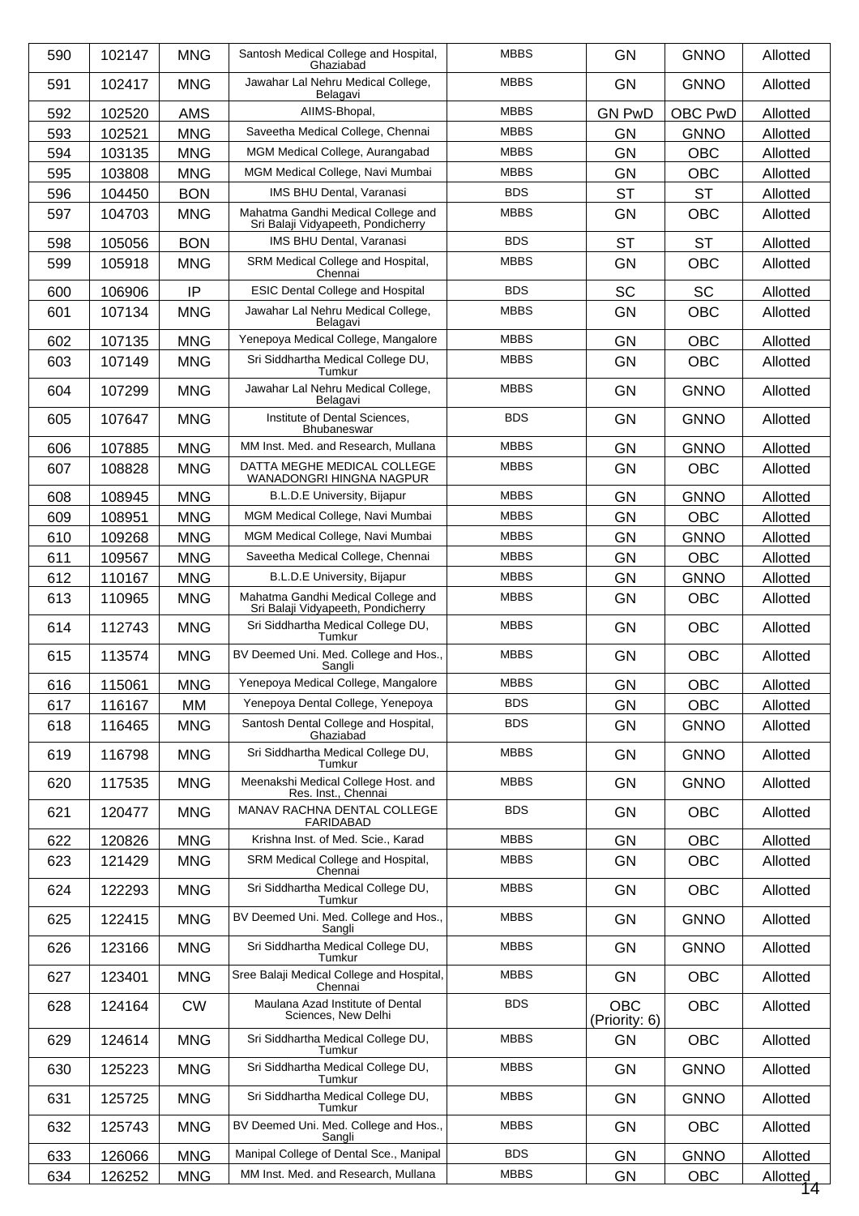| 590 | 102147 | MNG | Santosh Medical College and Hospital, Ghaziabad | MBBS | GN | GNNO | Allotted |
|---|---|---|---|---|---|---|---|
| 591 | 102417 | MNG | Jawahar Lal Nehru Medical College, Belagavi | MBBS | GN | GNNO | Allotted |
| 592 | 102520 | AMS | AIIMS-Bhopal, | MBBS | GN PwD | OBC PwD | Allotted |
| 593 | 102521 | MNG | Saveetha Medical College, Chennai | MBBS | GN | GNNO | Allotted |
| 594 | 103135 | MNG | MGM Medical College, Aurangabad | MBBS | GN | OBC | Allotted |
| 595 | 103808 | MNG | MGM Medical College, Navi Mumbai | MBBS | GN | OBC | Allotted |
| 596 | 104450 | BON | IMS BHU Dental, Varanasi | BDS | ST | ST | Allotted |
| 597 | 104703 | MNG | Mahatma Gandhi Medical College and Sri Balaji Vidyapeeth, Pondicherry | MBBS | GN | OBC | Allotted |
| 598 | 105056 | BON | IMS BHU Dental, Varanasi | BDS | ST | ST | Allotted |
| 599 | 105918 | MNG | SRM Medical College and Hospital, Chennai | MBBS | GN | OBC | Allotted |
| 600 | 106906 | IP | ESIC Dental College and Hospital | BDS | SC | SC | Allotted |
| 601 | 107134 | MNG | Jawahar Lal Nehru Medical College, Belagavi | MBBS | GN | OBC | Allotted |
| 602 | 107135 | MNG | Yenepoya Medical College, Mangalore | MBBS | GN | OBC | Allotted |
| 603 | 107149 | MNG | Sri Siddhartha Medical College DU, Tumkur | MBBS | GN | OBC | Allotted |
| 604 | 107299 | MNG | Jawahar Lal Nehru Medical College, Belagavi | MBBS | GN | GNNO | Allotted |
| 605 | 107647 | MNG | Institute of Dental Sciences, Bhubaneswar | BDS | GN | GNNO | Allotted |
| 606 | 107885 | MNG | MM Inst. Med. and Research, Mullana | MBBS | GN | GNNO | Allotted |
| 607 | 108828 | MNG | DATTA MEGHE MEDICAL COLLEGE WANADONGRI HINGNA NAGPUR | MBBS | GN | OBC | Allotted |
| 608 | 108945 | MNG | B.L.D.E University, Bijapur | MBBS | GN | GNNO | Allotted |
| 609 | 108951 | MNG | MGM Medical College, Navi Mumbai | MBBS | GN | OBC | Allotted |
| 610 | 109268 | MNG | MGM Medical College, Navi Mumbai | MBBS | GN | GNNO | Allotted |
| 611 | 109567 | MNG | Saveetha Medical College, Chennai | MBBS | GN | OBC | Allotted |
| 612 | 110167 | MNG | B.L.D.E University, Bijapur | MBBS | GN | GNNO | Allotted |
| 613 | 110965 | MNG | Mahatma Gandhi Medical College and Sri Balaji Vidyapeeth, Pondicherry | MBBS | GN | OBC | Allotted |
| 614 | 112743 | MNG | Sri Siddhartha Medical College DU, Tumkur | MBBS | GN | OBC | Allotted |
| 615 | 113574 | MNG | BV Deemed Uni. Med. College and Hos., Sangli | MBBS | GN | OBC | Allotted |
| 616 | 115061 | MNG | Yenepoya Medical College, Mangalore | MBBS | GN | OBC | Allotted |
| 617 | 116167 | MM | Yenepoya Dental College, Yenepoya | BDS | GN | OBC | Allotted |
| 618 | 116465 | MNG | Santosh Dental College and Hospital, Ghaziabad | BDS | GN | GNNO | Allotted |
| 619 | 116798 | MNG | Sri Siddhartha Medical College DU, Tumkur | MBBS | GN | GNNO | Allotted |
| 620 | 117535 | MNG | Meenakshi Medical College Host. and Res. Inst., Chennai | MBBS | GN | GNNO | Allotted |
| 621 | 120477 | MNG | MANAV RACHNA DENTAL COLLEGE FARIDABAD | BDS | GN | OBC | Allotted |
| 622 | 120826 | MNG | Krishna Inst. of Med. Scie., Karad | MBBS | GN | OBC | Allotted |
| 623 | 121429 | MNG | SRM Medical College and Hospital, Chennai | MBBS | GN | OBC | Allotted |
| 624 | 122293 | MNG | Sri Siddhartha Medical College DU, Tumkur | MBBS | GN | OBC | Allotted |
| 625 | 122415 | MNG | BV Deemed Uni. Med. College and Hos., Sangli | MBBS | GN | GNNO | Allotted |
| 626 | 123166 | MNG | Sri Siddhartha Medical College DU, Tumkur | MBBS | GN | GNNO | Allotted |
| 627 | 123401 | MNG | Sree Balaji Medical College and Hospital, Chennai | MBBS | GN | OBC | Allotted |
| 628 | 124164 | CW | Maulana Azad Institute of Dental Sciences, New Delhi | BDS | OBC (Priority: 6) | OBC | Allotted |
| 629 | 124614 | MNG | Sri Siddhartha Medical College DU, Tumkur | MBBS | GN | OBC | Allotted |
| 630 | 125223 | MNG | Sri Siddhartha Medical College DU, Tumkur | MBBS | GN | GNNO | Allotted |
| 631 | 125725 | MNG | Sri Siddhartha Medical College DU, Tumkur | MBBS | GN | GNNO | Allotted |
| 632 | 125743 | MNG | BV Deemed Uni. Med. College and Hos., Sangli | MBBS | GN | OBC | Allotted |
| 633 | 126066 | MNG | Manipal College of Dental Sce., Manipal | BDS | GN | GNNO | Allotted |
| 634 | 126252 | MNG | MM Inst. Med. and Research, Mullana | MBBS | GN | OBC | Allotted |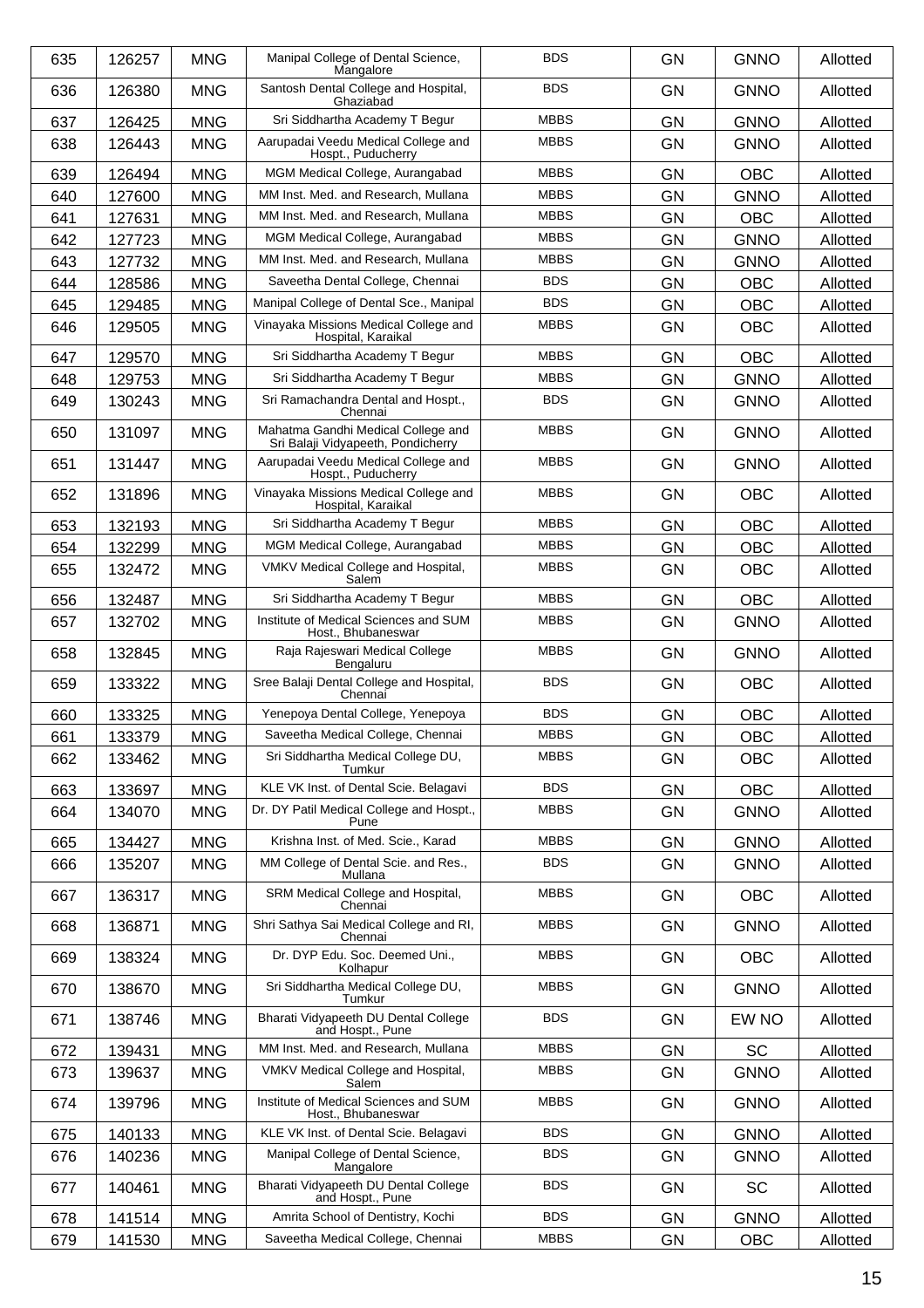| 635 | 126257 | MNG | Manipal College of Dental Science, Mangalore | BDS | GN | GNNO | Allotted |
|---|---|---|---|---|---|---|---|
| 636 | 126380 | MNG | Santosh Dental College and Hospital, Ghaziabad | BDS | GN | GNNO | Allotted |
| 637 | 126425 | MNG | Sri Siddhartha Academy T Begur | MBBS | GN | GNNO | Allotted |
| 638 | 126443 | MNG | Aarupadai Veedu Medical College and Hospt., Puducherry | MBBS | GN | GNNO | Allotted |
| 639 | 126494 | MNG | MGM Medical College, Aurangabad | MBBS | GN | OBC | Allotted |
| 640 | 127600 | MNG | MM Inst. Med. and Research, Mullana | MBBS | GN | GNNO | Allotted |
| 641 | 127631 | MNG | MM Inst. Med. and Research, Mullana | MBBS | GN | OBC | Allotted |
| 642 | 127723 | MNG | MGM Medical College, Aurangabad | MBBS | GN | GNNO | Allotted |
| 643 | 127732 | MNG | MM Inst. Med. and Research, Mullana | MBBS | GN | GNNO | Allotted |
| 644 | 128586 | MNG | Saveetha Dental College, Chennai | BDS | GN | OBC | Allotted |
| 645 | 129485 | MNG | Manipal College of Dental Sce., Manipal | BDS | GN | OBC | Allotted |
| 646 | 129505 | MNG | Vinayaka Missions Medical College and Hospital, Karaikal | MBBS | GN | OBC | Allotted |
| 647 | 129570 | MNG | Sri Siddhartha Academy T Begur | MBBS | GN | OBC | Allotted |
| 648 | 129753 | MNG | Sri Siddhartha Academy T Begur | MBBS | GN | GNNO | Allotted |
| 649 | 130243 | MNG | Sri Ramachandra Dental and Hospt., Chennai | BDS | GN | GNNO | Allotted |
| 650 | 131097 | MNG | Mahatma Gandhi Medical College and Sri Balaji Vidyapeeth, Pondicherry | MBBS | GN | GNNO | Allotted |
| 651 | 131447 | MNG | Aarupadai Veedu Medical College and Hospt., Puducherry | MBBS | GN | GNNO | Allotted |
| 652 | 131896 | MNG | Vinayaka Missions Medical College and Hospital, Karaikal | MBBS | GN | OBC | Allotted |
| 653 | 132193 | MNG | Sri Siddhartha Academy T Begur | MBBS | GN | OBC | Allotted |
| 654 | 132299 | MNG | MGM Medical College, Aurangabad | MBBS | GN | OBC | Allotted |
| 655 | 132472 | MNG | VMKV Medical College and Hospital, Salem | MBBS | GN | OBC | Allotted |
| 656 | 132487 | MNG | Sri Siddhartha Academy T Begur | MBBS | GN | OBC | Allotted |
| 657 | 132702 | MNG | Institute of Medical Sciences and SUM Host., Bhubaneswar | MBBS | GN | GNNO | Allotted |
| 658 | 132845 | MNG | Raja Rajeswari Medical College Bengaluru | MBBS | GN | GNNO | Allotted |
| 659 | 133322 | MNG | Sree Balaji Dental College and Hospital, Chennai | BDS | GN | OBC | Allotted |
| 660 | 133325 | MNG | Yenepoya Dental College, Yenepoya | BDS | GN | OBC | Allotted |
| 661 | 133379 | MNG | Saveetha Medical College, Chennai | MBBS | GN | OBC | Allotted |
| 662 | 133462 | MNG | Sri Siddhartha Medical College DU, Tumkur | MBBS | GN | OBC | Allotted |
| 663 | 133697 | MNG | KLE VK Inst. of Dental Scie. Belagavi | BDS | GN | OBC | Allotted |
| 664 | 134070 | MNG | Dr. DY Patil Medical College and Hospt., Pune | MBBS | GN | GNNO | Allotted |
| 665 | 134427 | MNG | Krishna Inst. of Med. Scie., Karad | MBBS | GN | GNNO | Allotted |
| 666 | 135207 | MNG | MM College of Dental Scie. and Res., Mullana | BDS | GN | GNNO | Allotted |
| 667 | 136317 | MNG | SRM Medical College and Hospital, Chennai | MBBS | GN | OBC | Allotted |
| 668 | 136871 | MNG | Shri Sathya Sai Medical College and RI, Chennai | MBBS | GN | GNNO | Allotted |
| 669 | 138324 | MNG | Dr. DYP Edu. Soc. Deemed Uni., Kolhapur | MBBS | GN | OBC | Allotted |
| 670 | 138670 | MNG | Sri Siddhartha Medical College DU, Tumkur | MBBS | GN | GNNO | Allotted |
| 671 | 138746 | MNG | Bharati Vidyapeeth DU Dental College and Hospt., Pune | BDS | GN | EW NO | Allotted |
| 672 | 139431 | MNG | MM Inst. Med. and Research, Mullana | MBBS | GN | SC | Allotted |
| 673 | 139637 | MNG | VMKV Medical College and Hospital, Salem | MBBS | GN | GNNO | Allotted |
| 674 | 139796 | MNG | Institute of Medical Sciences and SUM Host., Bhubaneswar | MBBS | GN | GNNO | Allotted |
| 675 | 140133 | MNG | KLE VK Inst. of Dental Scie. Belagavi | BDS | GN | GNNO | Allotted |
| 676 | 140236 | MNG | Manipal College of Dental Science, Mangalore | BDS | GN | GNNO | Allotted |
| 677 | 140461 | MNG | Bharati Vidyapeeth DU Dental College and Hospt., Pune | BDS | GN | SC | Allotted |
| 678 | 141514 | MNG | Amrita School of Dentistry, Kochi | BDS | GN | GNNO | Allotted |
| 679 | 141530 | MNG | Saveetha Medical College, Chennai | MBBS | GN | OBC | Allotted |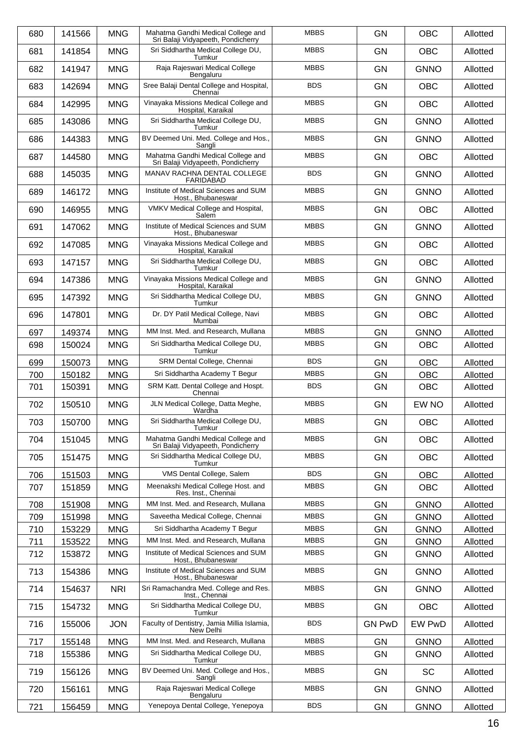| 680 | 141566 | MNG | Mahatma Gandhi Medical College and Sri Balaji Vidyapeeth, Pondicherry | MBBS | GN | OBC | Allotted |
|---|---|---|---|---|---|---|---|
| 681 | 141854 | MNG | Sri Siddhartha Medical College DU, Tumkur | MBBS | GN | OBC | Allotted |
| 682 | 141947 | MNG | Raja Rajeswari Medical College Bengaluru | MBBS | GN | GNNO | Allotted |
| 683 | 142694 | MNG | Sree Balaji Dental College and Hospital, Chennai | BDS | GN | OBC | Allotted |
| 684 | 142995 | MNG | Vinayaka Missions Medical College and Hospital, Karaikal | MBBS | GN | OBC | Allotted |
| 685 | 143086 | MNG | Sri Siddhartha Medical College DU, Tumkur | MBBS | GN | GNNO | Allotted |
| 686 | 144383 | MNG | BV Deemed Uni. Med. College and Hos., Sangli | MBBS | GN | GNNO | Allotted |
| 687 | 144580 | MNG | Mahatma Gandhi Medical College and Sri Balaji Vidyapeeth, Pondicherry | MBBS | GN | OBC | Allotted |
| 688 | 145035 | MNG | MANAV RACHNA DENTAL COLLEGE FARIDABAD | BDS | GN | GNNO | Allotted |
| 689 | 146172 | MNG | Institute of Medical Sciences and SUM Host., Bhubaneswar | MBBS | GN | GNNO | Allotted |
| 690 | 146955 | MNG | VMKV Medical College and Hospital, Salem | MBBS | GN | OBC | Allotted |
| 691 | 147062 | MNG | Institute of Medical Sciences and SUM Host., Bhubaneswar | MBBS | GN | GNNO | Allotted |
| 692 | 147085 | MNG | Vinayaka Missions Medical College and Hospital, Karaikal | MBBS | GN | OBC | Allotted |
| 693 | 147157 | MNG | Sri Siddhartha Medical College DU, Tumkur | MBBS | GN | OBC | Allotted |
| 694 | 147386 | MNG | Vinayaka Missions Medical College and Hospital, Karaikal | MBBS | GN | GNNO | Allotted |
| 695 | 147392 | MNG | Sri Siddhartha Medical College DU, Tumkur | MBBS | GN | GNNO | Allotted |
| 696 | 147801 | MNG | Dr. DY Patil Medical College, Navi Mumbai | MBBS | GN | OBC | Allotted |
| 697 | 149374 | MNG | MM Inst. Med. and Research, Mullana | MBBS | GN | GNNO | Allotted |
| 698 | 150024 | MNG | Sri Siddhartha Medical College DU, Tumkur | MBBS | GN | OBC | Allotted |
| 699 | 150073 | MNG | SRM Dental College, Chennai | BDS | GN | OBC | Allotted |
| 700 | 150182 | MNG | Sri Siddhartha Academy T Begur | MBBS | GN | OBC | Allotted |
| 701 | 150391 | MNG | SRM Katt. Dental College and Hospt. Chennai | BDS | GN | OBC | Allotted |
| 702 | 150510 | MNG | JLN Medical College, Datta Meghe, Wardha | MBBS | GN | EW NO | Allotted |
| 703 | 150700 | MNG | Sri Siddhartha Medical College DU, Tumkur | MBBS | GN | OBC | Allotted |
| 704 | 151045 | MNG | Mahatma Gandhi Medical College and Sri Balaji Vidyapeeth, Pondicherry | MBBS | GN | OBC | Allotted |
| 705 | 151475 | MNG | Sri Siddhartha Medical College DU, Tumkur | MBBS | GN | OBC | Allotted |
| 706 | 151503 | MNG | VMS Dental College, Salem | BDS | GN | OBC | Allotted |
| 707 | 151859 | MNG | Meenakshi Medical College Host. and Res. Inst., Chennai | MBBS | GN | OBC | Allotted |
| 708 | 151908 | MNG | MM Inst. Med. and Research, Mullana | MBBS | GN | GNNO | Allotted |
| 709 | 151998 | MNG | Saveetha Medical College, Chennai | MBBS | GN | GNNO | Allotted |
| 710 | 153229 | MNG | Sri Siddhartha Academy T Begur | MBBS | GN | GNNO | Allotted |
| 711 | 153522 | MNG | MM Inst. Med. and Research, Mullana | MBBS | GN | GNNO | Allotted |
| 712 | 153872 | MNG | Institute of Medical Sciences and SUM Host., Bhubaneswar | MBBS | GN | GNNO | Allotted |
| 713 | 154386 | MNG | Institute of Medical Sciences and SUM Host., Bhubaneswar | MBBS | GN | GNNO | Allotted |
| 714 | 154637 | NRI | Sri Ramachandra Med. College and Res. Inst., Chennai | MBBS | GN | GNNO | Allotted |
| 715 | 154732 | MNG | Sri Siddhartha Medical College DU, Tumkur | MBBS | GN | OBC | Allotted |
| 716 | 155006 | JON | Faculty of Dentistry, Jamia Millia Islamia, New Delhi | BDS | GN PwD | EW PwD | Allotted |
| 717 | 155148 | MNG | MM Inst. Med. and Research, Mullana | MBBS | GN | GNNO | Allotted |
| 718 | 155386 | MNG | Sri Siddhartha Medical College DU, Tumkur | MBBS | GN | GNNO | Allotted |
| 719 | 156126 | MNG | BV Deemed Uni. Med. College and Hos., Sangli | MBBS | GN | SC | Allotted |
| 720 | 156161 | MNG | Raja Rajeswari Medical College Bengaluru | MBBS | GN | GNNO | Allotted |
| 721 | 156459 | MNG | Yenepoya Dental College, Yenepoya | BDS | GN | GNNO | Allotted |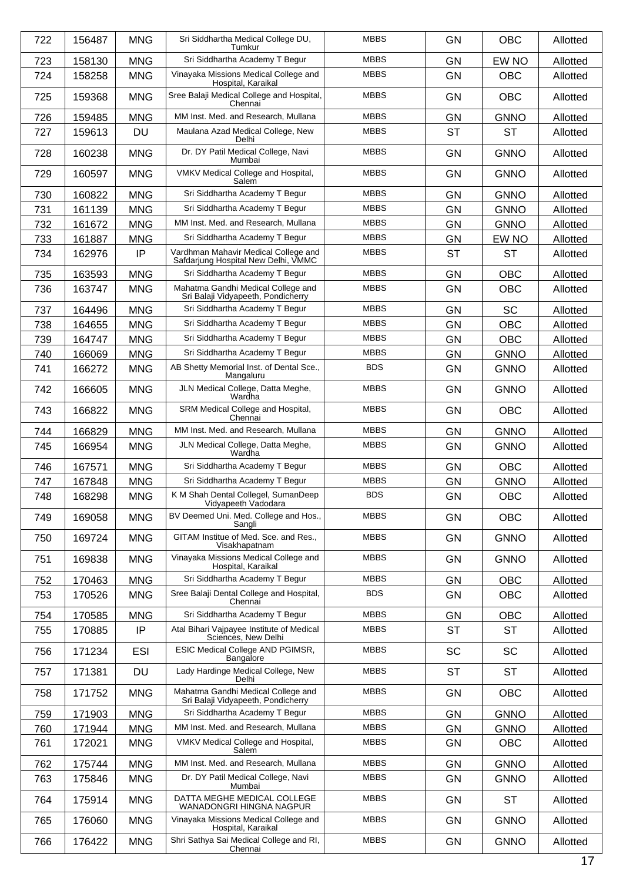| 722 | 156487 | MNG | Sri Siddhartha Medical College DU, Tumkur | MBBS | GN | OBC | Allotted |
|---|---|---|---|---|---|---|---|
| 723 | 158130 | MNG | Sri Siddhartha Academy T Begur | MBBS | GN | EW NO | Allotted |
| 724 | 158258 | MNG | Vinayaka Missions Medical College and Hospital, Karaikal | MBBS | GN | OBC | Allotted |
| 725 | 159368 | MNG | Sree Balaji Medical College and Hospital, Chennai | MBBS | GN | OBC | Allotted |
| 726 | 159485 | MNG | MM Inst. Med. and Research, Mullana | MBBS | GN | GNNO | Allotted |
| 727 | 159613 | DU | Maulana Azad Medical College, New Delhi | MBBS | ST | ST | Allotted |
| 728 | 160238 | MNG | Dr. DY Patil Medical College, Navi Mumbai | MBBS | GN | GNNO | Allotted |
| 729 | 160597 | MNG | VMKV Medical College and Hospital, Salem | MBBS | GN | GNNO | Allotted |
| 730 | 160822 | MNG | Sri Siddhartha Academy T Begur | MBBS | GN | GNNO | Allotted |
| 731 | 161139 | MNG | Sri Siddhartha Academy T Begur | MBBS | GN | GNNO | Allotted |
| 732 | 161672 | MNG | MM Inst. Med. and Research, Mullana | MBBS | GN | GNNO | Allotted |
| 733 | 161887 | MNG | Sri Siddhartha Academy T Begur | MBBS | GN | EW NO | Allotted |
| 734 | 162976 | IP | Vardhman Mahavir Medical College and Safdarjung Hospital New Delhi, VMMC | MBBS | ST | ST | Allotted |
| 735 | 163593 | MNG | Sri Siddhartha Academy T Begur | MBBS | GN | OBC | Allotted |
| 736 | 163747 | MNG | Mahatma Gandhi Medical College and Sri Balaji Vidyapeeth, Pondicherry | MBBS | GN | OBC | Allotted |
| 737 | 164496 | MNG | Sri Siddhartha Academy T Begur | MBBS | GN | SC | Allotted |
| 738 | 164655 | MNG | Sri Siddhartha Academy T Begur | MBBS | GN | OBC | Allotted |
| 739 | 164747 | MNG | Sri Siddhartha Academy T Begur | MBBS | GN | OBC | Allotted |
| 740 | 166069 | MNG | Sri Siddhartha Academy T Begur | MBBS | GN | GNNO | Allotted |
| 741 | 166272 | MNG | AB Shetty Memorial Inst. of Dental Sce., Mangaluru | BDS | GN | GNNO | Allotted |
| 742 | 166605 | MNG | JLN Medical College, Datta Meghe, Wardha | MBBS | GN | GNNO | Allotted |
| 743 | 166822 | MNG | SRM Medical College and Hospital, Chennai | MBBS | GN | OBC | Allotted |
| 744 | 166829 | MNG | MM Inst. Med. and Research, Mullana | MBBS | GN | GNNO | Allotted |
| 745 | 166954 | MNG | JLN Medical College, Datta Meghe, Wardha | MBBS | GN | GNNO | Allotted |
| 746 | 167571 | MNG | Sri Siddhartha Academy T Begur | MBBS | GN | OBC | Allotted |
| 747 | 167848 | MNG | Sri Siddhartha Academy T Begur | MBBS | GN | GNNO | Allotted |
| 748 | 168298 | MNG | K M Shah Dental Collegel, SumanDeep Vidyapeeth Vadodara | BDS | GN | OBC | Allotted |
| 749 | 169058 | MNG | BV Deemed Uni. Med. College and Hos., Sangli | MBBS | GN | OBC | Allotted |
| 750 | 169724 | MNG | GITAM Institue of Med. Sce. and Res., Visakhapatnam | MBBS | GN | GNNO | Allotted |
| 751 | 169838 | MNG | Vinayaka Missions Medical College and Hospital, Karaikal | MBBS | GN | GNNO | Allotted |
| 752 | 170463 | MNG | Sri Siddhartha Academy T Begur | MBBS | GN | OBC | Allotted |
| 753 | 170526 | MNG | Sree Balaji Dental College and Hospital, Chennai | BDS | GN | OBC | Allotted |
| 754 | 170585 | MNG | Sri Siddhartha Academy T Begur | MBBS | GN | OBC | Allotted |
| 755 | 170885 | IP | Atal Bihari Vajpayee Institute of Medical Sciences, New Delhi | MBBS | ST | ST | Allotted |
| 756 | 171234 | ESI | ESIC Medical College AND PGIMSR, Bangalore | MBBS | SC | SC | Allotted |
| 757 | 171381 | DU | Lady Hardinge Medical College, New Delhi | MBBS | ST | ST | Allotted |
| 758 | 171752 | MNG | Mahatma Gandhi Medical College and Sri Balaji Vidyapeeth, Pondicherry | MBBS | GN | OBC | Allotted |
| 759 | 171903 | MNG | Sri Siddhartha Academy T Begur | MBBS | GN | GNNO | Allotted |
| 760 | 171944 | MNG | MM Inst. Med. and Research, Mullana | MBBS | GN | GNNO | Allotted |
| 761 | 172021 | MNG | VMKV Medical College and Hospital, Salem | MBBS | GN | OBC | Allotted |
| 762 | 175744 | MNG | MM Inst. Med. and Research, Mullana | MBBS | GN | GNNO | Allotted |
| 763 | 175846 | MNG | Dr. DY Patil Medical College, Navi Mumbai | MBBS | GN | GNNO | Allotted |
| 764 | 175914 | MNG | DATTA MEGHE MEDICAL COLLEGE WANADONGRI HINGNA NAGPUR | MBBS | GN | ST | Allotted |
| 765 | 176060 | MNG | Vinayaka Missions Medical College and Hospital, Karaikal | MBBS | GN | GNNO | Allotted |
| 766 | 176422 | MNG | Shri Sathya Sai Medical College and RI, Chennai | MBBS | GN | GNNO | Allotted |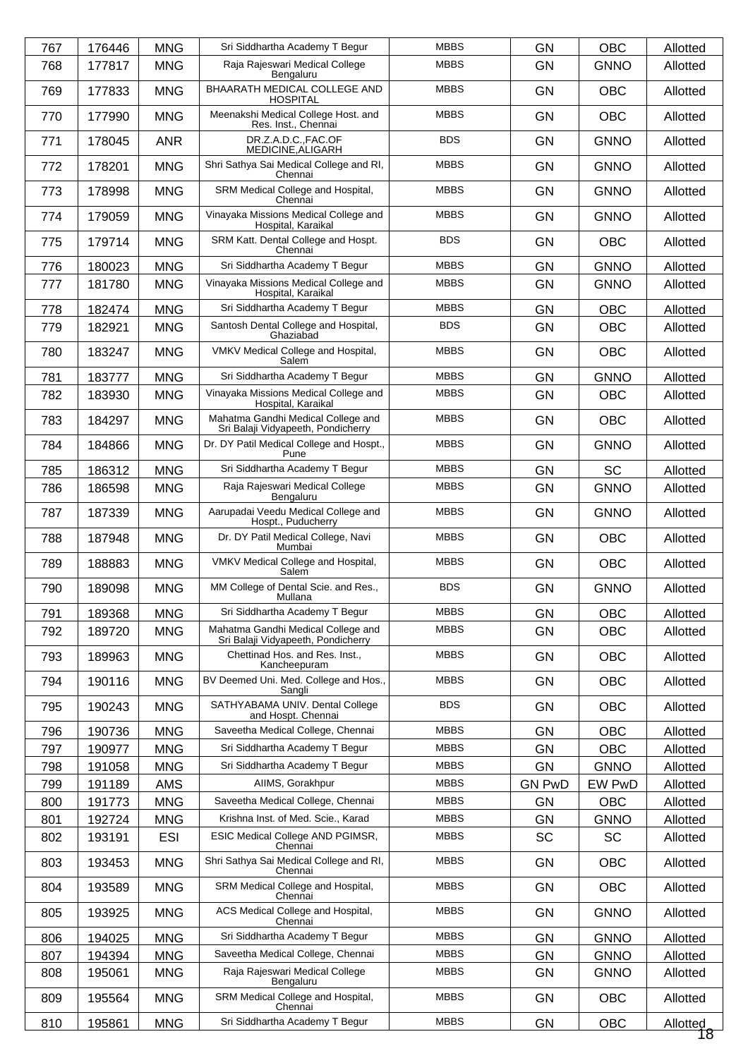| 767 | 176446 | MNG | Sri Siddhartha Academy T Begur | MBBS | GN | OBC | Allotted |
|---|---|---|---|---|---|---|---|
| 768 | 177817 | MNG | Raja Rajeswari Medical College Bengaluru | MBBS | GN | GNNO | Allotted |
| 769 | 177833 | MNG | BHAARATH MEDICAL COLLEGE AND HOSPITAL | MBBS | GN | OBC | Allotted |
| 770 | 177990 | MNG | Meenakshi Medical College Host. and Res. Inst., Chennai | MBBS | GN | OBC | Allotted |
| 771 | 178045 | ANR | DR.Z.A.D.C.,FAC.OF MEDICINE,ALIGARH | BDS | GN | GNNO | Allotted |
| 772 | 178201 | MNG | Shri Sathya Sai Medical College and RI, Chennai | MBBS | GN | GNNO | Allotted |
| 773 | 178998 | MNG | SRM Medical College and Hospital, Chennai | MBBS | GN | GNNO | Allotted |
| 774 | 179059 | MNG | Vinayaka Missions Medical College and Hospital, Karaikal | MBBS | GN | GNNO | Allotted |
| 775 | 179714 | MNG | SRM Katt. Dental College and Hospt. Chennai | BDS | GN | OBC | Allotted |
| 776 | 180023 | MNG | Sri Siddhartha Academy T Begur | MBBS | GN | GNNO | Allotted |
| 777 | 181780 | MNG | Vinayaka Missions Medical College and Hospital, Karaikal | MBBS | GN | GNNO | Allotted |
| 778 | 182474 | MNG | Sri Siddhartha Academy T Begur | MBBS | GN | OBC | Allotted |
| 779 | 182921 | MNG | Santosh Dental College and Hospital, Ghaziabad | BDS | GN | OBC | Allotted |
| 780 | 183247 | MNG | VMKV Medical College and Hospital, Salem | MBBS | GN | OBC | Allotted |
| 781 | 183777 | MNG | Sri Siddhartha Academy T Begur | MBBS | GN | GNNO | Allotted |
| 782 | 183930 | MNG | Vinayaka Missions Medical College and Hospital, Karaikal | MBBS | GN | OBC | Allotted |
| 783 | 184297 | MNG | Mahatma Gandhi Medical College and Sri Balaji Vidyapeeth, Pondicherry | MBBS | GN | OBC | Allotted |
| 784 | 184866 | MNG | Dr. DY Patil Medical College and Hospt., Pune | MBBS | GN | GNNO | Allotted |
| 785 | 186312 | MNG | Sri Siddhartha Academy T Begur | MBBS | GN | SC | Allotted |
| 786 | 186598 | MNG | Raja Rajeswari Medical College Bengaluru | MBBS | GN | GNNO | Allotted |
| 787 | 187339 | MNG | Aarupadai Veedu Medical College and Hospt., Puducherry | MBBS | GN | GNNO | Allotted |
| 788 | 187948 | MNG | Dr. DY Patil Medical College, Navi Mumbai | MBBS | GN | OBC | Allotted |
| 789 | 188883 | MNG | VMKV Medical College and Hospital, Salem | MBBS | GN | OBC | Allotted |
| 790 | 189098 | MNG | MM College of Dental Scie. and Res., Mullana | BDS | GN | GNNO | Allotted |
| 791 | 189368 | MNG | Sri Siddhartha Academy T Begur | MBBS | GN | OBC | Allotted |
| 792 | 189720 | MNG | Mahatma Gandhi Medical College and Sri Balaji Vidyapeeth, Pondicherry | MBBS | GN | OBC | Allotted |
| 793 | 189963 | MNG | Chettinad Hos. and Res. Inst., Kancheepuram | MBBS | GN | OBC | Allotted |
| 794 | 190116 | MNG | BV Deemed Uni. Med. College and Hos., Sangli | MBBS | GN | OBC | Allotted |
| 795 | 190243 | MNG | SATHYABAMA UNIV. Dental College and Hospt. Chennai | BDS | GN | OBC | Allotted |
| 796 | 190736 | MNG | Saveetha Medical College, Chennai | MBBS | GN | OBC | Allotted |
| 797 | 190977 | MNG | Sri Siddhartha Academy T Begur | MBBS | GN | OBC | Allotted |
| 798 | 191058 | MNG | Sri Siddhartha Academy T Begur | MBBS | GN | GNNO | Allotted |
| 799 | 191189 | AMS | AIIMS, Gorakhpur | MBBS | GN PwD | EW PwD | Allotted |
| 800 | 191773 | MNG | Saveetha Medical College, Chennai | MBBS | GN | OBC | Allotted |
| 801 | 192724 | MNG | Krishna Inst. of Med. Scie., Karad | MBBS | GN | GNNO | Allotted |
| 802 | 193191 | ESI | ESIC Medical College AND PGIMSR, Chennai | MBBS | SC | SC | Allotted |
| 803 | 193453 | MNG | Shri Sathya Sai Medical College and RI, Chennai | MBBS | GN | OBC | Allotted |
| 804 | 193589 | MNG | SRM Medical College and Hospital, Chennai | MBBS | GN | OBC | Allotted |
| 805 | 193925 | MNG | ACS Medical College and Hospital, Chennai | MBBS | GN | GNNO | Allotted |
| 806 | 194025 | MNG | Sri Siddhartha Academy T Begur | MBBS | GN | GNNO | Allotted |
| 807 | 194394 | MNG | Saveetha Medical College, Chennai | MBBS | GN | GNNO | Allotted |
| 808 | 195061 | MNG | Raja Rajeswari Medical College Bengaluru | MBBS | GN | GNNO | Allotted |
| 809 | 195564 | MNG | SRM Medical College and Hospital, Chennai | MBBS | GN | OBC | Allotted |
| 810 | 195861 | MNG | Sri Siddhartha Academy T Begur | MBBS | GN | OBC | Allotted |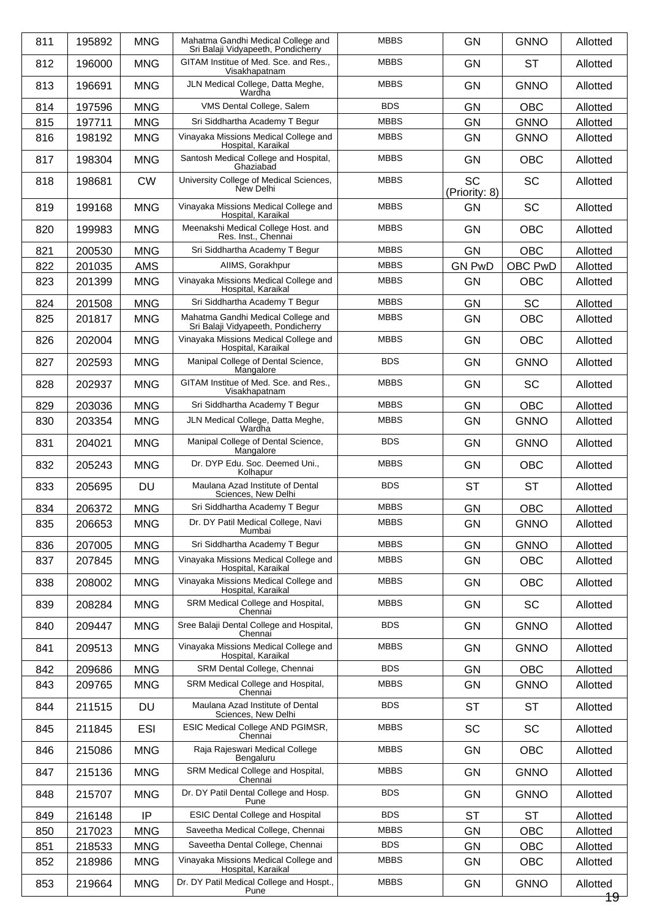| 811 | 195892 | MNG | Mahatma Gandhi Medical College and Sri Balaji Vidyapeeth, Pondicherry | MBBS | GN | GNNO | Allotted |
|---|---|---|---|---|---|---|---|
| 812 | 196000 | MNG | GITAM Institue of Med. Sce. and Res., Visakhapatnam | MBBS | GN | ST | Allotted |
| 813 | 196691 | MNG | JLN Medical College, Datta Meghe, Wardha | MBBS | GN | GNNO | Allotted |
| 814 | 197596 | MNG | VMS Dental College, Salem | BDS | GN | OBC | Allotted |
| 815 | 197711 | MNG | Sri Siddhartha Academy T Begur | MBBS | GN | GNNO | Allotted |
| 816 | 198192 | MNG | Vinayaka Missions Medical College and Hospital, Karaikal | MBBS | GN | GNNO | Allotted |
| 817 | 198304 | MNG | Santosh Medical College and Hospital, Ghaziabad | MBBS | GN | OBC | Allotted |
| 818 | 198681 | CW | University College of Medical Sciences, New Delhi | MBBS | SC (Priority: 8) | SC | Allotted |
| 819 | 199168 | MNG | Vinayaka Missions Medical College and Hospital, Karaikal | MBBS | GN | SC | Allotted |
| 820 | 199983 | MNG | Meenakshi Medical College Host. and Res. Inst., Chennai | MBBS | GN | OBC | Allotted |
| 821 | 200530 | MNG | Sri Siddhartha Academy T Begur | MBBS | GN | OBC | Allotted |
| 822 | 201035 | AMS | AIIMS, Gorakhpur | MBBS | GN PwD | OBC PwD | Allotted |
| 823 | 201399 | MNG | Vinayaka Missions Medical College and Hospital, Karaikal | MBBS | GN | OBC | Allotted |
| 824 | 201508 | MNG | Sri Siddhartha Academy T Begur | MBBS | GN | SC | Allotted |
| 825 | 201817 | MNG | Mahatma Gandhi Medical College and Sri Balaji Vidyapeeth, Pondicherry | MBBS | GN | OBC | Allotted |
| 826 | 202004 | MNG | Vinayaka Missions Medical College and Hospital, Karaikal | MBBS | GN | OBC | Allotted |
| 827 | 202593 | MNG | Manipal College of Dental Science, Mangalore | BDS | GN | GNNO | Allotted |
| 828 | 202937 | MNG | GITAM Institue of Med. Sce. and Res., Visakhapatnam | MBBS | GN | SC | Allotted |
| 829 | 203036 | MNG | Sri Siddhartha Academy T Begur | MBBS | GN | OBC | Allotted |
| 830 | 203354 | MNG | JLN Medical College, Datta Meghe, Wardha | MBBS | GN | GNNO | Allotted |
| 831 | 204021 | MNG | Manipal College of Dental Science, Mangalore | BDS | GN | GNNO | Allotted |
| 832 | 205243 | MNG | Dr. DYP Edu. Soc. Deemed Uni., Kolhapur | MBBS | GN | OBC | Allotted |
| 833 | 205695 | DU | Maulana Azad Institute of Dental Sciences, New Delhi | BDS | ST | ST | Allotted |
| 834 | 206372 | MNG | Sri Siddhartha Academy T Begur | MBBS | GN | OBC | Allotted |
| 835 | 206653 | MNG | Dr. DY Patil Medical College, Navi Mumbai | MBBS | GN | GNNO | Allotted |
| 836 | 207005 | MNG | Sri Siddhartha Academy T Begur | MBBS | GN | GNNO | Allotted |
| 837 | 207845 | MNG | Vinayaka Missions Medical College and Hospital, Karaikal | MBBS | GN | OBC | Allotted |
| 838 | 208002 | MNG | Vinayaka Missions Medical College and Hospital, Karaikal | MBBS | GN | OBC | Allotted |
| 839 | 208284 | MNG | SRM Medical College and Hospital, Chennai | MBBS | GN | SC | Allotted |
| 840 | 209447 | MNG | Sree Balaji Dental College and Hospital, Chennai | BDS | GN | GNNO | Allotted |
| 841 | 209513 | MNG | Vinayaka Missions Medical College and Hospital, Karaikal | MBBS | GN | GNNO | Allotted |
| 842 | 209686 | MNG | SRM Dental College, Chennai | BDS | GN | OBC | Allotted |
| 843 | 209765 | MNG | SRM Medical College and Hospital, Chennai | MBBS | GN | GNNO | Allotted |
| 844 | 211515 | DU | Maulana Azad Institute of Dental Sciences, New Delhi | BDS | ST | ST | Allotted |
| 845 | 211845 | ESI | ESIC Medical College AND PGIMSR, Chennai | MBBS | SC | SC | Allotted |
| 846 | 215086 | MNG | Raja Rajeswari Medical College Bengaluru | MBBS | GN | OBC | Allotted |
| 847 | 215136 | MNG | SRM Medical College and Hospital, Chennai | MBBS | GN | GNNO | Allotted |
| 848 | 215707 | MNG | Dr. DY Patil Dental College and Hosp. Pune | BDS | GN | GNNO | Allotted |
| 849 | 216148 | IP | ESIC Dental College and Hospital | BDS | ST | ST | Allotted |
| 850 | 217023 | MNG | Saveetha Medical College, Chennai | MBBS | GN | OBC | Allotted |
| 851 | 218533 | MNG | Saveetha Dental College, Chennai | BDS | GN | OBC | Allotted |
| 852 | 218986 | MNG | Vinayaka Missions Medical College and Hospital, Karaikal | MBBS | GN | OBC | Allotted |
| 853 | 219664 | MNG | Dr. DY Patil Medical College and Hospt., Pune | MBBS | GN | GNNO | Allotted |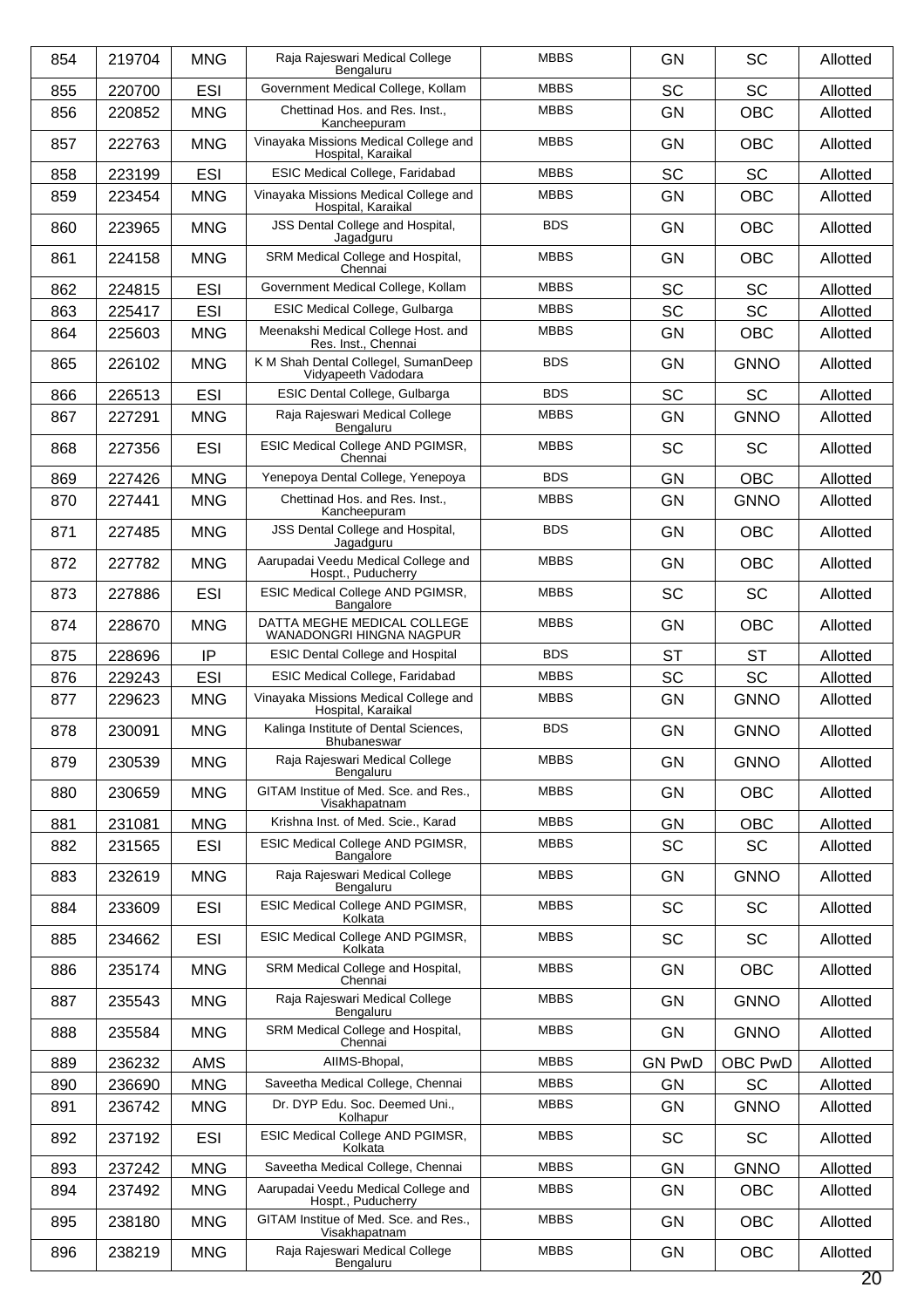| 854 | 219704 | MNG | Raja Rajeswari Medical College Bengaluru | MBBS | GN | SC | Allotted |
|---|---|---|---|---|---|---|---|
| 855 | 220700 | ESI | Government Medical College, Kollam | MBBS | SC | SC | Allotted |
| 856 | 220852 | MNG | Chettinad Hos. and Res. Inst., Kancheepuram | MBBS | GN | OBC | Allotted |
| 857 | 222763 | MNG | Vinayaka Missions Medical College and Hospital, Karaikal | MBBS | GN | OBC | Allotted |
| 858 | 223199 | ESI | ESIC Medical College, Faridabad | MBBS | SC | SC | Allotted |
| 859 | 223454 | MNG | Vinayaka Missions Medical College and Hospital, Karaikal | MBBS | GN | OBC | Allotted |
| 860 | 223965 | MNG | JSS Dental College and Hospital, Jagadguru | BDS | GN | OBC | Allotted |
| 861 | 224158 | MNG | SRM Medical College and Hospital, Chennai | MBBS | GN | OBC | Allotted |
| 862 | 224815 | ESI | Government Medical College, Kollam | MBBS | SC | SC | Allotted |
| 863 | 225417 | ESI | ESIC Medical College, Gulbarga | MBBS | SC | SC | Allotted |
| 864 | 225603 | MNG | Meenakshi Medical College Host. and Res. Inst., Chennai | MBBS | GN | OBC | Allotted |
| 865 | 226102 | MNG | K M Shah Dental Collegel, SumanDeep Vidyapeeth Vadodara | BDS | GN | GNNO | Allotted |
| 866 | 226513 | ESI | ESIC Dental College, Gulbarga | BDS | SC | SC | Allotted |
| 867 | 227291 | MNG | Raja Rajeswari Medical College Bengaluru | MBBS | GN | GNNO | Allotted |
| 868 | 227356 | ESI | ESIC Medical College AND PGIMSR, Chennai | MBBS | SC | SC | Allotted |
| 869 | 227426 | MNG | Yenepoya Dental College, Yenepoya | BDS | GN | OBC | Allotted |
| 870 | 227441 | MNG | Chettinad Hos. and Res. Inst., Kancheepuram | MBBS | GN | GNNO | Allotted |
| 871 | 227485 | MNG | JSS Dental College and Hospital, Jagadguru | BDS | GN | OBC | Allotted |
| 872 | 227782 | MNG | Aarupadai Veedu Medical College and Hospt., Puducherry | MBBS | GN | OBC | Allotted |
| 873 | 227886 | ESI | ESIC Medical College AND PGIMSR, Bangalore | MBBS | SC | SC | Allotted |
| 874 | 228670 | MNG | DATTA MEGHE MEDICAL COLLEGE WANADONGRI HINGNA NAGPUR | MBBS | GN | OBC | Allotted |
| 875 | 228696 | IP | ESIC Dental College and Hospital | BDS | ST | ST | Allotted |
| 876 | 229243 | ESI | ESIC Medical College, Faridabad | MBBS | SC | SC | Allotted |
| 877 | 229623 | MNG | Vinayaka Missions Medical College and Hospital, Karaikal | MBBS | GN | GNNO | Allotted |
| 878 | 230091 | MNG | Kalinga Institute of Dental Sciences, Bhubaneswar | BDS | GN | GNNO | Allotted |
| 879 | 230539 | MNG | Raja Rajeswari Medical College Bengaluru | MBBS | GN | GNNO | Allotted |
| 880 | 230659 | MNG | GITAM Institue of Med. Sce. and Res., Visakhapatnam | MBBS | GN | OBC | Allotted |
| 881 | 231081 | MNG | Krishna Inst. of Med. Scie., Karad | MBBS | GN | OBC | Allotted |
| 882 | 231565 | ESI | ESIC Medical College AND PGIMSR, Bangalore | MBBS | SC | SC | Allotted |
| 883 | 232619 | MNG | Raja Rajeswari Medical College Bengaluru | MBBS | GN | GNNO | Allotted |
| 884 | 233609 | ESI | ESIC Medical College AND PGIMSR, Kolkata | MBBS | SC | SC | Allotted |
| 885 | 234662 | ESI | ESIC Medical College AND PGIMSR, Kolkata | MBBS | SC | SC | Allotted |
| 886 | 235174 | MNG | SRM Medical College and Hospital, Chennai | MBBS | GN | OBC | Allotted |
| 887 | 235543 | MNG | Raja Rajeswari Medical College Bengaluru | MBBS | GN | GNNO | Allotted |
| 888 | 235584 | MNG | SRM Medical College and Hospital, Chennai | MBBS | GN | GNNO | Allotted |
| 889 | 236232 | AMS | AIIMS-Bhopal, | MBBS | GN PwD | OBC PwD | Allotted |
| 890 | 236690 | MNG | Saveetha Medical College, Chennai | MBBS | GN | SC | Allotted |
| 891 | 236742 | MNG | Dr. DYP Edu. Soc. Deemed Uni., Kolhapur | MBBS | GN | GNNO | Allotted |
| 892 | 237192 | ESI | ESIC Medical College AND PGIMSR, Kolkata | MBBS | SC | SC | Allotted |
| 893 | 237242 | MNG | Saveetha Medical College, Chennai | MBBS | GN | GNNO | Allotted |
| 894 | 237492 | MNG | Aarupadai Veedu Medical College and Hospt., Puducherry | MBBS | GN | OBC | Allotted |
| 895 | 238180 | MNG | GITAM Institue of Med. Sce. and Res., Visakhapatnam | MBBS | GN | OBC | Allotted |
| 896 | 238219 | MNG | Raja Rajeswari Medical College Bengaluru | MBBS | GN | OBC | Allotted |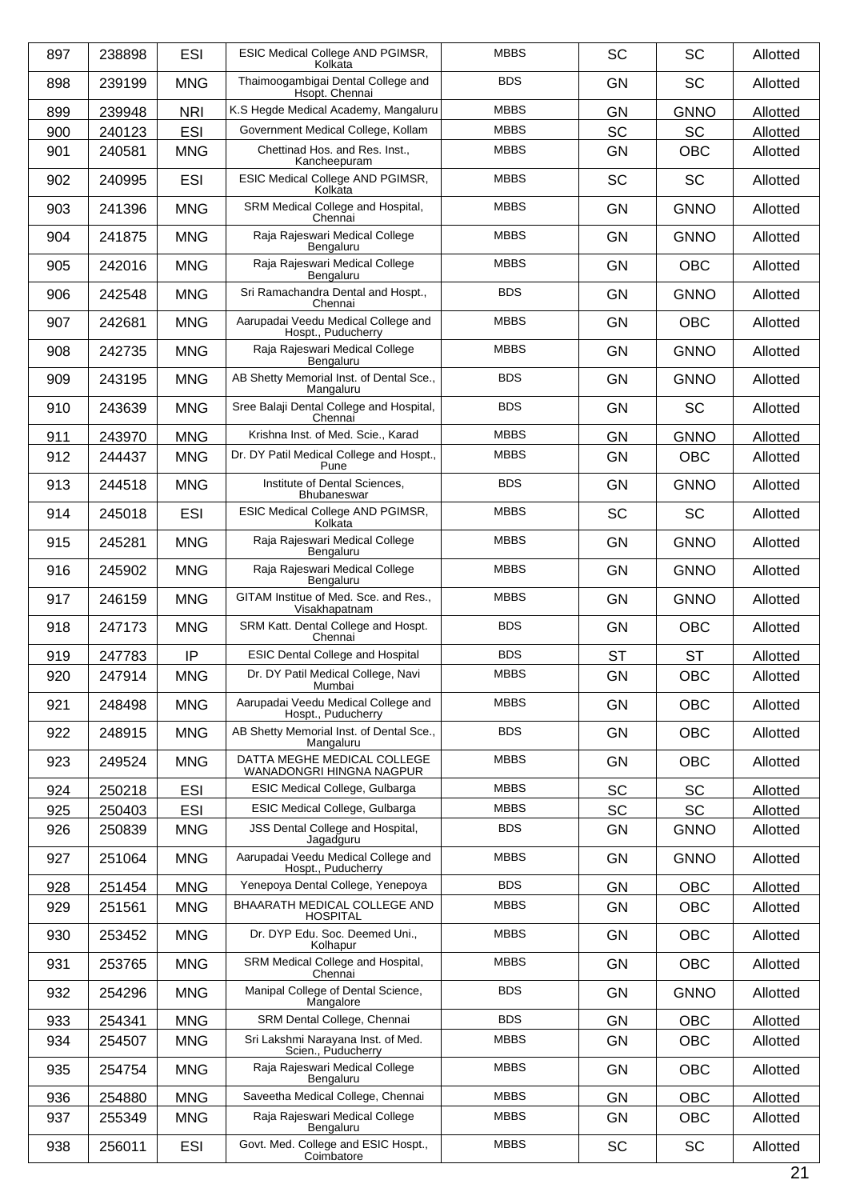| 897 | 238898 | ESI | ESIC Medical College AND PGIMSR, Kolkata | MBBS | SC | SC | Allotted |
|---|---|---|---|---|---|---|---|
| 898 | 239199 | MNG | Thaimoogambigai Dental College and Hsopt. Chennai | BDS | GN | SC | Allotted |
| 899 | 239948 | NRI | K.S Hegde Medical Academy, Mangaluru | MBBS | GN | GNNO | Allotted |
| 900 | 240123 | ESI | Government Medical College, Kollam | MBBS | SC | SC | Allotted |
| 901 | 240581 | MNG | Chettinad Hos. and Res. Inst., Kancheepuram | MBBS | GN | OBC | Allotted |
| 902 | 240995 | ESI | ESIC Medical College AND PGIMSR, Kolkata | MBBS | SC | SC | Allotted |
| 903 | 241396 | MNG | SRM Medical College and Hospital, Chennai | MBBS | GN | GNNO | Allotted |
| 904 | 241875 | MNG | Raja Rajeswari Medical College Bengaluru | MBBS | GN | GNNO | Allotted |
| 905 | 242016 | MNG | Raja Rajeswari Medical College Bengaluru | MBBS | GN | OBC | Allotted |
| 906 | 242548 | MNG | Sri Ramachandra Dental and Hospt., Chennai | BDS | GN | GNNO | Allotted |
| 907 | 242681 | MNG | Aarupadai Veedu Medical College and Hospt., Puducherry | MBBS | GN | OBC | Allotted |
| 908 | 242735 | MNG | Raja Rajeswari Medical College Bengaluru | MBBS | GN | GNNO | Allotted |
| 909 | 243195 | MNG | AB Shetty Memorial Inst. of Dental Sce., Mangaluru | BDS | GN | GNNO | Allotted |
| 910 | 243639 | MNG | Sree Balaji Dental College and Hospital, Chennai | BDS | GN | SC | Allotted |
| 911 | 243970 | MNG | Krishna Inst. of Med. Scie., Karad | MBBS | GN | GNNO | Allotted |
| 912 | 244437 | MNG | Dr. DY Patil Medical College and Hospt., Pune | MBBS | GN | OBC | Allotted |
| 913 | 244518 | MNG | Institute of Dental Sciences, Bhubaneswar | BDS | GN | GNNO | Allotted |
| 914 | 245018 | ESI | ESIC Medical College AND PGIMSR, Kolkata | MBBS | SC | SC | Allotted |
| 915 | 245281 | MNG | Raja Rajeswari Medical College Bengaluru | MBBS | GN | GNNO | Allotted |
| 916 | 245902 | MNG | Raja Rajeswari Medical College Bengaluru | MBBS | GN | GNNO | Allotted |
| 917 | 246159 | MNG | GITAM Institue of Med. Sce. and Res., Visakhapatnam | MBBS | GN | GNNO | Allotted |
| 918 | 247173 | MNG | SRM Katt. Dental College and Hospt. Chennai | BDS | GN | OBC | Allotted |
| 919 | 247783 | IP | ESIC Dental College and Hospital | BDS | ST | ST | Allotted |
| 920 | 247914 | MNG | Dr. DY Patil Medical College, Navi Mumbai | MBBS | GN | OBC | Allotted |
| 921 | 248498 | MNG | Aarupadai Veedu Medical College and Hospt., Puducherry | MBBS | GN | OBC | Allotted |
| 922 | 248915 | MNG | AB Shetty Memorial Inst. of Dental Sce., Mangaluru | BDS | GN | OBC | Allotted |
| 923 | 249524 | MNG | DATTA MEGHE MEDICAL COLLEGE WANADONGRI HINGNA NAGPUR | MBBS | GN | OBC | Allotted |
| 924 | 250218 | ESI | ESIC Medical College, Gulbarga | MBBS | SC | SC | Allotted |
| 925 | 250403 | ESI | ESIC Medical College, Gulbarga | MBBS | SC | SC | Allotted |
| 926 | 250839 | MNG | JSS Dental College and Hospital, Jagadguru | BDS | GN | GNNO | Allotted |
| 927 | 251064 | MNG | Aarupadai Veedu Medical College and Hospt., Puducherry | MBBS | GN | GNNO | Allotted |
| 928 | 251454 | MNG | Yenepoya Dental College, Yenepoya | BDS | GN | OBC | Allotted |
| 929 | 251561 | MNG | BHAARATH MEDICAL COLLEGE AND HOSPITAL | MBBS | GN | OBC | Allotted |
| 930 | 253452 | MNG | Dr. DYP Edu. Soc. Deemed Uni., Kolhapur | MBBS | GN | OBC | Allotted |
| 931 | 253765 | MNG | SRM Medical College and Hospital, Chennai | MBBS | GN | OBC | Allotted |
| 932 | 254296 | MNG | Manipal College of Dental Science, Mangalore | BDS | GN | GNNO | Allotted |
| 933 | 254341 | MNG | SRM Dental College, Chennai | BDS | GN | OBC | Allotted |
| 934 | 254507 | MNG | Sri Lakshmi Narayana Inst. of Med. Scien., Puducherry | MBBS | GN | OBC | Allotted |
| 935 | 254754 | MNG | Raja Rajeswari Medical College Bengaluru | MBBS | GN | OBC | Allotted |
| 936 | 254880 | MNG | Saveetha Medical College, Chennai | MBBS | GN | OBC | Allotted |
| 937 | 255349 | MNG | Raja Rajeswari Medical College Bengaluru | MBBS | GN | OBC | Allotted |
| 938 | 256011 | ESI | Govt. Med. College and ESIC Hospt., Coimbatore | MBBS | SC | SC | Allotted |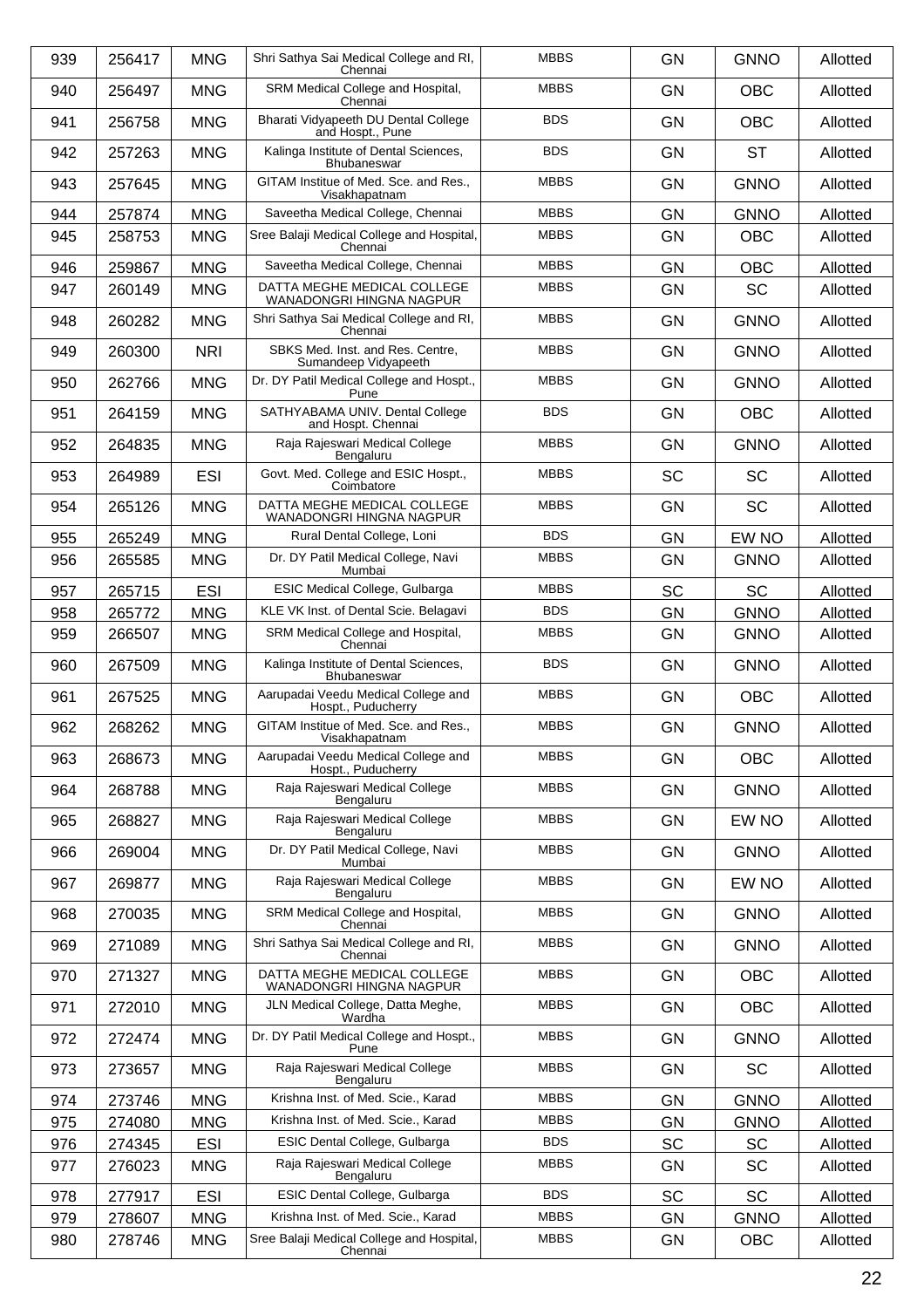| 939 | 256417 | MNG | Shri Sathya Sai Medical College and RI, Chennai | MBBS | GN | GNNO | Allotted |
|---|---|---|---|---|---|---|---|
| 940 | 256497 | MNG | SRM Medical College and Hospital, Chennai | MBBS | GN | OBC | Allotted |
| 941 | 256758 | MNG | Bharati Vidyapeeth DU Dental College and Hospt., Pune | BDS | GN | OBC | Allotted |
| 942 | 257263 | MNG | Kalinga Institute of Dental Sciences, Bhubaneswar | BDS | GN | ST | Allotted |
| 943 | 257645 | MNG | GITAM Institue of Med. Sce. and Res., Visakhapatnam | MBBS | GN | GNNO | Allotted |
| 944 | 257874 | MNG | Saveetha Medical College, Chennai | MBBS | GN | GNNO | Allotted |
| 945 | 258753 | MNG | Sree Balaji Medical College and Hospital, Chennai | MBBS | GN | OBC | Allotted |
| 946 | 259867 | MNG | Saveetha Medical College, Chennai | MBBS | GN | OBC | Allotted |
| 947 | 260149 | MNG | DATTA MEGHE MEDICAL COLLEGE WANADONGRI HINGNA NAGPUR | MBBS | GN | SC | Allotted |
| 948 | 260282 | MNG | Shri Sathya Sai Medical College and RI, Chennai | MBBS | GN | GNNO | Allotted |
| 949 | 260300 | NRI | SBKS Med. Inst. and Res. Centre, Sumandeep Vidyapeeth | MBBS | GN | GNNO | Allotted |
| 950 | 262766 | MNG | Dr. DY Patil Medical College and Hospt., Pune | MBBS | GN | GNNO | Allotted |
| 951 | 264159 | MNG | SATHYABAMA UNIV. Dental College and Hospt. Chennai | BDS | GN | OBC | Allotted |
| 952 | 264835 | MNG | Raja Rajeswari Medical College Bengaluru | MBBS | GN | GNNO | Allotted |
| 953 | 264989 | ESI | Govt. Med. College and ESIC Hospt., Coimbatore | MBBS | SC | SC | Allotted |
| 954 | 265126 | MNG | DATTA MEGHE MEDICAL COLLEGE WANADONGRI HINGNA NAGPUR | MBBS | GN | SC | Allotted |
| 955 | 265249 | MNG | Rural Dental College, Loni | BDS | GN | EW NO | Allotted |
| 956 | 265585 | MNG | Dr. DY Patil Medical College, Navi Mumbai | MBBS | GN | GNNO | Allotted |
| 957 | 265715 | ESI | ESIC Medical College, Gulbarga | MBBS | SC | SC | Allotted |
| 958 | 265772 | MNG | KLE VK Inst. of Dental Scie. Belagavi | BDS | GN | GNNO | Allotted |
| 959 | 266507 | MNG | SRM Medical College and Hospital, Chennai | MBBS | GN | GNNO | Allotted |
| 960 | 267509 | MNG | Kalinga Institute of Dental Sciences, Bhubaneswar | BDS | GN | GNNO | Allotted |
| 961 | 267525 | MNG | Aarupadai Veedu Medical College and Hospt., Puducherry | MBBS | GN | OBC | Allotted |
| 962 | 268262 | MNG | GITAM Institue of Med. Sce. and Res., Visakhapatnam | MBBS | GN | GNNO | Allotted |
| 963 | 268673 | MNG | Aarupadai Veedu Medical College and Hospt., Puducherry | MBBS | GN | OBC | Allotted |
| 964 | 268788 | MNG | Raja Rajeswari Medical College Bengaluru | MBBS | GN | GNNO | Allotted |
| 965 | 268827 | MNG | Raja Rajeswari Medical College Bengaluru | MBBS | GN | EW NO | Allotted |
| 966 | 269004 | MNG | Dr. DY Patil Medical College, Navi Mumbai | MBBS | GN | GNNO | Allotted |
| 967 | 269877 | MNG | Raja Rajeswari Medical College Bengaluru | MBBS | GN | EW NO | Allotted |
| 968 | 270035 | MNG | SRM Medical College and Hospital, Chennai | MBBS | GN | GNNO | Allotted |
| 969 | 271089 | MNG | Shri Sathya Sai Medical College and RI, Chennai | MBBS | GN | GNNO | Allotted |
| 970 | 271327 | MNG | DATTA MEGHE MEDICAL COLLEGE WANADONGRI HINGNA NAGPUR | MBBS | GN | OBC | Allotted |
| 971 | 272010 | MNG | JLN Medical College, Datta Meghe, Wardha | MBBS | GN | OBC | Allotted |
| 972 | 272474 | MNG | Dr. DY Patil Medical College and Hospt., Pune | MBBS | GN | GNNO | Allotted |
| 973 | 273657 | MNG | Raja Rajeswari Medical College Bengaluru | MBBS | GN | SC | Allotted |
| 974 | 273746 | MNG | Krishna Inst. of Med. Scie., Karad | MBBS | GN | GNNO | Allotted |
| 975 | 274080 | MNG | Krishna Inst. of Med. Scie., Karad | MBBS | GN | GNNO | Allotted |
| 976 | 274345 | ESI | ESIC Dental College, Gulbarga | BDS | SC | SC | Allotted |
| 977 | 276023 | MNG | Raja Rajeswari Medical College Bengaluru | MBBS | GN | SC | Allotted |
| 978 | 277917 | ESI | ESIC Dental College, Gulbarga | BDS | SC | SC | Allotted |
| 979 | 278607 | MNG | Krishna Inst. of Med. Scie., Karad | MBBS | GN | GNNO | Allotted |
| 980 | 278746 | MNG | Sree Balaji Medical College and Hospital, Chennai | MBBS | GN | OBC | Allotted |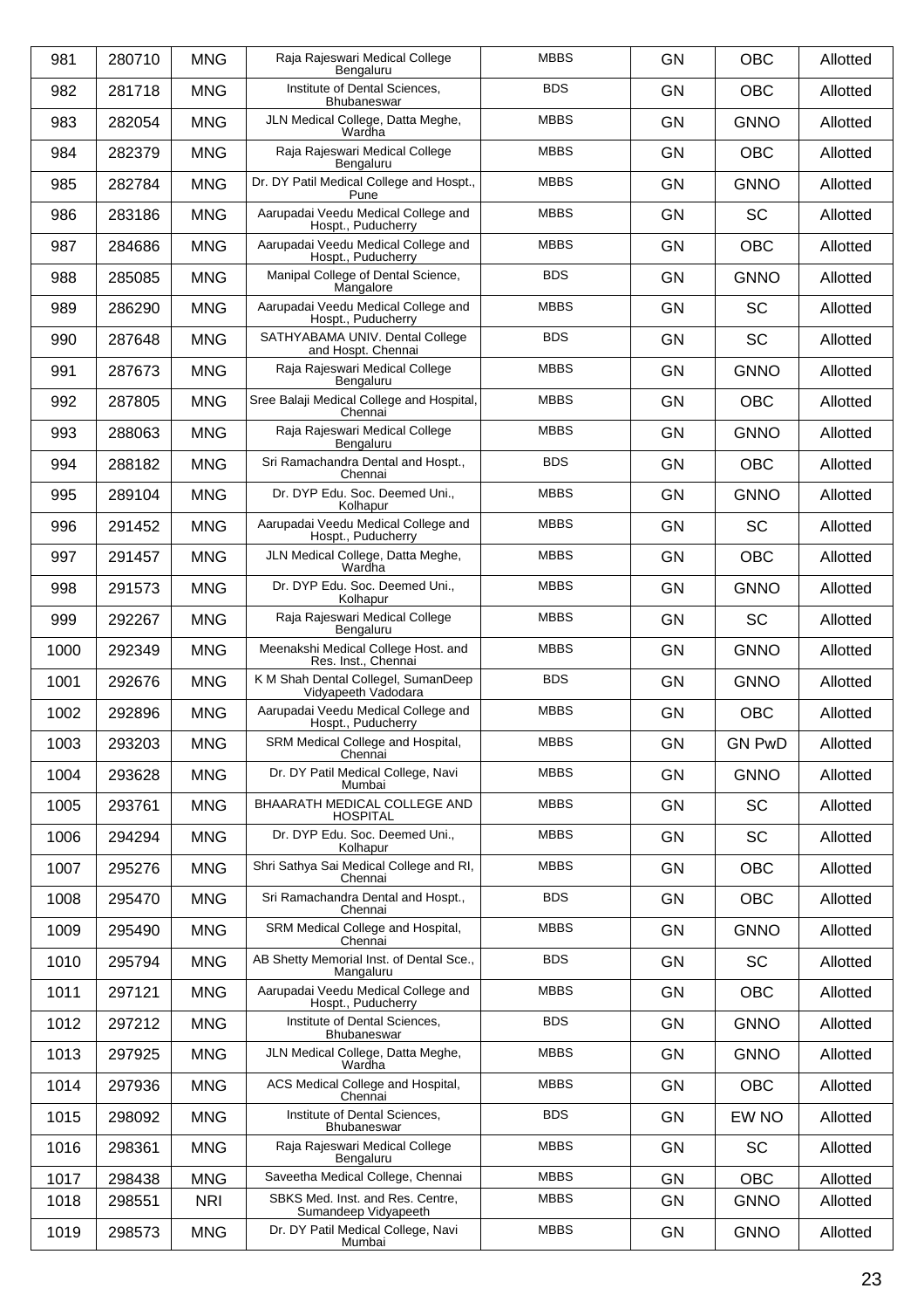| 981 | 280710 | MNG | Raja Rajeswari Medical College Bengaluru | MBBS | GN | OBC | Allotted |
|---|---|---|---|---|---|---|---|
| 982 | 281718 | MNG | Institute of Dental Sciences, Bhubaneswar | BDS | GN | OBC | Allotted |
| 983 | 282054 | MNG | JLN Medical College, Datta Meghe, Wardha | MBBS | GN | GNNO | Allotted |
| 984 | 282379 | MNG | Raja Rajeswari Medical College Bengaluru | MBBS | GN | OBC | Allotted |
| 985 | 282784 | MNG | Dr. DY Patil Medical College and Hospt., Pune | MBBS | GN | GNNO | Allotted |
| 986 | 283186 | MNG | Aarupadai Veedu Medical College and Hospt., Puducherry | MBBS | GN | SC | Allotted |
| 987 | 284686 | MNG | Aarupadai Veedu Medical College and Hospt., Puducherry | MBBS | GN | OBC | Allotted |
| 988 | 285085 | MNG | Manipal College of Dental Science, Mangalore | BDS | GN | GNNO | Allotted |
| 989 | 286290 | MNG | Aarupadai Veedu Medical College and Hospt., Puducherry | MBBS | GN | SC | Allotted |
| 990 | 287648 | MNG | SATHYABAMA UNIV. Dental College and Hospt. Chennai | BDS | GN | SC | Allotted |
| 991 | 287673 | MNG | Raja Rajeswari Medical College Bengaluru | MBBS | GN | GNNO | Allotted |
| 992 | 287805 | MNG | Sree Balaji Medical College and Hospital, Chennai | MBBS | GN | OBC | Allotted |
| 993 | 288063 | MNG | Raja Rajeswari Medical College Bengaluru | MBBS | GN | GNNO | Allotted |
| 994 | 288182 | MNG | Sri Ramachandra Dental and Hospt., Chennai | BDS | GN | OBC | Allotted |
| 995 | 289104 | MNG | Dr. DYP Edu. Soc. Deemed Uni., Kolhapur | MBBS | GN | GNNO | Allotted |
| 996 | 291452 | MNG | Aarupadai Veedu Medical College and Hospt., Puducherry | MBBS | GN | SC | Allotted |
| 997 | 291457 | MNG | JLN Medical College, Datta Meghe, Wardha | MBBS | GN | OBC | Allotted |
| 998 | 291573 | MNG | Dr. DYP Edu. Soc. Deemed Uni., Kolhapur | MBBS | GN | GNNO | Allotted |
| 999 | 292267 | MNG | Raja Rajeswari Medical College Bengaluru | MBBS | GN | SC | Allotted |
| 1000 | 292349 | MNG | Meenakshi Medical College Host. and Res. Inst., Chennai | MBBS | GN | GNNO | Allotted |
| 1001 | 292676 | MNG | K M Shah Dental Collegel, SumanDeep Vidyapeeth Vadodara | BDS | GN | GNNO | Allotted |
| 1002 | 292896 | MNG | Aarupadai Veedu Medical College and Hospt., Puducherry | MBBS | GN | OBC | Allotted |
| 1003 | 293203 | MNG | SRM Medical College and Hospital, Chennai | MBBS | GN | GN PwD | Allotted |
| 1004 | 293628 | MNG | Dr. DY Patil Medical College, Navi Mumbai | MBBS | GN | GNNO | Allotted |
| 1005 | 293761 | MNG | BHAARATH MEDICAL COLLEGE AND HOSPITAL | MBBS | GN | SC | Allotted |
| 1006 | 294294 | MNG | Dr. DYP Edu. Soc. Deemed Uni., Kolhapur | MBBS | GN | SC | Allotted |
| 1007 | 295276 | MNG | Shri Sathya Sai Medical College and RI, Chennai | MBBS | GN | OBC | Allotted |
| 1008 | 295470 | MNG | Sri Ramachandra Dental and Hospt., Chennai | BDS | GN | OBC | Allotted |
| 1009 | 295490 | MNG | SRM Medical College and Hospital, Chennai | MBBS | GN | GNNO | Allotted |
| 1010 | 295794 | MNG | AB Shetty Memorial Inst. of Dental Sce., Mangaluru | BDS | GN | SC | Allotted |
| 1011 | 297121 | MNG | Aarupadai Veedu Medical College and Hospt., Puducherry | MBBS | GN | OBC | Allotted |
| 1012 | 297212 | MNG | Institute of Dental Sciences, Bhubaneswar | BDS | GN | GNNO | Allotted |
| 1013 | 297925 | MNG | JLN Medical College, Datta Meghe, Wardha | MBBS | GN | GNNO | Allotted |
| 1014 | 297936 | MNG | ACS Medical College and Hospital, Chennai | MBBS | GN | OBC | Allotted |
| 1015 | 298092 | MNG | Institute of Dental Sciences, Bhubaneswar | BDS | GN | EW NO | Allotted |
| 1016 | 298361 | MNG | Raja Rajeswari Medical College Bengaluru | MBBS | GN | SC | Allotted |
| 1017 | 298438 | MNG | Saveetha Medical College, Chennai | MBBS | GN | OBC | Allotted |
| 1018 | 298551 | NRI | SBKS Med. Inst. and Res. Centre, Sumandeep Vidyapeeth | MBBS | GN | GNNO | Allotted |
| 1019 | 298573 | MNG | Dr. DY Patil Medical College, Navi Mumbai | MBBS | GN | GNNO | Allotted |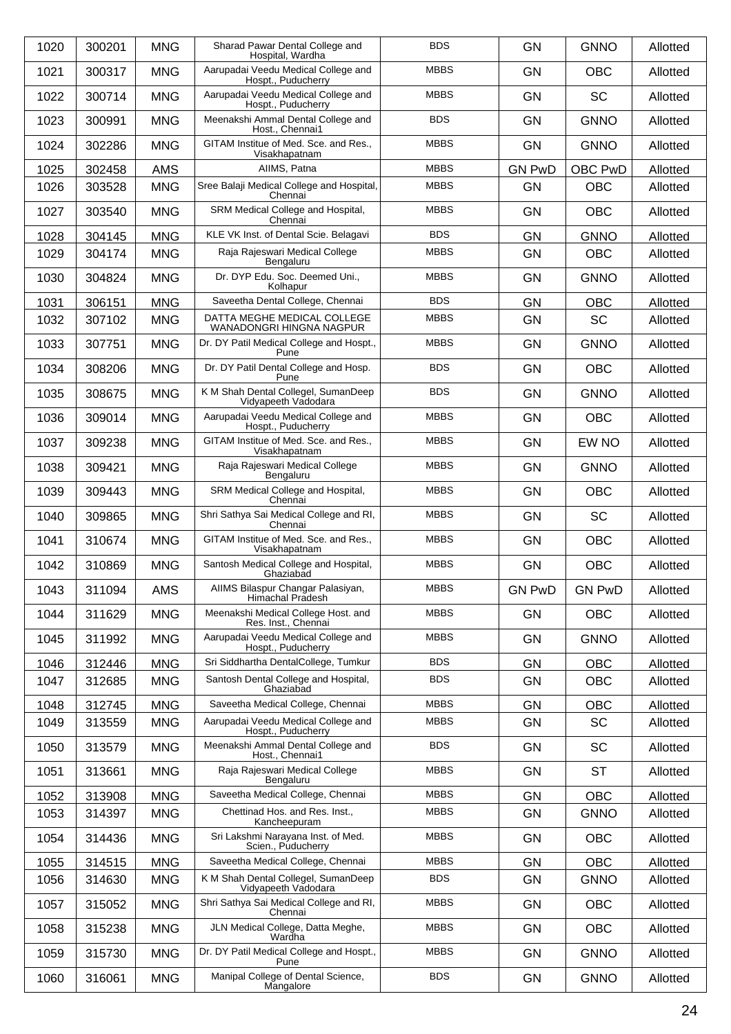| 1020 | 300201 | MNG | Sharad Pawar Dental College and Hospital, Wardha | BDS | GN | GNNO | Allotted |
|---|---|---|---|---|---|---|---|
| 1021 | 300317 | MNG | Aarupadai Veedu Medical College and Hospt., Puducherry | MBBS | GN | OBC | Allotted |
| 1022 | 300714 | MNG | Aarupadai Veedu Medical College and Hospt., Puducherry | MBBS | GN | SC | Allotted |
| 1023 | 300991 | MNG | Meenakshi Ammal Dental College and Host., Chennai1 | BDS | GN | GNNO | Allotted |
| 1024 | 302286 | MNG | GITAM Institue of Med. Sce. and Res., Visakhapatnam | MBBS | GN | GNNO | Allotted |
| 1025 | 302458 | AMS | AIIMS, Patna | MBBS | GN PwD | OBC PwD | Allotted |
| 1026 | 303528 | MNG | Sree Balaji Medical College and Hospital, Chennai | MBBS | GN | OBC | Allotted |
| 1027 | 303540 | MNG | SRM Medical College and Hospital, Chennai | MBBS | GN | OBC | Allotted |
| 1028 | 304145 | MNG | KLE VK Inst. of Dental Scie. Belagavi | BDS | GN | GNNO | Allotted |
| 1029 | 304174 | MNG | Raja Rajeswari Medical College Bengaluru | MBBS | GN | OBC | Allotted |
| 1030 | 304824 | MNG | Dr. DYP Edu. Soc. Deemed Uni., Kolhapur | MBBS | GN | GNNO | Allotted |
| 1031 | 306151 | MNG | Saveetha Dental College, Chennai | BDS | GN | OBC | Allotted |
| 1032 | 307102 | MNG | DATTA MEGHE MEDICAL COLLEGE WANADONGRI HINGNA NAGPUR | MBBS | GN | SC | Allotted |
| 1033 | 307751 | MNG | Dr. DY Patil Medical College and Hospt., Pune | MBBS | GN | GNNO | Allotted |
| 1034 | 308206 | MNG | Dr. DY Patil Dental College and Hosp. Pune | BDS | GN | OBC | Allotted |
| 1035 | 308675 | MNG | K M Shah Dental Collegel, SumanDeep Vidyapeeth Vadodara | BDS | GN | GNNO | Allotted |
| 1036 | 309014 | MNG | Aarupadai Veedu Medical College and Hospt., Puducherry | MBBS | GN | OBC | Allotted |
| 1037 | 309238 | MNG | GITAM Institue of Med. Sce. and Res., Visakhapatnam | MBBS | GN | EW NO | Allotted |
| 1038 | 309421 | MNG | Raja Rajeswari Medical College Bengaluru | MBBS | GN | GNNO | Allotted |
| 1039 | 309443 | MNG | SRM Medical College and Hospital, Chennai | MBBS | GN | OBC | Allotted |
| 1040 | 309865 | MNG | Shri Sathya Sai Medical College and RI, Chennai | MBBS | GN | SC | Allotted |
| 1041 | 310674 | MNG | GITAM Institue of Med. Sce. and Res., Visakhapatnam | MBBS | GN | OBC | Allotted |
| 1042 | 310869 | MNG | Santosh Medical College and Hospital, Ghaziabad | MBBS | GN | OBC | Allotted |
| 1043 | 311094 | AMS | AIIMS Bilaspur Changar Palasiyan, Himachal Pradesh | MBBS | GN PwD | GN PwD | Allotted |
| 1044 | 311629 | MNG | Meenakshi Medical College Host. and Res. Inst., Chennai | MBBS | GN | OBC | Allotted |
| 1045 | 311992 | MNG | Aarupadai Veedu Medical College and Hospt., Puducherry | MBBS | GN | GNNO | Allotted |
| 1046 | 312446 | MNG | Sri Siddhartha DentalCollege, Tumkur | BDS | GN | OBC | Allotted |
| 1047 | 312685 | MNG | Santosh Dental College and Hospital, Ghaziabad | BDS | GN | OBC | Allotted |
| 1048 | 312745 | MNG | Saveetha Medical College, Chennai | MBBS | GN | OBC | Allotted |
| 1049 | 313559 | MNG | Aarupadai Veedu Medical College and Hospt., Puducherry | MBBS | GN | SC | Allotted |
| 1050 | 313579 | MNG | Meenakshi Ammal Dental College and Host., Chennai1 | BDS | GN | SC | Allotted |
| 1051 | 313661 | MNG | Raja Rajeswari Medical College Bengaluru | MBBS | GN | ST | Allotted |
| 1052 | 313908 | MNG | Saveetha Medical College, Chennai | MBBS | GN | OBC | Allotted |
| 1053 | 314397 | MNG | Chettinad Hos. and Res. Inst., Kancheepuram | MBBS | GN | GNNO | Allotted |
| 1054 | 314436 | MNG | Sri Lakshmi Narayana Inst. of Med. Scien., Puducherry | MBBS | GN | OBC | Allotted |
| 1055 | 314515 | MNG | Saveetha Medical College, Chennai | MBBS | GN | OBC | Allotted |
| 1056 | 314630 | MNG | K M Shah Dental Collegel, SumanDeep Vidyapeeth Vadodara | BDS | GN | GNNO | Allotted |
| 1057 | 315052 | MNG | Shri Sathya Sai Medical College and RI, Chennai | MBBS | GN | OBC | Allotted |
| 1058 | 315238 | MNG | JLN Medical College, Datta Meghe, Wardha | MBBS | GN | OBC | Allotted |
| 1059 | 315730 | MNG | Dr. DY Patil Medical College and Hospt., Pune | MBBS | GN | GNNO | Allotted |
| 1060 | 316061 | MNG | Manipal College of Dental Science, Mangalore | BDS | GN | GNNO | Allotted |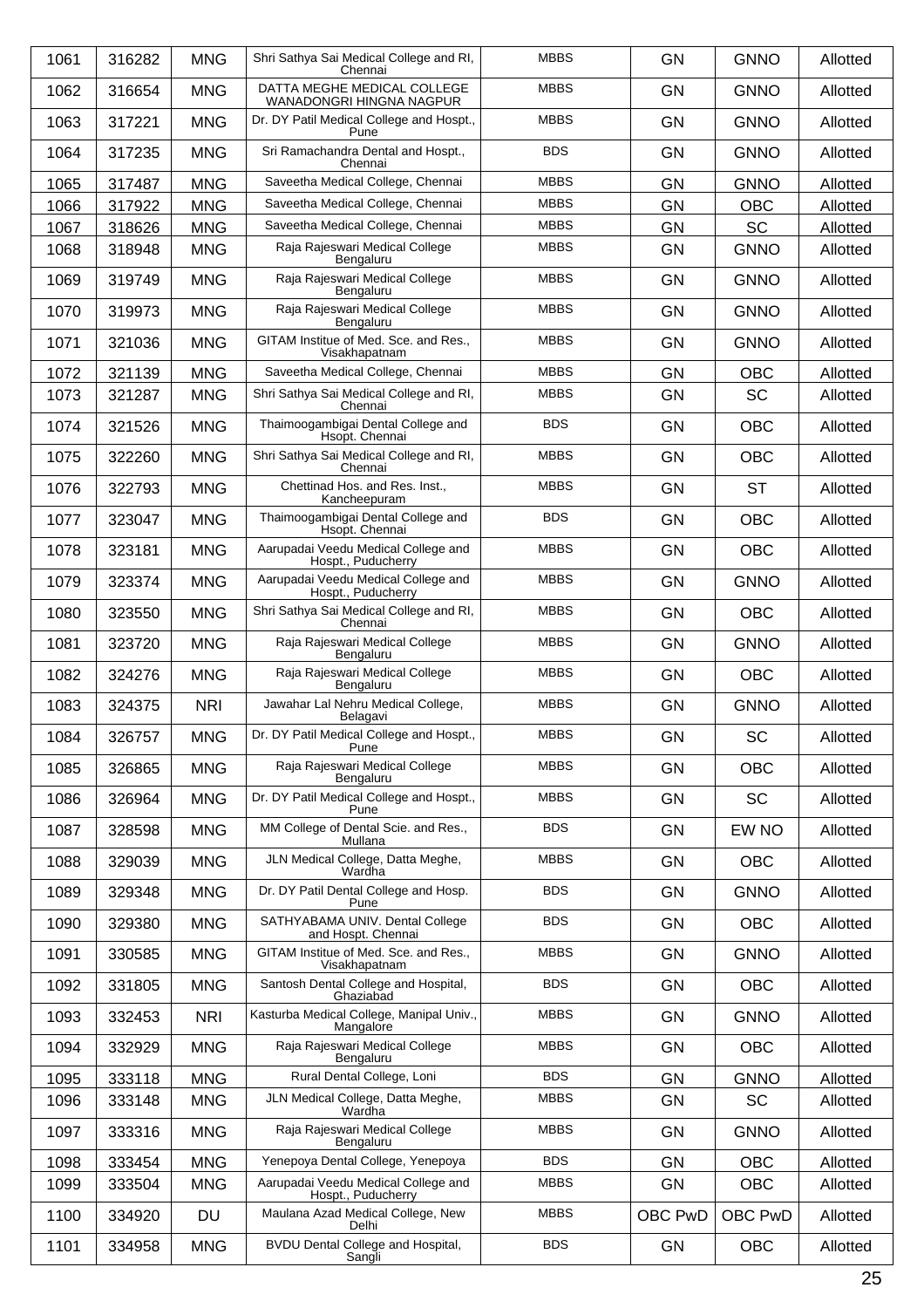| 1061 | 316282 | MNG | Shri Sathya Sai Medical College and RI, Chennai | MBBS | GN | GNNO | Allotted |
|---|---|---|---|---|---|---|---|
| 1062 | 316654 | MNG | DATTA MEGHE MEDICAL COLLEGE WANADONGRI HINGNA NAGPUR | MBBS | GN | GNNO | Allotted |
| 1063 | 317221 | MNG | Dr. DY Patil Medical College and Hospt., Pune | MBBS | GN | GNNO | Allotted |
| 1064 | 317235 | MNG | Sri Ramachandra Dental and Hospt., Chennai | BDS | GN | GNNO | Allotted |
| 1065 | 317487 | MNG | Saveetha Medical College, Chennai | MBBS | GN | GNNO | Allotted |
| 1066 | 317922 | MNG | Saveetha Medical College, Chennai | MBBS | GN | OBC | Allotted |
| 1067 | 318626 | MNG | Saveetha Medical College, Chennai | MBBS | GN | SC | Allotted |
| 1068 | 318948 | MNG | Raja Rajeswari Medical College Bengaluru | MBBS | GN | GNNO | Allotted |
| 1069 | 319749 | MNG | Raja Rajeswari Medical College Bengaluru | MBBS | GN | GNNO | Allotted |
| 1070 | 319973 | MNG | Raja Rajeswari Medical College Bengaluru | MBBS | GN | GNNO | Allotted |
| 1071 | 321036 | MNG | GITAM Institue of Med. Sce. and Res., Visakhapatnam | MBBS | GN | GNNO | Allotted |
| 1072 | 321139 | MNG | Saveetha Medical College, Chennai | MBBS | GN | OBC | Allotted |
| 1073 | 321287 | MNG | Shri Sathya Sai Medical College and RI, Chennai | MBBS | GN | SC | Allotted |
| 1074 | 321526 | MNG | Thaimoogambigai Dental College and Hsopt. Chennai | BDS | GN | OBC | Allotted |
| 1075 | 322260 | MNG | Shri Sathya Sai Medical College and RI, Chennai | MBBS | GN | OBC | Allotted |
| 1076 | 322793 | MNG | Chettinad Hos. and Res. Inst., Kancheepuram | MBBS | GN | ST | Allotted |
| 1077 | 323047 | MNG | Thaimoogambigai Dental College and Hsopt. Chennai | BDS | GN | OBC | Allotted |
| 1078 | 323181 | MNG | Aarupadai Veedu Medical College and Hospt., Puducherry | MBBS | GN | OBC | Allotted |
| 1079 | 323374 | MNG | Aarupadai Veedu Medical College and Hospt., Puducherry | MBBS | GN | GNNO | Allotted |
| 1080 | 323550 | MNG | Shri Sathya Sai Medical College and RI, Chennai | MBBS | GN | OBC | Allotted |
| 1081 | 323720 | MNG | Raja Rajeswari Medical College Bengaluru | MBBS | GN | GNNO | Allotted |
| 1082 | 324276 | MNG | Raja Rajeswari Medical College Bengaluru | MBBS | GN | OBC | Allotted |
| 1083 | 324375 | NRI | Jawahar Lal Nehru Medical College, Belagavi | MBBS | GN | GNNO | Allotted |
| 1084 | 326757 | MNG | Dr. DY Patil Medical College and Hospt., Pune | MBBS | GN | SC | Allotted |
| 1085 | 326865 | MNG | Raja Rajeswari Medical College Bengaluru | MBBS | GN | OBC | Allotted |
| 1086 | 326964 | MNG | Dr. DY Patil Medical College and Hospt., Pune | MBBS | GN | SC | Allotted |
| 1087 | 328598 | MNG | MM College of Dental Scie. and Res., Mullana | BDS | GN | EW NO | Allotted |
| 1088 | 329039 | MNG | JLN Medical College, Datta Meghe, Wardha | MBBS | GN | OBC | Allotted |
| 1089 | 329348 | MNG | Dr. DY Patil Dental College and Hosp. Pune | BDS | GN | GNNO | Allotted |
| 1090 | 329380 | MNG | SATHYABAMA UNIV. Dental College and Hospt. Chennai | BDS | GN | OBC | Allotted |
| 1091 | 330585 | MNG | GITAM Institue of Med. Sce. and Res., Visakhapatnam | MBBS | GN | GNNO | Allotted |
| 1092 | 331805 | MNG | Santosh Dental College and Hospital, Ghaziabad | BDS | GN | OBC | Allotted |
| 1093 | 332453 | NRI | Kasturba Medical College, Manipal Univ., Mangalore | MBBS | GN | GNNO | Allotted |
| 1094 | 332929 | MNG | Raja Rajeswari Medical College Bengaluru | MBBS | GN | OBC | Allotted |
| 1095 | 333118 | MNG | Rural Dental College, Loni | BDS | GN | GNNO | Allotted |
| 1096 | 333148 | MNG | JLN Medical College, Datta Meghe, Wardha | MBBS | GN | SC | Allotted |
| 1097 | 333316 | MNG | Raja Rajeswari Medical College Bengaluru | MBBS | GN | GNNO | Allotted |
| 1098 | 333454 | MNG | Yenepoya Dental College, Yenepoya | BDS | GN | OBC | Allotted |
| 1099 | 333504 | MNG | Aarupadai Veedu Medical College and Hospt., Puducherry | MBBS | GN | OBC | Allotted |
| 1100 | 334920 | DU | Maulana Azad Medical College, New Delhi | MBBS | OBC PwD | OBC PwD | Allotted |
| 1101 | 334958 | MNG | BVDU Dental College and Hospital, Sangli | BDS | GN | OBC | Allotted |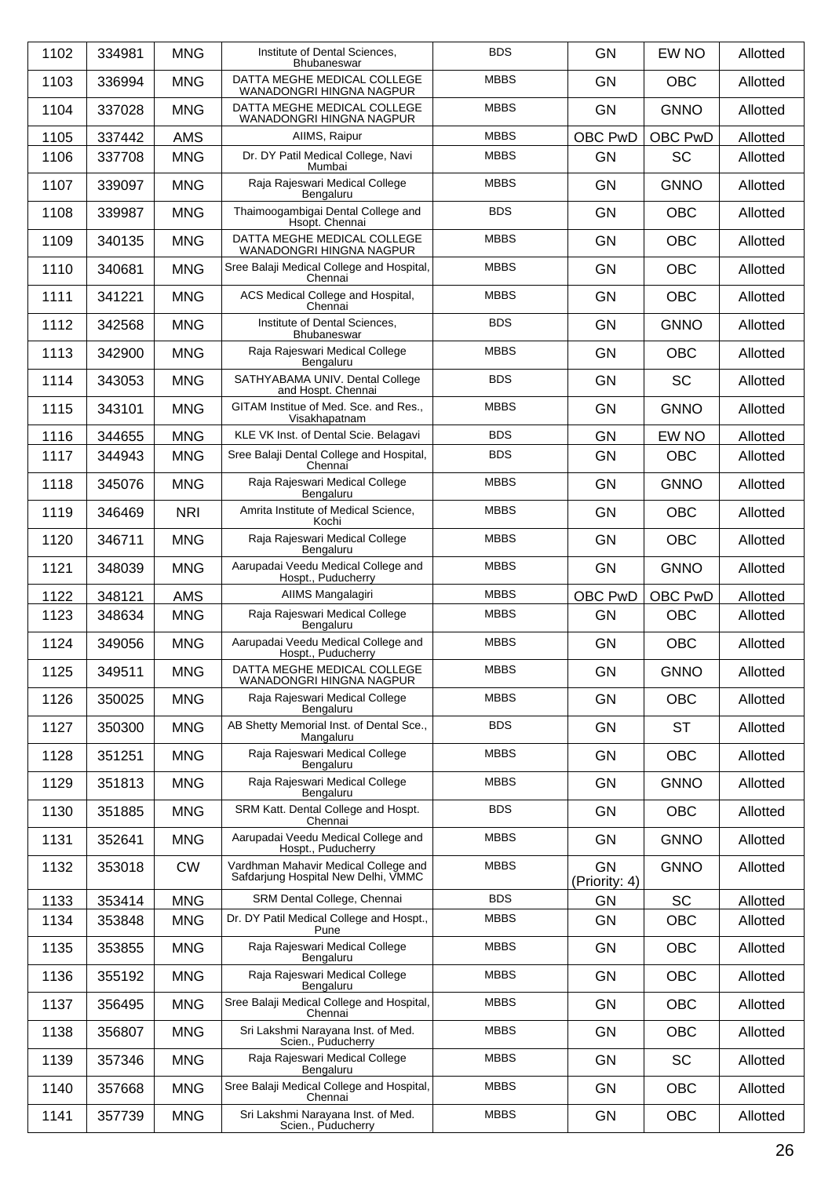| 1102 | 334981 | MNG | Institute of Dental Sciences, Bhubaneswar | BDS | GN | EW NO | Allotted |
|---|---|---|---|---|---|---|---|
| 1103 | 336994 | MNG | DATTA MEGHE MEDICAL COLLEGE WANADONGRI HINGNA NAGPUR | MBBS | GN | OBC | Allotted |
| 1104 | 337028 | MNG | DATTA MEGHE MEDICAL COLLEGE WANADONGRI HINGNA NAGPUR | MBBS | GN | GNNO | Allotted |
| 1105 | 337442 | AMS | AIIMS, Raipur | MBBS | OBC PwD | OBC PwD | Allotted |
| 1106 | 337708 | MNG | Dr. DY Patil Medical College, Navi Mumbai | MBBS | GN | SC | Allotted |
| 1107 | 339097 | MNG | Raja Rajeswari Medical College Bengaluru | MBBS | GN | GNNO | Allotted |
| 1108 | 339987 | MNG | Thaimoogambigai Dental College and Hsopt. Chennai | BDS | GN | OBC | Allotted |
| 1109 | 340135 | MNG | DATTA MEGHE MEDICAL COLLEGE WANADONGRI HINGNA NAGPUR | MBBS | GN | OBC | Allotted |
| 1110 | 340681 | MNG | Sree Balaji Medical College and Hospital, Chennai | MBBS | GN | OBC | Allotted |
| 1111 | 341221 | MNG | ACS Medical College and Hospital, Chennai | MBBS | GN | OBC | Allotted |
| 1112 | 342568 | MNG | Institute of Dental Sciences, Bhubaneswar | BDS | GN | GNNO | Allotted |
| 1113 | 342900 | MNG | Raja Rajeswari Medical College Bengaluru | MBBS | GN | OBC | Allotted |
| 1114 | 343053 | MNG | SATHYABAMA UNIV. Dental College and Hospt. Chennai | BDS | GN | SC | Allotted |
| 1115 | 343101 | MNG | GITAM Institue of Med. Sce. and Res., Visakhapatnam | MBBS | GN | GNNO | Allotted |
| 1116 | 344655 | MNG | KLE VK Inst. of Dental Scie. Belagavi | BDS | GN | EW NO | Allotted |
| 1117 | 344943 | MNG | Sree Balaji Dental College and Hospital, Chennai | BDS | GN | OBC | Allotted |
| 1118 | 345076 | MNG | Raja Rajeswari Medical College Bengaluru | MBBS | GN | GNNO | Allotted |
| 1119 | 346469 | NRI | Amrita Institute of Medical Science, Kochi | MBBS | GN | OBC | Allotted |
| 1120 | 346711 | MNG | Raja Rajeswari Medical College Bengaluru | MBBS | GN | OBC | Allotted |
| 1121 | 348039 | MNG | Aarupadai Veedu Medical College and Hospt., Puducherry | MBBS | GN | GNNO | Allotted |
| 1122 | 348121 | AMS | AIIMS Mangalagiri | MBBS | OBC PwD | OBC PwD | Allotted |
| 1123 | 348634 | MNG | Raja Rajeswari Medical College Bengaluru | MBBS | GN | OBC | Allotted |
| 1124 | 349056 | MNG | Aarupadai Veedu Medical College and Hospt., Puducherry | MBBS | GN | OBC | Allotted |
| 1125 | 349511 | MNG | DATTA MEGHE MEDICAL COLLEGE WANADONGRI HINGNA NAGPUR | MBBS | GN | GNNO | Allotted |
| 1126 | 350025 | MNG | Raja Rajeswari Medical College Bengaluru | MBBS | GN | OBC | Allotted |
| 1127 | 350300 | MNG | AB Shetty Memorial Inst. of Dental Sce., Mangaluru | BDS | GN | ST | Allotted |
| 1128 | 351251 | MNG | Raja Rajeswari Medical College Bengaluru | MBBS | GN | OBC | Allotted |
| 1129 | 351813 | MNG | Raja Rajeswari Medical College Bengaluru | MBBS | GN | GNNO | Allotted |
| 1130 | 351885 | MNG | SRM Katt. Dental College and Hospt. Chennai | BDS | GN | OBC | Allotted |
| 1131 | 352641 | MNG | Aarupadai Veedu Medical College and Hospt., Puducherry | MBBS | GN | GNNO | Allotted |
| 1132 | 353018 | CW | Vardhman Mahavir Medical College and Safdarjung Hospital New Delhi, VMMC | MBBS | GN (Priority: 4) | GNNO | Allotted |
| 1133 | 353414 | MNG | SRM Dental College, Chennai | BDS | GN | SC | Allotted |
| 1134 | 353848 | MNG | Dr. DY Patil Medical College and Hospt., Pune | MBBS | GN | OBC | Allotted |
| 1135 | 353855 | MNG | Raja Rajeswari Medical College Bengaluru | MBBS | GN | OBC | Allotted |
| 1136 | 355192 | MNG | Raja Rajeswari Medical College Bengaluru | MBBS | GN | OBC | Allotted |
| 1137 | 356495 | MNG | Sree Balaji Medical College and Hospital, Chennai | MBBS | GN | OBC | Allotted |
| 1138 | 356807 | MNG | Sri Lakshmi Narayana Inst. of Med. Scien., Puducherry | MBBS | GN | OBC | Allotted |
| 1139 | 357346 | MNG | Raja Rajeswari Medical College Bengaluru | MBBS | GN | SC | Allotted |
| 1140 | 357668 | MNG | Sree Balaji Medical College and Hospital, Chennai | MBBS | GN | OBC | Allotted |
| 1141 | 357739 | MNG | Sri Lakshmi Narayana Inst. of Med. Scien., Puducherry | MBBS | GN | OBC | Allotted |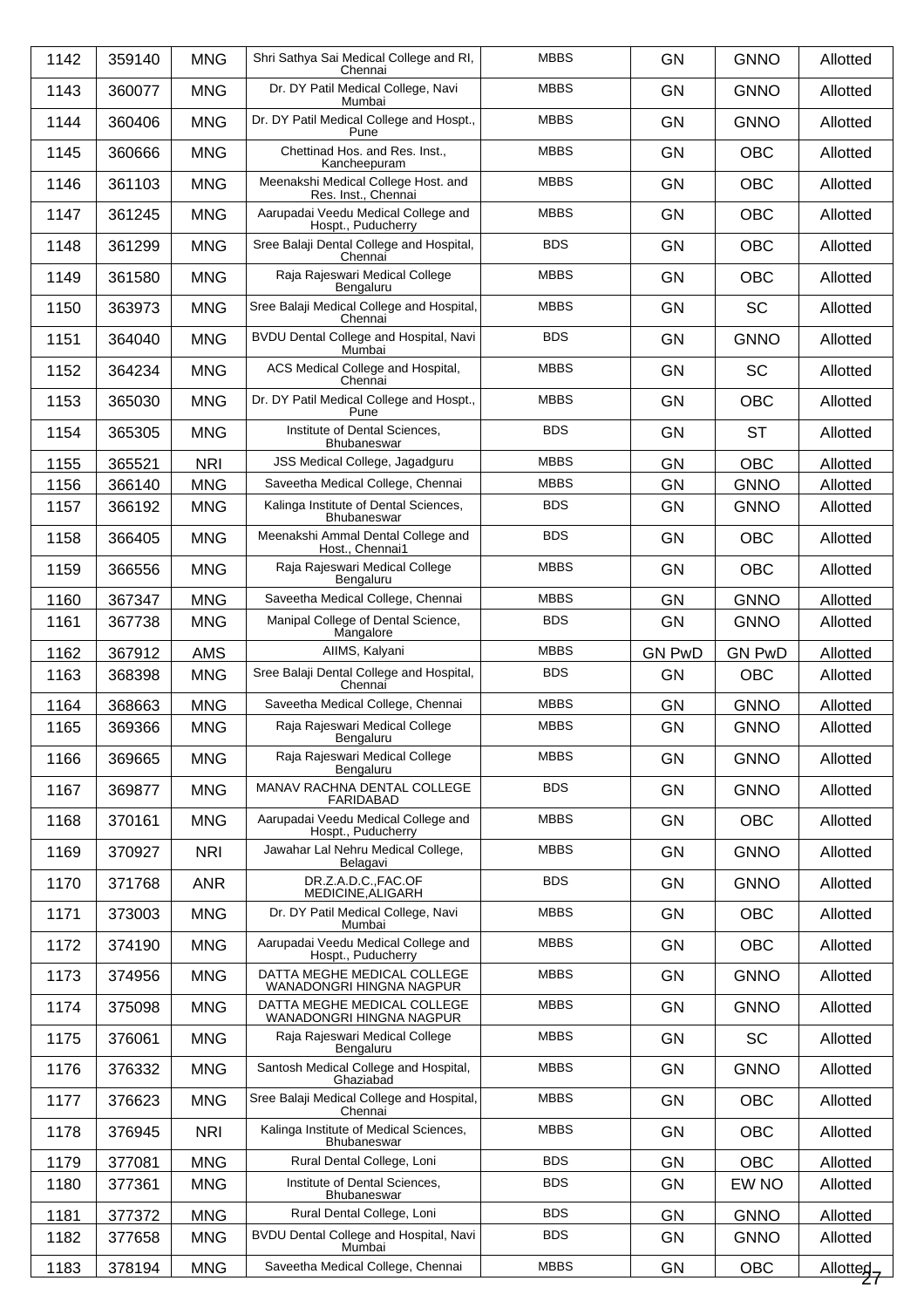| 1142 | 359140 | MNG | Shri Sathya Sai Medical College and RI, Chennai | MBBS | GN | GNNO | Allotted |
|---|---|---|---|---|---|---|---|
| 1143 | 360077 | MNG | Dr. DY Patil Medical College, Navi Mumbai | MBBS | GN | GNNO | Allotted |
| 1144 | 360406 | MNG | Dr. DY Patil Medical College and Hospt., Pune | MBBS | GN | GNNO | Allotted |
| 1145 | 360666 | MNG | Chettinad Hos. and Res. Inst., Kancheepuram | MBBS | GN | OBC | Allotted |
| 1146 | 361103 | MNG | Meenakshi Medical College Host. and Res. Inst., Chennai | MBBS | GN | OBC | Allotted |
| 1147 | 361245 | MNG | Aarupadai Veedu Medical College and Hospt., Puducherry | MBBS | GN | OBC | Allotted |
| 1148 | 361299 | MNG | Sree Balaji Dental College and Hospital, Chennai | BDS | GN | OBC | Allotted |
| 1149 | 361580 | MNG | Raja Rajeswari Medical College Bengaluru | MBBS | GN | OBC | Allotted |
| 1150 | 363973 | MNG | Sree Balaji Medical College and Hospital, Chennai | MBBS | GN | SC | Allotted |
| 1151 | 364040 | MNG | BVDU Dental College and Hospital, Navi Mumbai | BDS | GN | GNNO | Allotted |
| 1152 | 364234 | MNG | ACS Medical College and Hospital, Chennai | MBBS | GN | SC | Allotted |
| 1153 | 365030 | MNG | Dr. DY Patil Medical College and Hospt., Pune | MBBS | GN | OBC | Allotted |
| 1154 | 365305 | MNG | Institute of Dental Sciences, Bhubaneswar | BDS | GN | ST | Allotted |
| 1155 | 365521 | NRI | JSS Medical College, Jagadguru | MBBS | GN | OBC | Allotted |
| 1156 | 366140 | MNG | Saveetha Medical College, Chennai | MBBS | GN | GNNO | Allotted |
| 1157 | 366192 | MNG | Kalinga Institute of Dental Sciences, Bhubaneswar | BDS | GN | GNNO | Allotted |
| 1158 | 366405 | MNG | Meenakshi Ammal Dental College and Host., Chennai1 | BDS | GN | OBC | Allotted |
| 1159 | 366556 | MNG | Raja Rajeswari Medical College Bengaluru | MBBS | GN | OBC | Allotted |
| 1160 | 367347 | MNG | Saveetha Medical College, Chennai | MBBS | GN | GNNO | Allotted |
| 1161 | 367738 | MNG | Manipal College of Dental Science, Mangalore | BDS | GN | GNNO | Allotted |
| 1162 | 367912 | AMS | AIIMS, Kalyani | MBBS | GN PwD | GN PwD | Allotted |
| 1163 | 368398 | MNG | Sree Balaji Dental College and Hospital, Chennai | BDS | GN | OBC | Allotted |
| 1164 | 368663 | MNG | Saveetha Medical College, Chennai | MBBS | GN | GNNO | Allotted |
| 1165 | 369366 | MNG | Raja Rajeswari Medical College Bengaluru | MBBS | GN | GNNO | Allotted |
| 1166 | 369665 | MNG | Raja Rajeswari Medical College Bengaluru | MBBS | GN | GNNO | Allotted |
| 1167 | 369877 | MNG | MANAV RACHNA DENTAL COLLEGE FARIDABAD | BDS | GN | GNNO | Allotted |
| 1168 | 370161 | MNG | Aarupadai Veedu Medical College and Hospt., Puducherry | MBBS | GN | OBC | Allotted |
| 1169 | 370927 | NRI | Jawahar Lal Nehru Medical College, Belagavi | MBBS | GN | GNNO | Allotted |
| 1170 | 371768 | ANR | DR.Z.A.D.C.,FAC.OF MEDICINE,ALIGARH | BDS | GN | GNNO | Allotted |
| 1171 | 373003 | MNG | Dr. DY Patil Medical College, Navi Mumbai | MBBS | GN | OBC | Allotted |
| 1172 | 374190 | MNG | Aarupadai Veedu Medical College and Hospt., Puducherry | MBBS | GN | OBC | Allotted |
| 1173 | 374956 | MNG | DATTA MEGHE MEDICAL COLLEGE WANADONGRI HINGNA NAGPUR | MBBS | GN | GNNO | Allotted |
| 1174 | 375098 | MNG | DATTA MEGHE MEDICAL COLLEGE WANADONGRI HINGNA NAGPUR | MBBS | GN | GNNO | Allotted |
| 1175 | 376061 | MNG | Raja Rajeswari Medical College Bengaluru | MBBS | GN | SC | Allotted |
| 1176 | 376332 | MNG | Santosh Medical College and Hospital, Ghaziabad | MBBS | GN | GNNO | Allotted |
| 1177 | 376623 | MNG | Sree Balaji Medical College and Hospital, Chennai | MBBS | GN | OBC | Allotted |
| 1178 | 376945 | NRI | Kalinga Institute of Medical Sciences, Bhubaneswar | MBBS | GN | OBC | Allotted |
| 1179 | 377081 | MNG | Rural Dental College, Loni | BDS | GN | OBC | Allotted |
| 1180 | 377361 | MNG | Institute of Dental Sciences, Bhubaneswar | BDS | GN | EW NO | Allotted |
| 1181 | 377372 | MNG | Rural Dental College, Loni | BDS | GN | GNNO | Allotted |
| 1182 | 377658 | MNG | BVDU Dental College and Hospital, Navi Mumbai | BDS | GN | GNNO | Allotted |
| 1183 | 378194 | MNG | Saveetha Medical College, Chennai | MBBS | GN | OBC | Allotted |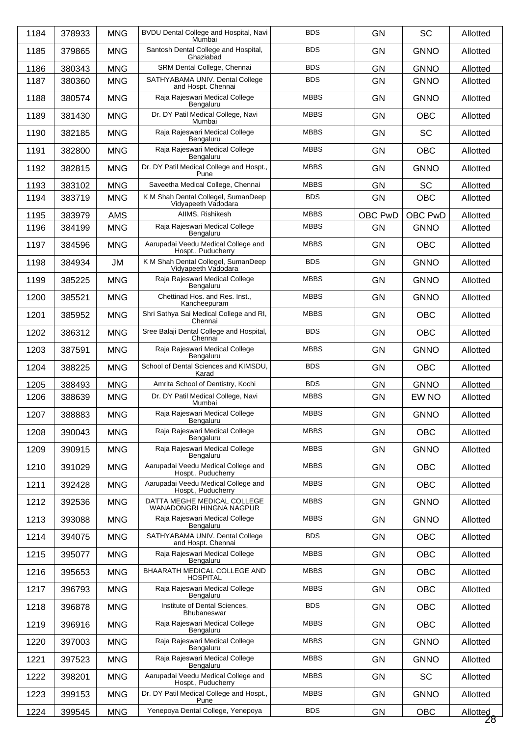| 1184 | 378933 | MNG | BVDU Dental College and Hospital, Navi Mumbai | BDS | GN | SC | Allotted |
|---|---|---|---|---|---|---|---|
| 1185 | 379865 | MNG | Santosh Dental College and Hospital, Ghaziabad | BDS | GN | GNNO | Allotted |
| 1186 | 380343 | MNG | SRM Dental College, Chennai | BDS | GN | GNNO | Allotted |
| 1187 | 380360 | MNG | SATHYABAMA UNIV. Dental College and Hospt. Chennai | BDS | GN | GNNO | Allotted |
| 1188 | 380574 | MNG | Raja Rajeswari Medical College Bengaluru | MBBS | GN | GNNO | Allotted |
| 1189 | 381430 | MNG | Dr. DY Patil Medical College, Navi Mumbai | MBBS | GN | OBC | Allotted |
| 1190 | 382185 | MNG | Raja Rajeswari Medical College Bengaluru | MBBS | GN | SC | Allotted |
| 1191 | 382800 | MNG | Raja Rajeswari Medical College Bengaluru | MBBS | GN | OBC | Allotted |
| 1192 | 382815 | MNG | Dr. DY Patil Medical College and Hospt., Pune | MBBS | GN | GNNO | Allotted |
| 1193 | 383102 | MNG | Saveetha Medical College, Chennai | MBBS | GN | SC | Allotted |
| 1194 | 383719 | MNG | K M Shah Dental Collegel, SumanDeep Vidyapeeth Vadodara | BDS | GN | OBC | Allotted |
| 1195 | 383979 | AMS | AIIMS, Rishikesh | MBBS | OBC PwD | OBC PwD | Allotted |
| 1196 | 384199 | MNG | Raja Rajeswari Medical College Bengaluru | MBBS | GN | GNNO | Allotted |
| 1197 | 384596 | MNG | Aarupadai Veedu Medical College and Hospt., Puducherry | MBBS | GN | OBC | Allotted |
| 1198 | 384934 | JM | K M Shah Dental Collegel, SumanDeep Vidyapeeth Vadodara | BDS | GN | GNNO | Allotted |
| 1199 | 385225 | MNG | Raja Rajeswari Medical College Bengaluru | MBBS | GN | GNNO | Allotted |
| 1200 | 385521 | MNG | Chettinad Hos. and Res. Inst., Kancheepuram | MBBS | GN | GNNO | Allotted |
| 1201 | 385952 | MNG | Shri Sathya Sai Medical College and RI, Chennai | MBBS | GN | OBC | Allotted |
| 1202 | 386312 | MNG | Sree Balaji Dental College and Hospital, Chennai | BDS | GN | OBC | Allotted |
| 1203 | 387591 | MNG | Raja Rajeswari Medical College Bengaluru | MBBS | GN | GNNO | Allotted |
| 1204 | 388225 | MNG | School of Dental Sciences and KIMSDU, Karad | BDS | GN | OBC | Allotted |
| 1205 | 388493 | MNG | Amrita School of Dentistry, Kochi | BDS | GN | GNNO | Allotted |
| 1206 | 388639 | MNG | Dr. DY Patil Medical College, Navi Mumbai | MBBS | GN | EW NO | Allotted |
| 1207 | 388883 | MNG | Raja Rajeswari Medical College Bengaluru | MBBS | GN | GNNO | Allotted |
| 1208 | 390043 | MNG | Raja Rajeswari Medical College Bengaluru | MBBS | GN | OBC | Allotted |
| 1209 | 390915 | MNG | Raja Rajeswari Medical College Bengaluru | MBBS | GN | GNNO | Allotted |
| 1210 | 391029 | MNG | Aarupadai Veedu Medical College and Hospt., Puducherry | MBBS | GN | OBC | Allotted |
| 1211 | 392428 | MNG | Aarupadai Veedu Medical College and Hospt., Puducherry | MBBS | GN | OBC | Allotted |
| 1212 | 392536 | MNG | DATTA MEGHE MEDICAL COLLEGE WANADONGRI HINGNA NAGPUR | MBBS | GN | GNNO | Allotted |
| 1213 | 393088 | MNG | Raja Rajeswari Medical College Bengaluru | MBBS | GN | GNNO | Allotted |
| 1214 | 394075 | MNG | SATHYABAMA UNIV. Dental College and Hospt. Chennai | BDS | GN | OBC | Allotted |
| 1215 | 395077 | MNG | Raja Rajeswari Medical College Bengaluru | MBBS | GN | OBC | Allotted |
| 1216 | 395653 | MNG | BHAARATH MEDICAL COLLEGE AND HOSPITAL | MBBS | GN | OBC | Allotted |
| 1217 | 396793 | MNG | Raja Rajeswari Medical College Bengaluru | MBBS | GN | OBC | Allotted |
| 1218 | 396878 | MNG | Institute of Dental Sciences, Bhubaneswar | BDS | GN | OBC | Allotted |
| 1219 | 396916 | MNG | Raja Rajeswari Medical College Bengaluru | MBBS | GN | OBC | Allotted |
| 1220 | 397003 | MNG | Raja Rajeswari Medical College Bengaluru | MBBS | GN | GNNO | Allotted |
| 1221 | 397523 | MNG | Raja Rajeswari Medical College Bengaluru | MBBS | GN | GNNO | Allotted |
| 1222 | 398201 | MNG | Aarupadai Veedu Medical College and Hospt., Puducherry | MBBS | GN | SC | Allotted |
| 1223 | 399153 | MNG | Dr. DY Patil Medical College and Hospt., Pune | MBBS | GN | GNNO | Allotted |
| 1224 | 399545 | MNG | Yenepoya Dental College, Yenepoya | BDS | GN | OBC | Allotted |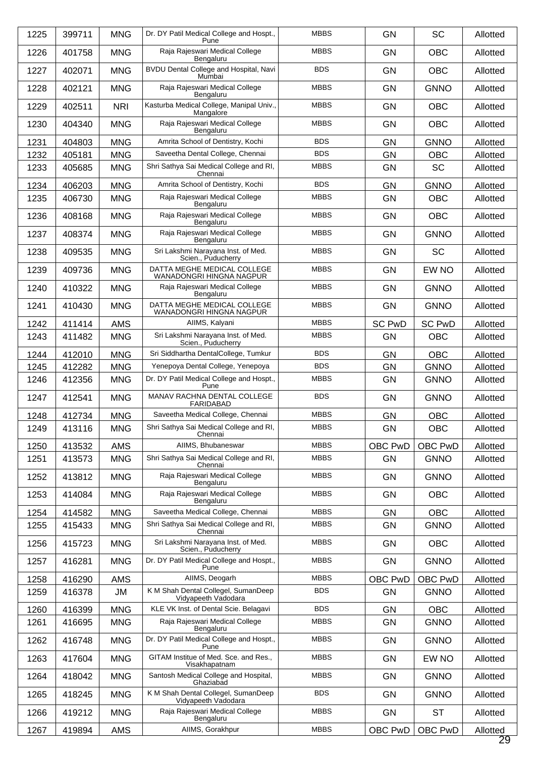| 1225 | 399711 | MNG | Dr. DY Patil Medical College and Hospt., Pune | MBBS | GN | SC | Allotted |
|---|---|---|---|---|---|---|---|
| 1226 | 401758 | MNG | Raja Rajeswari Medical College Bengaluru | MBBS | GN | OBC | Allotted |
| 1227 | 402071 | MNG | BVDU Dental College and Hospital, Navi Mumbai | BDS | GN | OBC | Allotted |
| 1228 | 402121 | MNG | Raja Rajeswari Medical College Bengaluru | MBBS | GN | GNNO | Allotted |
| 1229 | 402511 | NRI | Kasturba Medical College, Manipal Univ., Mangalore | MBBS | GN | OBC | Allotted |
| 1230 | 404340 | MNG | Raja Rajeswari Medical College Bengaluru | MBBS | GN | OBC | Allotted |
| 1231 | 404803 | MNG | Amrita School of Dentistry, Kochi | BDS | GN | GNNO | Allotted |
| 1232 | 405181 | MNG | Saveetha Dental College, Chennai | BDS | GN | OBC | Allotted |
| 1233 | 405685 | MNG | Shri Sathya Sai Medical College and RI, Chennai | MBBS | GN | SC | Allotted |
| 1234 | 406203 | MNG | Amrita School of Dentistry, Kochi | BDS | GN | GNNO | Allotted |
| 1235 | 406730 | MNG | Raja Rajeswari Medical College Bengaluru | MBBS | GN | OBC | Allotted |
| 1236 | 408168 | MNG | Raja Rajeswari Medical College Bengaluru | MBBS | GN | OBC | Allotted |
| 1237 | 408374 | MNG | Raja Rajeswari Medical College Bengaluru | MBBS | GN | GNNO | Allotted |
| 1238 | 409535 | MNG | Sri Lakshmi Narayana Inst. of Med. Scien., Puducherry | MBBS | GN | SC | Allotted |
| 1239 | 409736 | MNG | DATTA MEGHE MEDICAL COLLEGE WANADONGRI HINGNA NAGPUR | MBBS | GN | EW NO | Allotted |
| 1240 | 410322 | MNG | Raja Rajeswari Medical College Bengaluru | MBBS | GN | GNNO | Allotted |
| 1241 | 410430 | MNG | DATTA MEGHE MEDICAL COLLEGE WANADONGRI HINGNA NAGPUR | MBBS | GN | GNNO | Allotted |
| 1242 | 411414 | AMS | AIIMS, Kalyani | MBBS | SC PwD | SC PwD | Allotted |
| 1243 | 411482 | MNG | Sri Lakshmi Narayana Inst. of Med. Scien., Puducherry | MBBS | GN | OBC | Allotted |
| 1244 | 412010 | MNG | Sri Siddhartha DentalCollege, Tumkur | BDS | GN | OBC | Allotted |
| 1245 | 412282 | MNG | Yenepoya Dental College, Yenepoya | BDS | GN | GNNO | Allotted |
| 1246 | 412356 | MNG | Dr. DY Patil Medical College and Hospt., Pune | MBBS | GN | GNNO | Allotted |
| 1247 | 412541 | MNG | MANAV RACHNA DENTAL COLLEGE FARIDABAD | BDS | GN | GNNO | Allotted |
| 1248 | 412734 | MNG | Saveetha Medical College, Chennai | MBBS | GN | OBC | Allotted |
| 1249 | 413116 | MNG | Shri Sathya Sai Medical College and RI, Chennai | MBBS | GN | OBC | Allotted |
| 1250 | 413532 | AMS | AIIMS, Bhubaneswar | MBBS | OBC PwD | OBC PwD | Allotted |
| 1251 | 413573 | MNG | Shri Sathya Sai Medical College and RI, Chennai | MBBS | GN | GNNO | Allotted |
| 1252 | 413812 | MNG | Raja Rajeswari Medical College Bengaluru | MBBS | GN | GNNO | Allotted |
| 1253 | 414084 | MNG | Raja Rajeswari Medical College Bengaluru | MBBS | GN | OBC | Allotted |
| 1254 | 414582 | MNG | Saveetha Medical College, Chennai | MBBS | GN | OBC | Allotted |
| 1255 | 415433 | MNG | Shri Sathya Sai Medical College and RI, Chennai | MBBS | GN | GNNO | Allotted |
| 1256 | 415723 | MNG | Sri Lakshmi Narayana Inst. of Med. Scien., Puducherry | MBBS | GN | OBC | Allotted |
| 1257 | 416281 | MNG | Dr. DY Patil Medical College and Hospt., Pune | MBBS | GN | GNNO | Allotted |
| 1258 | 416290 | AMS | AIIMS, Deogarh | MBBS | OBC PwD | OBC PwD | Allotted |
| 1259 | 416378 | JM | K M Shah Dental Collegel, SumanDeep Vidyapeeth Vadodara | BDS | GN | GNNO | Allotted |
| 1260 | 416399 | MNG | KLE VK Inst. of Dental Scie. Belagavi | BDS | GN | OBC | Allotted |
| 1261 | 416695 | MNG | Raja Rajeswari Medical College Bengaluru | MBBS | GN | GNNO | Allotted |
| 1262 | 416748 | MNG | Dr. DY Patil Medical College and Hospt., Pune | MBBS | GN | GNNO | Allotted |
| 1263 | 417604 | MNG | GITAM Institue of Med. Sce. and Res., Visakhapatnam | MBBS | GN | EW NO | Allotted |
| 1264 | 418042 | MNG | Santosh Medical College and Hospital, Ghaziabad | MBBS | GN | GNNO | Allotted |
| 1265 | 418245 | MNG | K M Shah Dental Collegel, SumanDeep Vidyapeeth Vadodara | BDS | GN | GNNO | Allotted |
| 1266 | 419212 | MNG | Raja Rajeswari Medical College Bengaluru | MBBS | GN | ST | Allotted |
| 1267 | 419894 | AMS | AIIMS, Gorakhpur | MBBS | OBC PwD | OBC PwD | Allotted |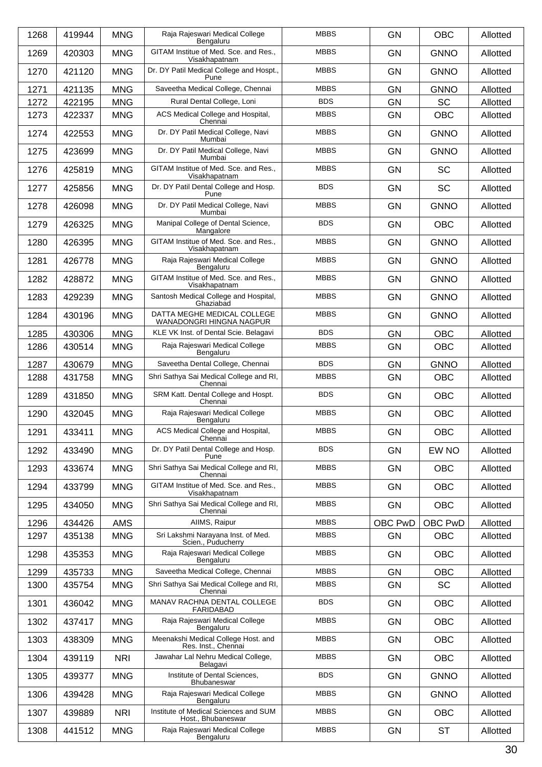| 1268 | 419944 | MNG | Raja Rajeswari Medical College Bengaluru | MBBS | GN | OBC | Allotted |
|---|---|---|---|---|---|---|---|
| 1269 | 420303 | MNG | GITAM Institue of Med. Sce. and Res., Visakhapatnam | MBBS | GN | GNNO | Allotted |
| 1270 | 421120 | MNG | Dr. DY Patil Medical College and Hospt., Pune | MBBS | GN | GNNO | Allotted |
| 1271 | 421135 | MNG | Saveetha Medical College, Chennai | MBBS | GN | GNNO | Allotted |
| 1272 | 422195 | MNG | Rural Dental College, Loni | BDS | GN | SC | Allotted |
| 1273 | 422337 | MNG | ACS Medical College and Hospital, Chennai | MBBS | GN | OBC | Allotted |
| 1274 | 422553 | MNG | Dr. DY Patil Medical College, Navi Mumbai | MBBS | GN | GNNO | Allotted |
| 1275 | 423699 | MNG | Dr. DY Patil Medical College, Navi Mumbai | MBBS | GN | GNNO | Allotted |
| 1276 | 425819 | MNG | GITAM Institue of Med. Sce. and Res., Visakhapatnam | MBBS | GN | SC | Allotted |
| 1277 | 425856 | MNG | Dr. DY Patil Dental College and Hosp. Pune | BDS | GN | SC | Allotted |
| 1278 | 426098 | MNG | Dr. DY Patil Medical College, Navi Mumbai | MBBS | GN | GNNO | Allotted |
| 1279 | 426325 | MNG | Manipal College of Dental Science, Mangalore | BDS | GN | OBC | Allotted |
| 1280 | 426395 | MNG | GITAM Institue of Med. Sce. and Res., Visakhapatnam | MBBS | GN | GNNO | Allotted |
| 1281 | 426778 | MNG | Raja Rajeswari Medical College Bengaluru | MBBS | GN | GNNO | Allotted |
| 1282 | 428872 | MNG | GITAM Institue of Med. Sce. and Res., Visakhapatnam | MBBS | GN | GNNO | Allotted |
| 1283 | 429239 | MNG | Santosh Medical College and Hospital, Ghaziabad | MBBS | GN | GNNO | Allotted |
| 1284 | 430196 | MNG | DATTA MEGHE MEDICAL COLLEGE WANADONGRI HINGNA NAGPUR | MBBS | GN | GNNO | Allotted |
| 1285 | 430306 | MNG | KLE VK Inst. of Dental Scie. Belagavi | BDS | GN | OBC | Allotted |
| 1286 | 430514 | MNG | Raja Rajeswari Medical College Bengaluru | MBBS | GN | OBC | Allotted |
| 1287 | 430679 | MNG | Saveetha Dental College, Chennai | BDS | GN | GNNO | Allotted |
| 1288 | 431758 | MNG | Shri Sathya Sai Medical College and RI, Chennai | MBBS | GN | OBC | Allotted |
| 1289 | 431850 | MNG | SRM Katt. Dental College and Hospt. Chennai | BDS | GN | OBC | Allotted |
| 1290 | 432045 | MNG | Raja Rajeswari Medical College Bengaluru | MBBS | GN | OBC | Allotted |
| 1291 | 433411 | MNG | ACS Medical College and Hospital, Chennai | MBBS | GN | OBC | Allotted |
| 1292 | 433490 | MNG | Dr. DY Patil Dental College and Hosp. Pune | BDS | GN | EW NO | Allotted |
| 1293 | 433674 | MNG | Shri Sathya Sai Medical College and RI, Chennai | MBBS | GN | OBC | Allotted |
| 1294 | 433799 | MNG | GITAM Institue of Med. Sce. and Res., Visakhapatnam | MBBS | GN | OBC | Allotted |
| 1295 | 434050 | MNG | Shri Sathya Sai Medical College and RI, Chennai | MBBS | GN | OBC | Allotted |
| 1296 | 434426 | AMS | AIIMS, Raipur | MBBS | OBC PwD | OBC PwD | Allotted |
| 1297 | 435138 | MNG | Sri Lakshmi Narayana Inst. of Med. Scien., Puducherry | MBBS | GN | OBC | Allotted |
| 1298 | 435353 | MNG | Raja Rajeswari Medical College Bengaluru | MBBS | GN | OBC | Allotted |
| 1299 | 435733 | MNG | Saveetha Medical College, Chennai | MBBS | GN | OBC | Allotted |
| 1300 | 435754 | MNG | Shri Sathya Sai Medical College and RI, Chennai | MBBS | GN | SC | Allotted |
| 1301 | 436042 | MNG | MANAV RACHNA DENTAL COLLEGE FARIDABAD | BDS | GN | OBC | Allotted |
| 1302 | 437417 | MNG | Raja Rajeswari Medical College Bengaluru | MBBS | GN | OBC | Allotted |
| 1303 | 438309 | MNG | Meenakshi Medical College Host. and Res. Inst., Chennai | MBBS | GN | OBC | Allotted |
| 1304 | 439119 | NRI | Jawahar Lal Nehru Medical College, Belagavi | MBBS | GN | OBC | Allotted |
| 1305 | 439377 | MNG | Institute of Dental Sciences, Bhubaneswar | BDS | GN | GNNO | Allotted |
| 1306 | 439428 | MNG | Raja Rajeswari Medical College Bengaluru | MBBS | GN | GNNO | Allotted |
| 1307 | 439889 | NRI | Institute of Medical Sciences and SUM Host., Bhubaneswar | MBBS | GN | OBC | Allotted |
| 1308 | 441512 | MNG | Raja Rajeswari Medical College Bengaluru | MBBS | GN | ST | Allotted |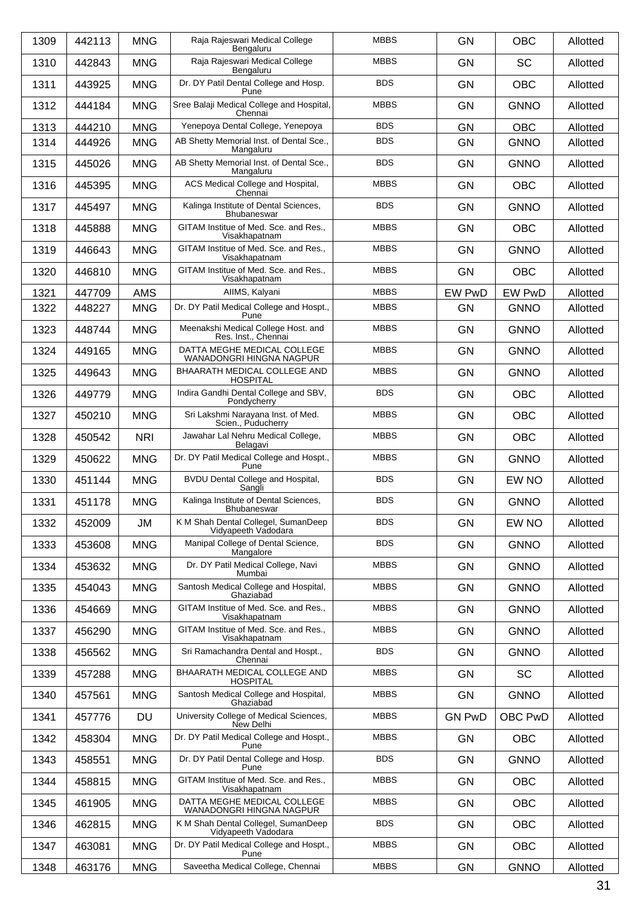| 1309 | 442113 | MNG | Raja Rajeswari Medical College Bengaluru | MBBS | GN | OBC | Allotted |
|---|---|---|---|---|---|---|---|
| 1310 | 442843 | MNG | Raja Rajeswari Medical College Bengaluru | MBBS | GN | SC | Allotted |
| 1311 | 443925 | MNG | Dr. DY Patil Dental College and Hosp. Pune | BDS | GN | OBC | Allotted |
| 1312 | 444184 | MNG | Sree Balaji Medical College and Hospital, Chennai | MBBS | GN | GNNO | Allotted |
| 1313 | 444210 | MNG | Yenepoya Dental College, Yenepoya | BDS | GN | OBC | Allotted |
| 1314 | 444926 | MNG | AB Shetty Memorial Inst. of Dental Sce., Mangaluru | BDS | GN | GNNO | Allotted |
| 1315 | 445026 | MNG | AB Shetty Memorial Inst. of Dental Sce., Mangaluru | BDS | GN | GNNO | Allotted |
| 1316 | 445395 | MNG | ACS Medical College and Hospital, Chennai | MBBS | GN | OBC | Allotted |
| 1317 | 445497 | MNG | Kalinga Institute of Dental Sciences, Bhubaneswar | BDS | GN | GNNO | Allotted |
| 1318 | 445888 | MNG | GITAM Institue of Med. Sce. and Res., Visakhapatnam | MBBS | GN | OBC | Allotted |
| 1319 | 446643 | MNG | GITAM Institue of Med. Sce. and Res., Visakhapatnam | MBBS | GN | GNNO | Allotted |
| 1320 | 446810 | MNG | GITAM Institue of Med. Sce. and Res., Visakhapatnam | MBBS | GN | OBC | Allotted |
| 1321 | 447709 | AMS | AIIMS, Kalyani | MBBS | EW PwD | EW PwD | Allotted |
| 1322 | 448227 | MNG | Dr. DY Patil Medical College and Hospt., Pune | MBBS | GN | GNNO | Allotted |
| 1323 | 448744 | MNG | Meenakshi Medical College Host. and Res. Inst., Chennai | MBBS | GN | GNNO | Allotted |
| 1324 | 449165 | MNG | DATTA MEGHE MEDICAL COLLEGE WANADONGRI HINGNA NAGPUR | MBBS | GN | GNNO | Allotted |
| 1325 | 449643 | MNG | BHAARATH MEDICAL COLLEGE AND HOSPITAL | MBBS | GN | GNNO | Allotted |
| 1326 | 449779 | MNG | Indira Gandhi Dental College and SBV, Pondycherry | BDS | GN | OBC | Allotted |
| 1327 | 450210 | MNG | Sri Lakshmi Narayana Inst. of Med. Scien., Puducherry | MBBS | GN | OBC | Allotted |
| 1328 | 450542 | NRI | Jawahar Lal Nehru Medical College, Belagavi | MBBS | GN | OBC | Allotted |
| 1329 | 450622 | MNG | Dr. DY Patil Medical College and Hospt., Pune | MBBS | GN | GNNO | Allotted |
| 1330 | 451144 | MNG | BVDU Dental College and Hospital, Sangli | BDS | GN | EW NO | Allotted |
| 1331 | 451178 | MNG | Kalinga Institute of Dental Sciences, Bhubaneswar | BDS | GN | GNNO | Allotted |
| 1332 | 452009 | JM | K M Shah Dental Collegel, SumanDeep Vidyapeeth Vadodara | BDS | GN | EW NO | Allotted |
| 1333 | 453608 | MNG | Manipal College of Dental Science, Mangalore | BDS | GN | GNNO | Allotted |
| 1334 | 453632 | MNG | Dr. DY Patil Medical College, Navi Mumbai | MBBS | GN | GNNO | Allotted |
| 1335 | 454043 | MNG | Santosh Medical College and Hospital, Ghaziabad | MBBS | GN | GNNO | Allotted |
| 1336 | 454669 | MNG | GITAM Institue of Med. Sce. and Res., Visakhapatnam | MBBS | GN | GNNO | Allotted |
| 1337 | 456290 | MNG | GITAM Institue of Med. Sce. and Res., Visakhapatnam | MBBS | GN | GNNO | Allotted |
| 1338 | 456562 | MNG | Sri Ramachandra Dental and Hospt., Chennai | BDS | GN | GNNO | Allotted |
| 1339 | 457288 | MNG | BHAARATH MEDICAL COLLEGE AND HOSPITAL | MBBS | GN | SC | Allotted |
| 1340 | 457561 | MNG | Santosh Medical College and Hospital, Ghaziabad | MBBS | GN | GNNO | Allotted |
| 1341 | 457776 | DU | University College of Medical Sciences, New Delhi | MBBS | GN PwD | OBC PwD | Allotted |
| 1342 | 458304 | MNG | Dr. DY Patil Medical College and Hospt., Pune | MBBS | GN | OBC | Allotted |
| 1343 | 458551 | MNG | Dr. DY Patil Dental College and Hosp. Pune | BDS | GN | GNNO | Allotted |
| 1344 | 458815 | MNG | GITAM Institue of Med. Sce. and Res., Visakhapatnam | MBBS | GN | OBC | Allotted |
| 1345 | 461905 | MNG | DATTA MEGHE MEDICAL COLLEGE WANADONGRI HINGNA NAGPUR | MBBS | GN | OBC | Allotted |
| 1346 | 462815 | MNG | K M Shah Dental Collegel, SumanDeep Vidyapeeth Vadodara | BDS | GN | OBC | Allotted |
| 1347 | 463081 | MNG | Dr. DY Patil Medical College and Hospt., Pune | MBBS | GN | OBC | Allotted |
| 1348 | 463176 | MNG | Saveetha Medical College, Chennai | MBBS | GN | GNNO | Allotted |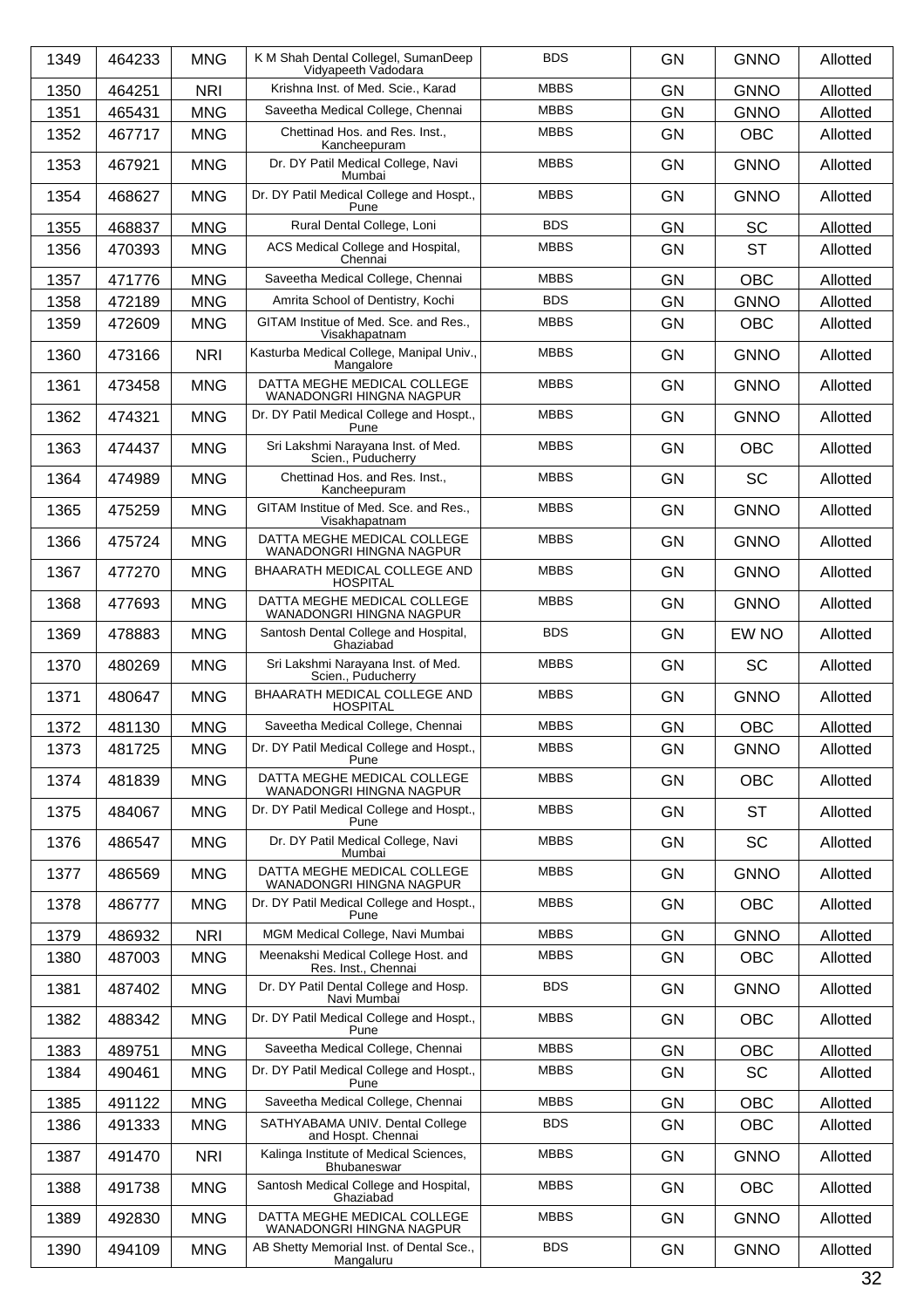| 1349 | 464233 | MNG | K M Shah Dental Collegel, SumanDeep Vidyapeeth Vadodara | BDS | GN | GNNO | Allotted |
|---|---|---|---|---|---|---|---|
| 1350 | 464251 | NRI | Krishna Inst. of Med. Scie., Karad | MBBS | GN | GNNO | Allotted |
| 1351 | 465431 | MNG | Saveetha Medical College, Chennai | MBBS | GN | GNNO | Allotted |
| 1352 | 467717 | MNG | Chettinad Hos. and Res. Inst., Kancheepuram | MBBS | GN | OBC | Allotted |
| 1353 | 467921 | MNG | Dr. DY Patil Medical College, Navi Mumbai | MBBS | GN | GNNO | Allotted |
| 1354 | 468627 | MNG | Dr. DY Patil Medical College and Hospt., Pune | MBBS | GN | GNNO | Allotted |
| 1355 | 468837 | MNG | Rural Dental College, Loni | BDS | GN | SC | Allotted |
| 1356 | 470393 | MNG | ACS Medical College and Hospital, Chennai | MBBS | GN | ST | Allotted |
| 1357 | 471776 | MNG | Saveetha Medical College, Chennai | MBBS | GN | OBC | Allotted |
| 1358 | 472189 | MNG | Amrita School of Dentistry, Kochi | BDS | GN | GNNO | Allotted |
| 1359 | 472609 | MNG | GITAM Institue of Med. Sce. and Res., Visakhapatnam | MBBS | GN | OBC | Allotted |
| 1360 | 473166 | NRI | Kasturba Medical College, Manipal Univ., Mangalore | MBBS | GN | GNNO | Allotted |
| 1361 | 473458 | MNG | DATTA MEGHE MEDICAL COLLEGE WANADONGRI HINGNA NAGPUR | MBBS | GN | GNNO | Allotted |
| 1362 | 474321 | MNG | Dr. DY Patil Medical College and Hospt., Pune | MBBS | GN | GNNO | Allotted |
| 1363 | 474437 | MNG | Sri Lakshmi Narayana Inst. of Med. Scien., Puducherry | MBBS | GN | OBC | Allotted |
| 1364 | 474989 | MNG | Chettinad Hos. and Res. Inst., Kancheepuram | MBBS | GN | SC | Allotted |
| 1365 | 475259 | MNG | GITAM Institue of Med. Sce. and Res., Visakhapatnam | MBBS | GN | GNNO | Allotted |
| 1366 | 475724 | MNG | DATTA MEGHE MEDICAL COLLEGE WANADONGRI HINGNA NAGPUR | MBBS | GN | GNNO | Allotted |
| 1367 | 477270 | MNG | BHAARATH MEDICAL COLLEGE AND HOSPITAL | MBBS | GN | GNNO | Allotted |
| 1368 | 477693 | MNG | DATTA MEGHE MEDICAL COLLEGE WANADONGRI HINGNA NAGPUR | MBBS | GN | GNNO | Allotted |
| 1369 | 478883 | MNG | Santosh Dental College and Hospital, Ghaziabad | BDS | GN | EW NO | Allotted |
| 1370 | 480269 | MNG | Sri Lakshmi Narayana Inst. of Med. Scien., Puducherry | MBBS | GN | SC | Allotted |
| 1371 | 480647 | MNG | BHAARATH MEDICAL COLLEGE AND HOSPITAL | MBBS | GN | GNNO | Allotted |
| 1372 | 481130 | MNG | Saveetha Medical College, Chennai | MBBS | GN | OBC | Allotted |
| 1373 | 481725 | MNG | Dr. DY Patil Medical College and Hospt., Pune | MBBS | GN | GNNO | Allotted |
| 1374 | 481839 | MNG | DATTA MEGHE MEDICAL COLLEGE WANADONGRI HINGNA NAGPUR | MBBS | GN | OBC | Allotted |
| 1375 | 484067 | MNG | Dr. DY Patil Medical College and Hospt., Pune | MBBS | GN | ST | Allotted |
| 1376 | 486547 | MNG | Dr. DY Patil Medical College, Navi Mumbai | MBBS | GN | SC | Allotted |
| 1377 | 486569 | MNG | DATTA MEGHE MEDICAL COLLEGE WANADONGRI HINGNA NAGPUR | MBBS | GN | GNNO | Allotted |
| 1378 | 486777 | MNG | Dr. DY Patil Medical College and Hospt., Pune | MBBS | GN | OBC | Allotted |
| 1379 | 486932 | NRI | MGM Medical College, Navi Mumbai | MBBS | GN | GNNO | Allotted |
| 1380 | 487003 | MNG | Meenakshi Medical College Host. and Res. Inst., Chennai | MBBS | GN | OBC | Allotted |
| 1381 | 487402 | MNG | Dr. DY Patil Dental College and Hosp. Navi Mumbai | BDS | GN | GNNO | Allotted |
| 1382 | 488342 | MNG | Dr. DY Patil Medical College and Hospt., Pune | MBBS | GN | OBC | Allotted |
| 1383 | 489751 | MNG | Saveetha Medical College, Chennai | MBBS | GN | OBC | Allotted |
| 1384 | 490461 | MNG | Dr. DY Patil Medical College and Hospt., Pune | MBBS | GN | SC | Allotted |
| 1385 | 491122 | MNG | Saveetha Medical College, Chennai | MBBS | GN | OBC | Allotted |
| 1386 | 491333 | MNG | SATHYABAMA UNIV. Dental College and Hospt. Chennai | BDS | GN | OBC | Allotted |
| 1387 | 491470 | NRI | Kalinga Institute of Medical Sciences, Bhubaneswar | MBBS | GN | GNNO | Allotted |
| 1388 | 491738 | MNG | Santosh Medical College and Hospital, Ghaziabad | MBBS | GN | OBC | Allotted |
| 1389 | 492830 | MNG | DATTA MEGHE MEDICAL COLLEGE WANADONGRI HINGNA NAGPUR | MBBS | GN | GNNO | Allotted |
| 1390 | 494109 | MNG | AB Shetty Memorial Inst. of Dental Sce., Mangaluru | BDS | GN | GNNO | Allotted |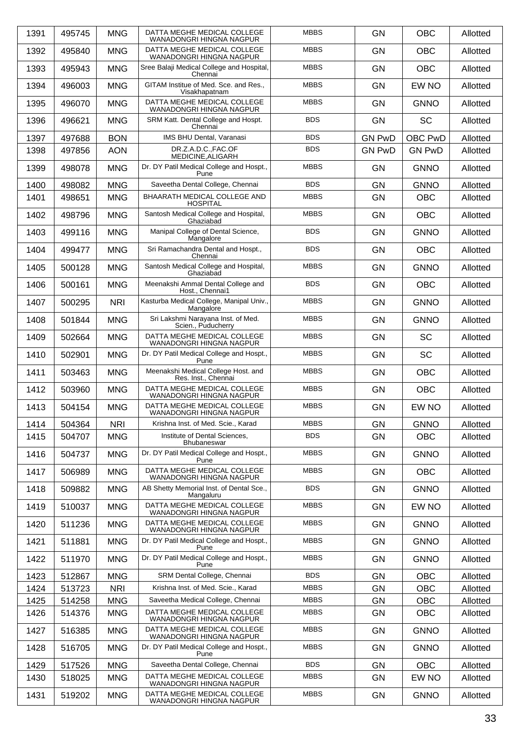| | | | | | | | |
|---|---|---|---|---|---|---|---|
| 1391 | 495745 | MNG | DATTA MEGHE MEDICAL COLLEGE WANADONGRI HINGNA NAGPUR | MBBS | GN | OBC | Allotted |
| 1392 | 495840 | MNG | DATTA MEGHE MEDICAL COLLEGE WANADONGRI HINGNA NAGPUR | MBBS | GN | OBC | Allotted |
| 1393 | 495943 | MNG | Sree Balaji Medical College and Hospital, Chennai | MBBS | GN | OBC | Allotted |
| 1394 | 496003 | MNG | GITAM Institue of Med. Sce. and Res., Visakhapatnam | MBBS | GN | EW NO | Allotted |
| 1395 | 496070 | MNG | DATTA MEGHE MEDICAL COLLEGE WANADONGRI HINGNA NAGPUR | MBBS | GN | GNNO | Allotted |
| 1396 | 496621 | MNG | SRM Katt. Dental College and Hospt. Chennai | BDS | GN | SC | Allotted |
| 1397 | 497688 | BON | IMS BHU Dental, Varanasi | BDS | GN PwD | OBC PwD | Allotted |
| 1398 | 497856 | AON | DR.Z.A.D.C.,FAC.OF MEDICINE,ALIGARH | BDS | GN PwD | GN PwD | Allotted |
| 1399 | 498078 | MNG | Dr. DY Patil Medical College and Hospt., Pune | MBBS | GN | GNNO | Allotted |
| 1400 | 498082 | MNG | Saveetha Dental College, Chennai | BDS | GN | GNNO | Allotted |
| 1401 | 498651 | MNG | BHAARATH MEDICAL COLLEGE AND HOSPITAL | MBBS | GN | OBC | Allotted |
| 1402 | 498796 | MNG | Santosh Medical College and Hospital, Ghaziabad | MBBS | GN | OBC | Allotted |
| 1403 | 499116 | MNG | Manipal College of Dental Science, Mangalore | BDS | GN | GNNO | Allotted |
| 1404 | 499477 | MNG | Sri Ramachandra Dental and Hospt., Chennai | BDS | GN | OBC | Allotted |
| 1405 | 500128 | MNG | Santosh Medical College and Hospital, Ghaziabad | MBBS | GN | GNNO | Allotted |
| 1406 | 500161 | MNG | Meenakshi Ammal Dental College and Host., Chennai1 | BDS | GN | OBC | Allotted |
| 1407 | 500295 | NRI | Kasturba Medical College, Manipal Univ., Mangalore | MBBS | GN | GNNO | Allotted |
| 1408 | 501844 | MNG | Sri Lakshmi Narayana Inst. of Med. Scien., Puducherry | MBBS | GN | GNNO | Allotted |
| 1409 | 502664 | MNG | DATTA MEGHE MEDICAL COLLEGE WANADONGRI HINGNA NAGPUR | MBBS | GN | SC | Allotted |
| 1410 | 502901 | MNG | Dr. DY Patil Medical College and Hospt., Pune | MBBS | GN | SC | Allotted |
| 1411 | 503463 | MNG | Meenakshi Medical College Host. and Res. Inst., Chennai | MBBS | GN | OBC | Allotted |
| 1412 | 503960 | MNG | DATTA MEGHE MEDICAL COLLEGE WANADONGRI HINGNA NAGPUR | MBBS | GN | OBC | Allotted |
| 1413 | 504154 | MNG | DATTA MEGHE MEDICAL COLLEGE WANADONGRI HINGNA NAGPUR | MBBS | GN | EW NO | Allotted |
| 1414 | 504364 | NRI | Krishna Inst. of Med. Scie., Karad | MBBS | GN | GNNO | Allotted |
| 1415 | 504707 | MNG | Institute of Dental Sciences, Bhubaneswar | BDS | GN | OBC | Allotted |
| 1416 | 504737 | MNG | Dr. DY Patil Medical College and Hospt., Pune | MBBS | GN | GNNO | Allotted |
| 1417 | 506989 | MNG | DATTA MEGHE MEDICAL COLLEGE WANADONGRI HINGNA NAGPUR | MBBS | GN | OBC | Allotted |
| 1418 | 509882 | MNG | AB Shetty Memorial Inst. of Dental Sce., Mangaluru | BDS | GN | GNNO | Allotted |
| 1419 | 510037 | MNG | DATTA MEGHE MEDICAL COLLEGE WANADONGRI HINGNA NAGPUR | MBBS | GN | EW NO | Allotted |
| 1420 | 511236 | MNG | DATTA MEGHE MEDICAL COLLEGE WANADONGRI HINGNA NAGPUR | MBBS | GN | GNNO | Allotted |
| 1421 | 511881 | MNG | Dr. DY Patil Medical College and Hospt., Pune | MBBS | GN | GNNO | Allotted |
| 1422 | 511970 | MNG | Dr. DY Patil Medical College and Hospt., Pune | MBBS | GN | GNNO | Allotted |
| 1423 | 512867 | MNG | SRM Dental College, Chennai | BDS | GN | OBC | Allotted |
| 1424 | 513723 | NRI | Krishna Inst. of Med. Scie., Karad | MBBS | GN | OBC | Allotted |
| 1425 | 514258 | MNG | Saveetha Medical College, Chennai | MBBS | GN | OBC | Allotted |
| 1426 | 514376 | MNG | DATTA MEGHE MEDICAL COLLEGE WANADONGRI HINGNA NAGPUR | MBBS | GN | OBC | Allotted |
| 1427 | 516385 | MNG | DATTA MEGHE MEDICAL COLLEGE WANADONGRI HINGNA NAGPUR | MBBS | GN | GNNO | Allotted |
| 1428 | 516705 | MNG | Dr. DY Patil Medical College and Hospt., Pune | MBBS | GN | GNNO | Allotted |
| 1429 | 517526 | MNG | Saveetha Dental College, Chennai | BDS | GN | OBC | Allotted |
| 1430 | 518025 | MNG | DATTA MEGHE MEDICAL COLLEGE WANADONGRI HINGNA NAGPUR | MBBS | GN | EW NO | Allotted |
| 1431 | 519202 | MNG | DATTA MEGHE MEDICAL COLLEGE WANADONGRI HINGNA NAGPUR | MBBS | GN | GNNO | Allotted |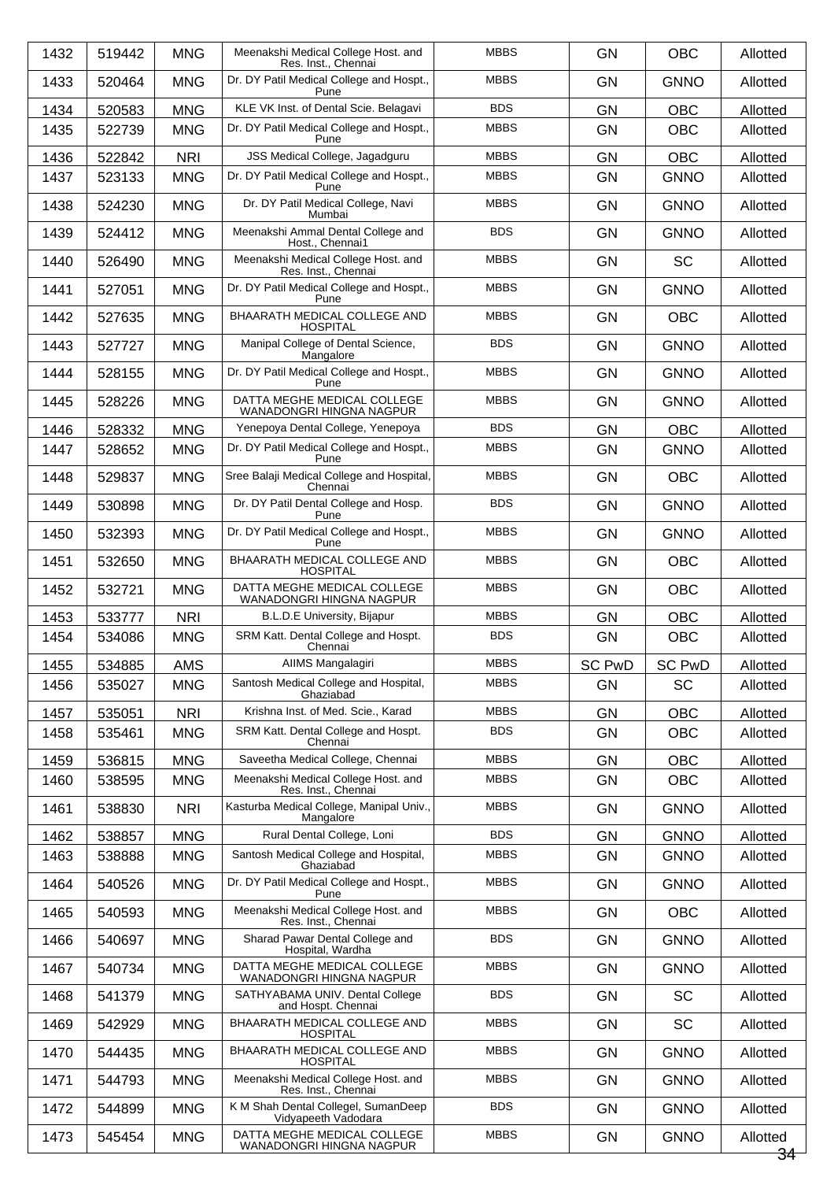| 1432 | 519442 | MNG | Meenakshi Medical College Host. and Res. Inst., Chennai | MBBS | GN | OBC | Allotted |
|---|---|---|---|---|---|---|---|
| 1433 | 520464 | MNG | Dr. DY Patil Medical College and Hospt., Pune | MBBS | GN | GNNO | Allotted |
| 1434 | 520583 | MNG | KLE VK Inst. of Dental Scie. Belagavi | BDS | GN | OBC | Allotted |
| 1435 | 522739 | MNG | Dr. DY Patil Medical College and Hospt., Pune | MBBS | GN | OBC | Allotted |
| 1436 | 522842 | NRI | JSS Medical College, Jagadguru | MBBS | GN | OBC | Allotted |
| 1437 | 523133 | MNG | Dr. DY Patil Medical College and Hospt., Pune | MBBS | GN | GNNO | Allotted |
| 1438 | 524230 | MNG | Dr. DY Patil Medical College, Navi Mumbai | MBBS | GN | GNNO | Allotted |
| 1439 | 524412 | MNG | Meenakshi Ammal Dental College and Host., Chennai1 | BDS | GN | GNNO | Allotted |
| 1440 | 526490 | MNG | Meenakshi Medical College Host. and Res. Inst., Chennai | MBBS | GN | SC | Allotted |
| 1441 | 527051 | MNG | Dr. DY Patil Medical College and Hospt., Pune | MBBS | GN | GNNO | Allotted |
| 1442 | 527635 | MNG | BHAARATH MEDICAL COLLEGE AND HOSPITAL | MBBS | GN | OBC | Allotted |
| 1443 | 527727 | MNG | Manipal College of Dental Science, Mangalore | BDS | GN | GNNO | Allotted |
| 1444 | 528155 | MNG | Dr. DY Patil Medical College and Hospt., Pune | MBBS | GN | GNNO | Allotted |
| 1445 | 528226 | MNG | DATTA MEGHE MEDICAL COLLEGE WANADONGRI HINGNA NAGPUR | MBBS | GN | GNNO | Allotted |
| 1446 | 528332 | MNG | Yenepoya Dental College, Yenepoya | BDS | GN | OBC | Allotted |
| 1447 | 528652 | MNG | Dr. DY Patil Medical College and Hospt., Pune | MBBS | GN | GNNO | Allotted |
| 1448 | 529837 | MNG | Sree Balaji Medical College and Hospital, Chennai | MBBS | GN | OBC | Allotted |
| 1449 | 530898 | MNG | Dr. DY Patil Dental College and Hosp. Pune | BDS | GN | GNNO | Allotted |
| 1450 | 532393 | MNG | Dr. DY Patil Medical College and Hospt., Pune | MBBS | GN | GNNO | Allotted |
| 1451 | 532650 | MNG | BHAARATH MEDICAL COLLEGE AND HOSPITAL | MBBS | GN | OBC | Allotted |
| 1452 | 532721 | MNG | DATTA MEGHE MEDICAL COLLEGE WANADONGRI HINGNA NAGPUR | MBBS | GN | OBC | Allotted |
| 1453 | 533777 | NRI | B.L.D.E University, Bijapur | MBBS | GN | OBC | Allotted |
| 1454 | 534086 | MNG | SRM Katt. Dental College and Hospt. Chennai | BDS | GN | OBC | Allotted |
| 1455 | 534885 | AMS | AIIMS Mangalagiri | MBBS | SC PwD | SC PwD | Allotted |
| 1456 | 535027 | MNG | Santosh Medical College and Hospital, Ghaziabad | MBBS | GN | SC | Allotted |
| 1457 | 535051 | NRI | Krishna Inst. of Med. Scie., Karad | MBBS | GN | OBC | Allotted |
| 1458 | 535461 | MNG | SRM Katt. Dental College and Hospt. Chennai | BDS | GN | OBC | Allotted |
| 1459 | 536815 | MNG | Saveetha Medical College, Chennai | MBBS | GN | OBC | Allotted |
| 1460 | 538595 | MNG | Meenakshi Medical College Host. and Res. Inst., Chennai | MBBS | GN | OBC | Allotted |
| 1461 | 538830 | NRI | Kasturba Medical College, Manipal Univ., Mangalore | MBBS | GN | GNNO | Allotted |
| 1462 | 538857 | MNG | Rural Dental College, Loni | BDS | GN | GNNO | Allotted |
| 1463 | 538888 | MNG | Santosh Medical College and Hospital, Ghaziabad | MBBS | GN | GNNO | Allotted |
| 1464 | 540526 | MNG | Dr. DY Patil Medical College and Hospt., Pune | MBBS | GN | GNNO | Allotted |
| 1465 | 540593 | MNG | Meenakshi Medical College Host. and Res. Inst., Chennai | MBBS | GN | OBC | Allotted |
| 1466 | 540697 | MNG | Sharad Pawar Dental College and Hospital, Wardha | BDS | GN | GNNO | Allotted |
| 1467 | 540734 | MNG | DATTA MEGHE MEDICAL COLLEGE WANADONGRI HINGNA NAGPUR | MBBS | GN | GNNO | Allotted |
| 1468 | 541379 | MNG | SATHYABAMA UNIV. Dental College and Hospt. Chennai | BDS | GN | SC | Allotted |
| 1469 | 542929 | MNG | BHAARATH MEDICAL COLLEGE AND HOSPITAL | MBBS | GN | SC | Allotted |
| 1470 | 544435 | MNG | BHAARATH MEDICAL COLLEGE AND HOSPITAL | MBBS | GN | GNNO | Allotted |
| 1471 | 544793 | MNG | Meenakshi Medical College Host. and Res. Inst., Chennai | MBBS | GN | GNNO | Allotted |
| 1472 | 544899 | MNG | K M Shah Dental Collegel, SumanDeep Vidyapeeth Vadodara | BDS | GN | GNNO | Allotted |
| 1473 | 545454 | MNG | DATTA MEGHE MEDICAL COLLEGE WANADONGRI HINGNA NAGPUR | MBBS | GN | GNNO | Allotted |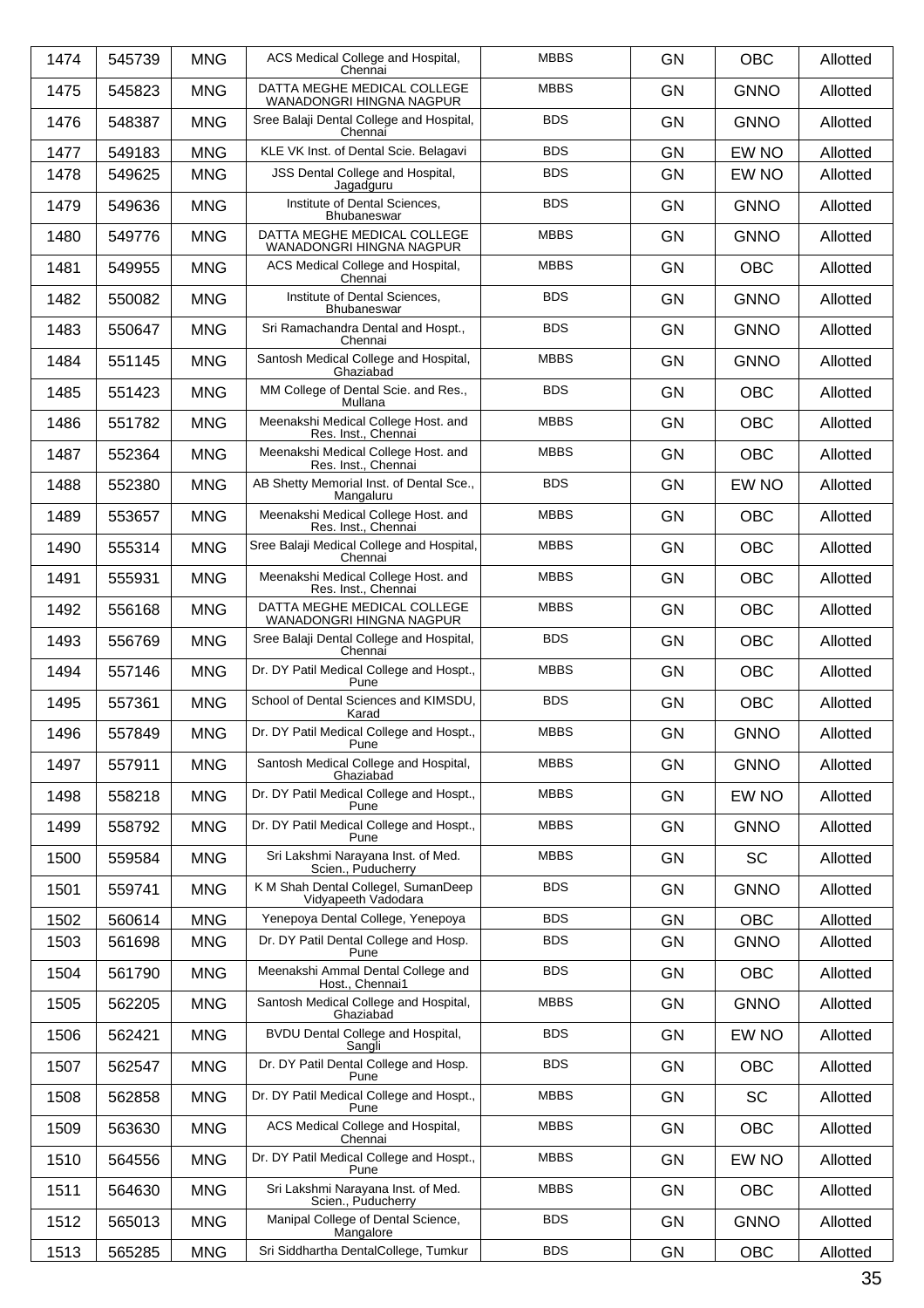| 1474 | 545739 | MNG | ACS Medical College and Hospital, Chennai | MBBS | GN | OBC | Allotted |
|---|---|---|---|---|---|---|---|
| 1475 | 545823 | MNG | DATTA MEGHE MEDICAL COLLEGE WANADONGRI HINGNA NAGPUR | MBBS | GN | GNNO | Allotted |
| 1476 | 548387 | MNG | Sree Balaji Dental College and Hospital, Chennai | BDS | GN | GNNO | Allotted |
| 1477 | 549183 | MNG | KLE VK Inst. of Dental Scie. Belagavi | BDS | GN | EW NO | Allotted |
| 1478 | 549625 | MNG | JSS Dental College and Hospital, Jagadguru | BDS | GN | EW NO | Allotted |
| 1479 | 549636 | MNG | Institute of Dental Sciences, Bhubaneswar | BDS | GN | GNNO | Allotted |
| 1480 | 549776 | MNG | DATTA MEGHE MEDICAL COLLEGE WANADONGRI HINGNA NAGPUR | MBBS | GN | GNNO | Allotted |
| 1481 | 549955 | MNG | ACS Medical College and Hospital, Chennai | MBBS | GN | OBC | Allotted |
| 1482 | 550082 | MNG | Institute of Dental Sciences, Bhubaneswar | BDS | GN | GNNO | Allotted |
| 1483 | 550647 | MNG | Sri Ramachandra Dental and Hospt., Chennai | BDS | GN | GNNO | Allotted |
| 1484 | 551145 | MNG | Santosh Medical College and Hospital, Ghaziabad | MBBS | GN | GNNO | Allotted |
| 1485 | 551423 | MNG | MM College of Dental Scie. and Res., Mullana | BDS | GN | OBC | Allotted |
| 1486 | 551782 | MNG | Meenakshi Medical College Host. and Res. Inst., Chennai | MBBS | GN | OBC | Allotted |
| 1487 | 552364 | MNG | Meenakshi Medical College Host. and Res. Inst., Chennai | MBBS | GN | OBC | Allotted |
| 1488 | 552380 | MNG | AB Shetty Memorial Inst. of Dental Sce., Mangaluru | BDS | GN | EW NO | Allotted |
| 1489 | 553657 | MNG | Meenakshi Medical College Host. and Res. Inst., Chennai | MBBS | GN | OBC | Allotted |
| 1490 | 555314 | MNG | Sree Balaji Medical College and Hospital, Chennai | MBBS | GN | OBC | Allotted |
| 1491 | 555931 | MNG | Meenakshi Medical College Host. and Res. Inst., Chennai | MBBS | GN | OBC | Allotted |
| 1492 | 556168 | MNG | DATTA MEGHE MEDICAL COLLEGE WANADONGRI HINGNA NAGPUR | MBBS | GN | OBC | Allotted |
| 1493 | 556769 | MNG | Sree Balaji Dental College and Hospital, Chennai | BDS | GN | OBC | Allotted |
| 1494 | 557146 | MNG | Dr. DY Patil Medical College and Hospt., Pune | MBBS | GN | OBC | Allotted |
| 1495 | 557361 | MNG | School of Dental Sciences and KIMSDU, Karad | BDS | GN | OBC | Allotted |
| 1496 | 557849 | MNG | Dr. DY Patil Medical College and Hospt., Pune | MBBS | GN | GNNO | Allotted |
| 1497 | 557911 | MNG | Santosh Medical College and Hospital, Ghaziabad | MBBS | GN | GNNO | Allotted |
| 1498 | 558218 | MNG | Dr. DY Patil Medical College and Hospt., Pune | MBBS | GN | EW NO | Allotted |
| 1499 | 558792 | MNG | Dr. DY Patil Medical College and Hospt., Pune | MBBS | GN | GNNO | Allotted |
| 1500 | 559584 | MNG | Sri Lakshmi Narayana Inst. of Med. Scien., Puducherry | MBBS | GN | SC | Allotted |
| 1501 | 559741 | MNG | K M Shah Dental Collegel, SumanDeep Vidyapeeth Vadodara | BDS | GN | GNNO | Allotted |
| 1502 | 560614 | MNG | Yenepoya Dental College, Yenepoya | BDS | GN | OBC | Allotted |
| 1503 | 561698 | MNG | Dr. DY Patil Dental College and Hosp. Pune | BDS | GN | GNNO | Allotted |
| 1504 | 561790 | MNG | Meenakshi Ammal Dental College and Host., Chennai1 | BDS | GN | OBC | Allotted |
| 1505 | 562205 | MNG | Santosh Medical College and Hospital, Ghaziabad | MBBS | GN | GNNO | Allotted |
| 1506 | 562421 | MNG | BVDU Dental College and Hospital, Sangli | BDS | GN | EW NO | Allotted |
| 1507 | 562547 | MNG | Dr. DY Patil Dental College and Hosp. Pune | BDS | GN | OBC | Allotted |
| 1508 | 562858 | MNG | Dr. DY Patil Medical College and Hospt., Pune | MBBS | GN | SC | Allotted |
| 1509 | 563630 | MNG | ACS Medical College and Hospital, Chennai | MBBS | GN | OBC | Allotted |
| 1510 | 564556 | MNG | Dr. DY Patil Medical College and Hospt., Pune | MBBS | GN | EW NO | Allotted |
| 1511 | 564630 | MNG | Sri Lakshmi Narayana Inst. of Med. Scien., Puducherry | MBBS | GN | OBC | Allotted |
| 1512 | 565013 | MNG | Manipal College of Dental Science, Mangalore | BDS | GN | GNNO | Allotted |
| 1513 | 565285 | MNG | Sri Siddhartha DentalCollege, Tumkur | BDS | GN | OBC | Allotted |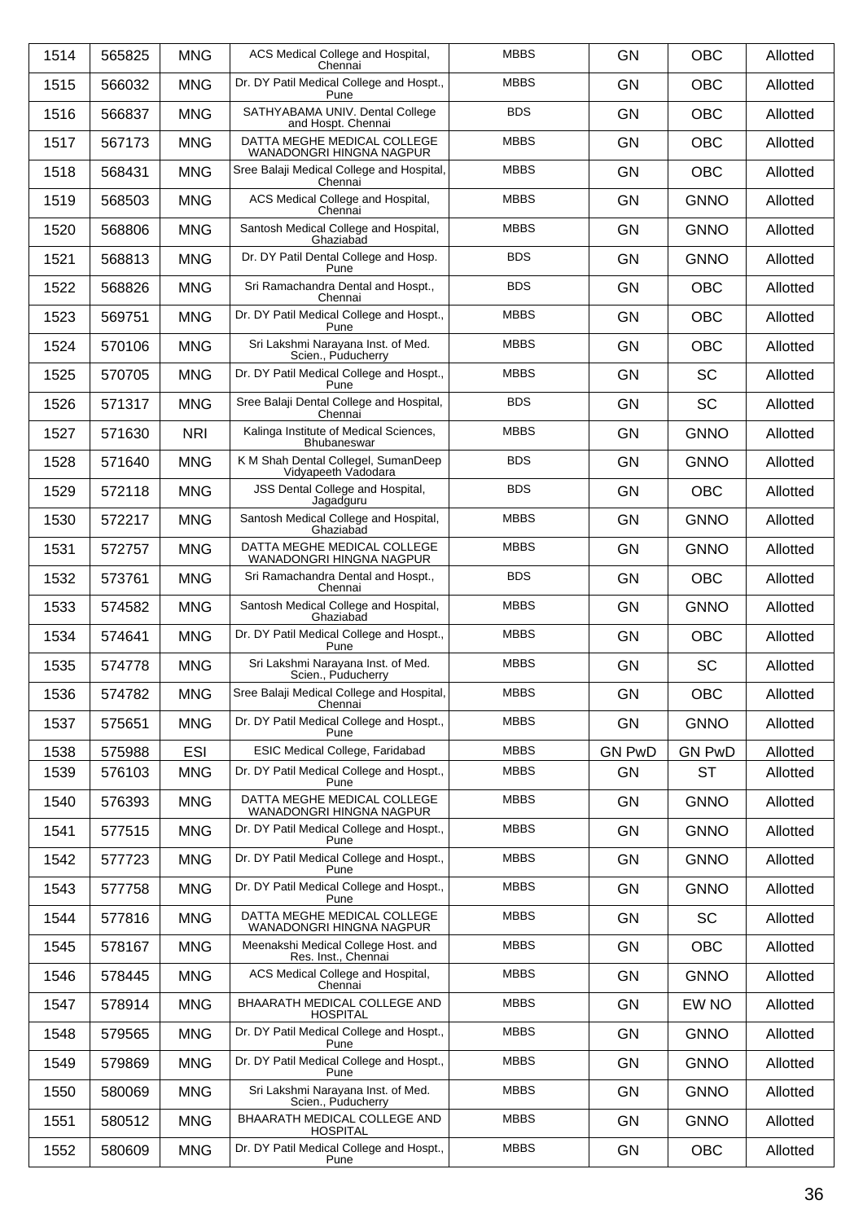| 1514 | 565825 | MNG | ACS Medical College and Hospital, Chennai | MBBS | GN | OBC | Allotted |
|---|---|---|---|---|---|---|---|
| 1515 | 566032 | MNG | Dr. DY Patil Medical College and Hospt., Pune | MBBS | GN | OBC | Allotted |
| 1516 | 566837 | MNG | SATHYABAMA UNIV. Dental College and Hospt. Chennai | BDS | GN | OBC | Allotted |
| 1517 | 567173 | MNG | DATTA MEGHE MEDICAL COLLEGE WANADONGRI HINGNA NAGPUR | MBBS | GN | OBC | Allotted |
| 1518 | 568431 | MNG | Sree Balaji Medical College and Hospital, Chennai | MBBS | GN | OBC | Allotted |
| 1519 | 568503 | MNG | ACS Medical College and Hospital, Chennai | MBBS | GN | GNNO | Allotted |
| 1520 | 568806 | MNG | Santosh Medical College and Hospital, Ghaziabad | MBBS | GN | GNNO | Allotted |
| 1521 | 568813 | MNG | Dr. DY Patil Dental College and Hosp. Pune | BDS | GN | GNNO | Allotted |
| 1522 | 568826 | MNG | Sri Ramachandra Dental and Hospt., Chennai | BDS | GN | OBC | Allotted |
| 1523 | 569751 | MNG | Dr. DY Patil Medical College and Hospt., Pune | MBBS | GN | OBC | Allotted |
| 1524 | 570106 | MNG | Sri Lakshmi Narayana Inst. of Med. Scien., Puducherry | MBBS | GN | OBC | Allotted |
| 1525 | 570705 | MNG | Dr. DY Patil Medical College and Hospt., Pune | MBBS | GN | SC | Allotted |
| 1526 | 571317 | MNG | Sree Balaji Dental College and Hospital, Chennai | BDS | GN | SC | Allotted |
| 1527 | 571630 | NRI | Kalinga Institute of Medical Sciences, Bhubaneswar | MBBS | GN | GNNO | Allotted |
| 1528 | 571640 | MNG | K M Shah Dental Collegel, SumanDeep Vidyapeeth Vadodara | BDS | GN | GNNO | Allotted |
| 1529 | 572118 | MNG | JSS Dental College and Hospital, Jagadguru | BDS | GN | OBC | Allotted |
| 1530 | 572217 | MNG | Santosh Medical College and Hospital, Ghaziabad | MBBS | GN | GNNO | Allotted |
| 1531 | 572757 | MNG | DATTA MEGHE MEDICAL COLLEGE WANADONGRI HINGNA NAGPUR | MBBS | GN | GNNO | Allotted |
| 1532 | 573761 | MNG | Sri Ramachandra Dental and Hospt., Chennai | BDS | GN | OBC | Allotted |
| 1533 | 574582 | MNG | Santosh Medical College and Hospital, Ghaziabad | MBBS | GN | GNNO | Allotted |
| 1534 | 574641 | MNG | Dr. DY Patil Medical College and Hospt., Pune | MBBS | GN | OBC | Allotted |
| 1535 | 574778 | MNG | Sri Lakshmi Narayana Inst. of Med. Scien., Puducherry | MBBS | GN | SC | Allotted |
| 1536 | 574782 | MNG | Sree Balaji Medical College and Hospital, Chennai | MBBS | GN | OBC | Allotted |
| 1537 | 575651 | MNG | Dr. DY Patil Medical College and Hospt., Pune | MBBS | GN | GNNO | Allotted |
| 1538 | 575988 | ESI | ESIC Medical College, Faridabad | MBBS | GN PwD | GN PwD | Allotted |
| 1539 | 576103 | MNG | Dr. DY Patil Medical College and Hospt., Pune | MBBS | GN | ST | Allotted |
| 1540 | 576393 | MNG | DATTA MEGHE MEDICAL COLLEGE WANADONGRI HINGNA NAGPUR | MBBS | GN | GNNO | Allotted |
| 1541 | 577515 | MNG | Dr. DY Patil Medical College and Hospt., Pune | MBBS | GN | GNNO | Allotted |
| 1542 | 577723 | MNG | Dr. DY Patil Medical College and Hospt., Pune | MBBS | GN | GNNO | Allotted |
| 1543 | 577758 | MNG | Dr. DY Patil Medical College and Hospt., Pune | MBBS | GN | GNNO | Allotted |
| 1544 | 577816 | MNG | DATTA MEGHE MEDICAL COLLEGE WANADONGRI HINGNA NAGPUR | MBBS | GN | SC | Allotted |
| 1545 | 578167 | MNG | Meenakshi Medical College Host. and Res. Inst., Chennai | MBBS | GN | OBC | Allotted |
| 1546 | 578445 | MNG | ACS Medical College and Hospital, Chennai | MBBS | GN | GNNO | Allotted |
| 1547 | 578914 | MNG | BHAARATH MEDICAL COLLEGE AND HOSPITAL | MBBS | GN | EW NO | Allotted |
| 1548 | 579565 | MNG | Dr. DY Patil Medical College and Hospt., Pune | MBBS | GN | GNNO | Allotted |
| 1549 | 579869 | MNG | Dr. DY Patil Medical College and Hospt., Pune | MBBS | GN | GNNO | Allotted |
| 1550 | 580069 | MNG | Sri Lakshmi Narayana Inst. of Med. Scien., Puducherry | MBBS | GN | GNNO | Allotted |
| 1551 | 580512 | MNG | BHAARATH MEDICAL COLLEGE AND HOSPITAL | MBBS | GN | GNNO | Allotted |
| 1552 | 580609 | MNG | Dr. DY Patil Medical College and Hospt., Pune | MBBS | GN | OBC | Allotted |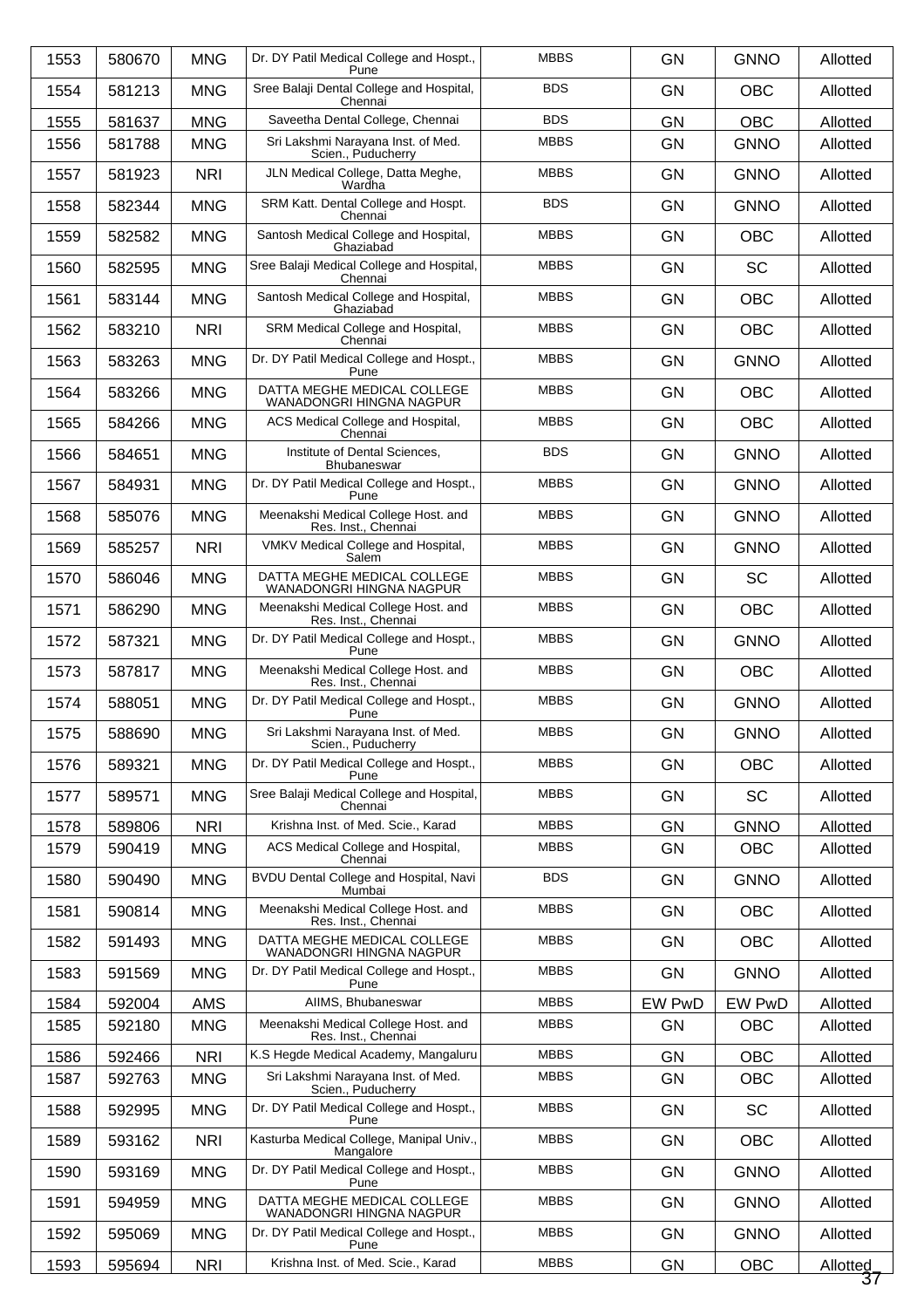| 1553 | 580670 | MNG | Dr. DY Patil Medical College and Hospt., Pune | MBBS | GN | GNNO | Allotted |
|---|---|---|---|---|---|---|---|
| 1554 | 581213 | MNG | Sree Balaji Dental College and Hospital, Chennai | BDS | GN | OBC | Allotted |
| 1555 | 581637 | MNG | Saveetha Dental College, Chennai | BDS | GN | OBC | Allotted |
| 1556 | 581788 | MNG | Sri Lakshmi Narayana Inst. of Med. Scien., Puducherry | MBBS | GN | GNNO | Allotted |
| 1557 | 581923 | NRI | JLN Medical College, Datta Meghe, Wardha | MBBS | GN | GNNO | Allotted |
| 1558 | 582344 | MNG | SRM Katt. Dental College and Hospt. Chennai | BDS | GN | GNNO | Allotted |
| 1559 | 582582 | MNG | Santosh Medical College and Hospital, Ghaziabad | MBBS | GN | OBC | Allotted |
| 1560 | 582595 | MNG | Sree Balaji Medical College and Hospital, Chennai | MBBS | GN | SC | Allotted |
| 1561 | 583144 | MNG | Santosh Medical College and Hospital, Ghaziabad | MBBS | GN | OBC | Allotted |
| 1562 | 583210 | NRI | SRM Medical College and Hospital, Chennai | MBBS | GN | OBC | Allotted |
| 1563 | 583263 | MNG | Dr. DY Patil Medical College and Hospt., Pune | MBBS | GN | GNNO | Allotted |
| 1564 | 583266 | MNG | DATTA MEGHE MEDICAL COLLEGE WANADONGRI HINGNA NAGPUR | MBBS | GN | OBC | Allotted |
| 1565 | 584266 | MNG | ACS Medical College and Hospital, Chennai | MBBS | GN | OBC | Allotted |
| 1566 | 584651 | MNG | Institute of Dental Sciences, Bhubaneswar | BDS | GN | GNNO | Allotted |
| 1567 | 584931 | MNG | Dr. DY Patil Medical College and Hospt., Pune | MBBS | GN | GNNO | Allotted |
| 1568 | 585076 | MNG | Meenakshi Medical College Host. and Res. Inst., Chennai | MBBS | GN | GNNO | Allotted |
| 1569 | 585257 | NRI | VMKV Medical College and Hospital, Salem | MBBS | GN | GNNO | Allotted |
| 1570 | 586046 | MNG | DATTA MEGHE MEDICAL COLLEGE WANADONGRI HINGNA NAGPUR | MBBS | GN | SC | Allotted |
| 1571 | 586290 | MNG | Meenakshi Medical College Host. and Res. Inst., Chennai | MBBS | GN | OBC | Allotted |
| 1572 | 587321 | MNG | Dr. DY Patil Medical College and Hospt., Pune | MBBS | GN | GNNO | Allotted |
| 1573 | 587817 | MNG | Meenakshi Medical College Host. and Res. Inst., Chennai | MBBS | GN | OBC | Allotted |
| 1574 | 588051 | MNG | Dr. DY Patil Medical College and Hospt., Pune | MBBS | GN | GNNO | Allotted |
| 1575 | 588690 | MNG | Sri Lakshmi Narayana Inst. of Med. Scien., Puducherry | MBBS | GN | GNNO | Allotted |
| 1576 | 589321 | MNG | Dr. DY Patil Medical College and Hospt., Pune | MBBS | GN | OBC | Allotted |
| 1577 | 589571 | MNG | Sree Balaji Medical College and Hospital, Chennai | MBBS | GN | SC | Allotted |
| 1578 | 589806 | NRI | Krishna Inst. of Med. Scie., Karad | MBBS | GN | GNNO | Allotted |
| 1579 | 590419 | MNG | ACS Medical College and Hospital, Chennai | MBBS | GN | OBC | Allotted |
| 1580 | 590490 | MNG | BVDU Dental College and Hospital, Navi Mumbai | BDS | GN | GNNO | Allotted |
| 1581 | 590814 | MNG | Meenakshi Medical College Host. and Res. Inst., Chennai | MBBS | GN | OBC | Allotted |
| 1582 | 591493 | MNG | DATTA MEGHE MEDICAL COLLEGE WANADONGRI HINGNA NAGPUR | MBBS | GN | OBC | Allotted |
| 1583 | 591569 | MNG | Dr. DY Patil Medical College and Hospt., Pune | MBBS | GN | GNNO | Allotted |
| 1584 | 592004 | AMS | AIIMS, Bhubaneswar | MBBS | EW PwD | EW PwD | Allotted |
| 1585 | 592180 | MNG | Meenakshi Medical College Host. and Res. Inst., Chennai | MBBS | GN | OBC | Allotted |
| 1586 | 592466 | NRI | K.S Hegde Medical Academy, Mangaluru | MBBS | GN | OBC | Allotted |
| 1587 | 592763 | MNG | Sri Lakshmi Narayana Inst. of Med. Scien., Puducherry | MBBS | GN | OBC | Allotted |
| 1588 | 592995 | MNG | Dr. DY Patil Medical College and Hospt., Pune | MBBS | GN | SC | Allotted |
| 1589 | 593162 | NRI | Kasturba Medical College, Manipal Univ., Mangalore | MBBS | GN | OBC | Allotted |
| 1590 | 593169 | MNG | Dr. DY Patil Medical College and Hospt., Pune | MBBS | GN | GNNO | Allotted |
| 1591 | 594959 | MNG | DATTA MEGHE MEDICAL COLLEGE WANADONGRI HINGNA NAGPUR | MBBS | GN | GNNO | Allotted |
| 1592 | 595069 | MNG | Dr. DY Patil Medical College and Hospt., Pune | MBBS | GN | GNNO | Allotted |
| 1593 | 595694 | NRI | Krishna Inst. of Med. Scie., Karad | MBBS | GN | OBC | Allotted |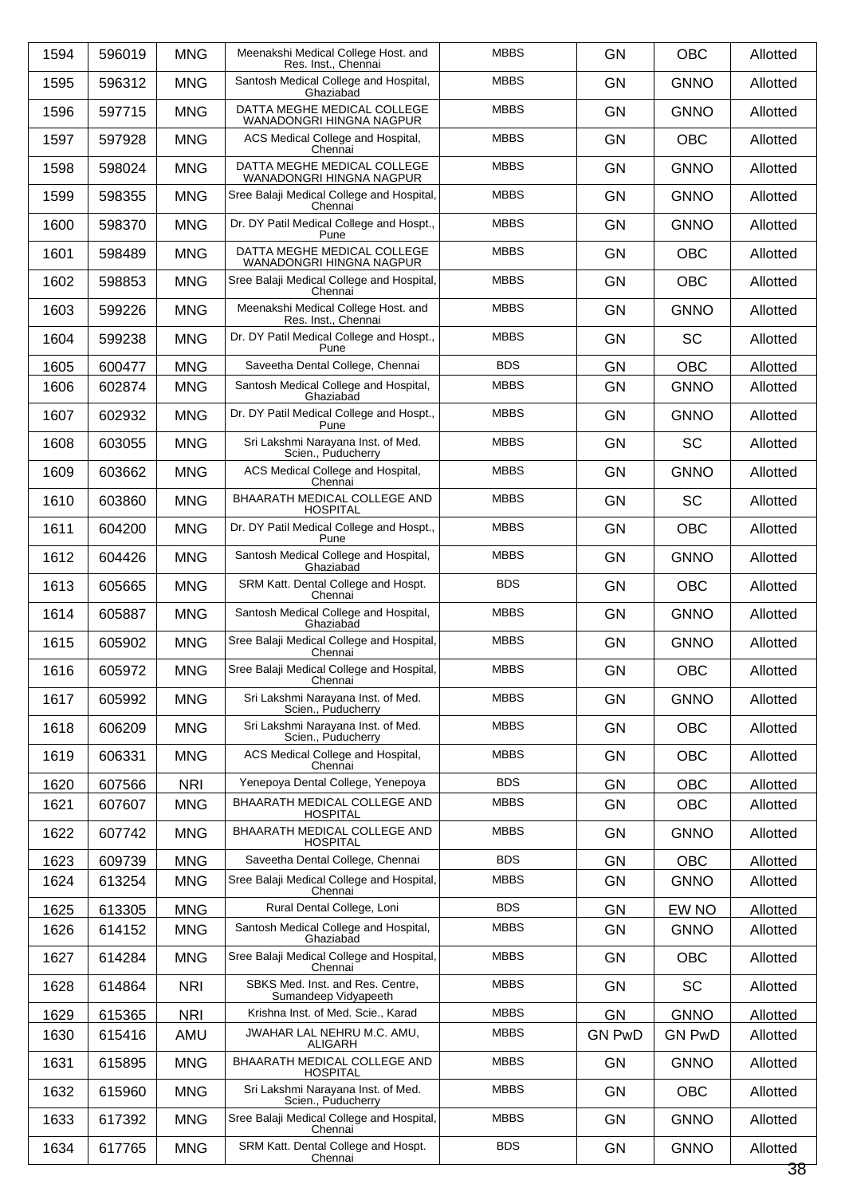| 1594 | 596019 | MNG | Meenakshi Medical College Host. and Res. Inst., Chennai | MBBS | GN | OBC | Allotted |
|---|---|---|---|---|---|---|---|
| 1595 | 596312 | MNG | Santosh Medical College and Hospital, Ghaziabad | MBBS | GN | GNNO | Allotted |
| 1596 | 597715 | MNG | DATTA MEGHE MEDICAL COLLEGE WANADONGRI HINGNA NAGPUR | MBBS | GN | GNNO | Allotted |
| 1597 | 597928 | MNG | ACS Medical College and Hospital, Chennai | MBBS | GN | OBC | Allotted |
| 1598 | 598024 | MNG | DATTA MEGHE MEDICAL COLLEGE WANADONGRI HINGNA NAGPUR | MBBS | GN | GNNO | Allotted |
| 1599 | 598355 | MNG | Sree Balaji Medical College and Hospital, Chennai | MBBS | GN | GNNO | Allotted |
| 1600 | 598370 | MNG | Dr. DY Patil Medical College and Hospt., Pune | MBBS | GN | GNNO | Allotted |
| 1601 | 598489 | MNG | DATTA MEGHE MEDICAL COLLEGE WANADONGRI HINGNA NAGPUR | MBBS | GN | OBC | Allotted |
| 1602 | 598853 | MNG | Sree Balaji Medical College and Hospital, Chennai | MBBS | GN | OBC | Allotted |
| 1603 | 599226 | MNG | Meenakshi Medical College Host. and Res. Inst., Chennai | MBBS | GN | GNNO | Allotted |
| 1604 | 599238 | MNG | Dr. DY Patil Medical College and Hospt., Pune | MBBS | GN | SC | Allotted |
| 1605 | 600477 | MNG | Saveetha Dental College, Chennai | BDS | GN | OBC | Allotted |
| 1606 | 602874 | MNG | Santosh Medical College and Hospital, Ghaziabad | MBBS | GN | GNNO | Allotted |
| 1607 | 602932 | MNG | Dr. DY Patil Medical College and Hospt., Pune | MBBS | GN | GNNO | Allotted |
| 1608 | 603055 | MNG | Sri Lakshmi Narayana Inst. of Med. Scien., Puducherry | MBBS | GN | SC | Allotted |
| 1609 | 603662 | MNG | ACS Medical College and Hospital, Chennai | MBBS | GN | GNNO | Allotted |
| 1610 | 603860 | MNG | BHAARATH MEDICAL COLLEGE AND HOSPITAL | MBBS | GN | SC | Allotted |
| 1611 | 604200 | MNG | Dr. DY Patil Medical College and Hospt., Pune | MBBS | GN | OBC | Allotted |
| 1612 | 604426 | MNG | Santosh Medical College and Hospital, Ghaziabad | MBBS | GN | GNNO | Allotted |
| 1613 | 605665 | MNG | SRM Katt. Dental College and Hospt. Chennai | BDS | GN | OBC | Allotted |
| 1614 | 605887 | MNG | Santosh Medical College and Hospital, Ghaziabad | MBBS | GN | GNNO | Allotted |
| 1615 | 605902 | MNG | Sree Balaji Medical College and Hospital, Chennai | MBBS | GN | GNNO | Allotted |
| 1616 | 605972 | MNG | Sree Balaji Medical College and Hospital, Chennai | MBBS | GN | OBC | Allotted |
| 1617 | 605992 | MNG | Sri Lakshmi Narayana Inst. of Med. Scien., Puducherry | MBBS | GN | GNNO | Allotted |
| 1618 | 606209 | MNG | Sri Lakshmi Narayana Inst. of Med. Scien., Puducherry | MBBS | GN | OBC | Allotted |
| 1619 | 606331 | MNG | ACS Medical College and Hospital, Chennai | MBBS | GN | OBC | Allotted |
| 1620 | 607566 | NRI | Yenepoya Dental College, Yenepoya | BDS | GN | OBC | Allotted |
| 1621 | 607607 | MNG | BHAARATH MEDICAL COLLEGE AND HOSPITAL | MBBS | GN | OBC | Allotted |
| 1622 | 607742 | MNG | BHAARATH MEDICAL COLLEGE AND HOSPITAL | MBBS | GN | GNNO | Allotted |
| 1623 | 609739 | MNG | Saveetha Dental College, Chennai | BDS | GN | OBC | Allotted |
| 1624 | 613254 | MNG | Sree Balaji Medical College and Hospital, Chennai | MBBS | GN | GNNO | Allotted |
| 1625 | 613305 | MNG | Rural Dental College, Loni | BDS | GN | EW NO | Allotted |
| 1626 | 614152 | MNG | Santosh Medical College and Hospital, Ghaziabad | MBBS | GN | GNNO | Allotted |
| 1627 | 614284 | MNG | Sree Balaji Medical College and Hospital, Chennai | MBBS | GN | OBC | Allotted |
| 1628 | 614864 | NRI | SBKS Med. Inst. and Res. Centre, Sumandeep Vidyapeeth | MBBS | GN | SC | Allotted |
| 1629 | 615365 | NRI | Krishna Inst. of Med. Scie., Karad | MBBS | GN | GNNO | Allotted |
| 1630 | 615416 | AMU | JWAHAR LAL NEHRU M.C. AMU, ALIGARH | MBBS | GN PwD | GN PwD | Allotted |
| 1631 | 615895 | MNG | BHAARATH MEDICAL COLLEGE AND HOSPITAL | MBBS | GN | GNNO | Allotted |
| 1632 | 615960 | MNG | Sri Lakshmi Narayana Inst. of Med. Scien., Puducherry | MBBS | GN | OBC | Allotted |
| 1633 | 617392 | MNG | Sree Balaji Medical College and Hospital, Chennai | MBBS | GN | GNNO | Allotted |
| 1634 | 617765 | MNG | SRM Katt. Dental College and Hospt. Chennai | BDS | GN | GNNO | Allotted |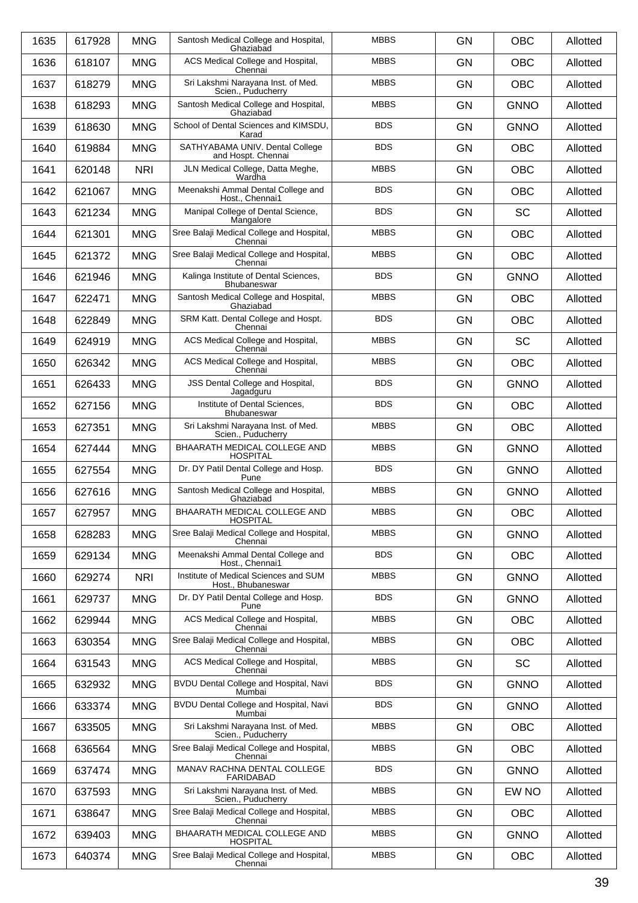| 1635 | 617928 | MNG | Santosh Medical College and Hospital, Ghaziabad | MBBS | GN | OBC | Allotted |
|---|---|---|---|---|---|---|---|
| 1636 | 618107 | MNG | ACS Medical College and Hospital, Chennai | MBBS | GN | OBC | Allotted |
| 1637 | 618279 | MNG | Sri Lakshmi Narayana Inst. of Med. Scien., Puducherry | MBBS | GN | OBC | Allotted |
| 1638 | 618293 | MNG | Santosh Medical College and Hospital, Ghaziabad | MBBS | GN | GNNO | Allotted |
| 1639 | 618630 | MNG | School of Dental Sciences and KIMSDU, Karad | BDS | GN | GNNO | Allotted |
| 1640 | 619884 | MNG | SATHYABAMA UNIV. Dental College and Hospt. Chennai | BDS | GN | OBC | Allotted |
| 1641 | 620148 | NRI | JLN Medical College, Datta Meghe, Wardha | MBBS | GN | OBC | Allotted |
| 1642 | 621067 | MNG | Meenakshi Ammal Dental College and Host., Chennai1 | BDS | GN | OBC | Allotted |
| 1643 | 621234 | MNG | Manipal College of Dental Science, Mangalore | BDS | GN | SC | Allotted |
| 1644 | 621301 | MNG | Sree Balaji Medical College and Hospital, Chennai | MBBS | GN | OBC | Allotted |
| 1645 | 621372 | MNG | Sree Balaji Medical College and Hospital, Chennai | MBBS | GN | OBC | Allotted |
| 1646 | 621946 | MNG | Kalinga Institute of Dental Sciences, Bhubaneswar | BDS | GN | GNNO | Allotted |
| 1647 | 622471 | MNG | Santosh Medical College and Hospital, Ghaziabad | MBBS | GN | OBC | Allotted |
| 1648 | 622849 | MNG | SRM Katt. Dental College and Hospt. Chennai | BDS | GN | OBC | Allotted |
| 1649 | 624919 | MNG | ACS Medical College and Hospital, Chennai | MBBS | GN | SC | Allotted |
| 1650 | 626342 | MNG | ACS Medical College and Hospital, Chennai | MBBS | GN | OBC | Allotted |
| 1651 | 626433 | MNG | JSS Dental College and Hospital, Jagadguru | BDS | GN | GNNO | Allotted |
| 1652 | 627156 | MNG | Institute of Dental Sciences, Bhubaneswar | BDS | GN | OBC | Allotted |
| 1653 | 627351 | MNG | Sri Lakshmi Narayana Inst. of Med. Scien., Puducherry | MBBS | GN | OBC | Allotted |
| 1654 | 627444 | MNG | BHAARATH MEDICAL COLLEGE AND HOSPITAL | MBBS | GN | GNNO | Allotted |
| 1655 | 627554 | MNG | Dr. DY Patil Dental College and Hosp. Pune | BDS | GN | GNNO | Allotted |
| 1656 | 627616 | MNG | Santosh Medical College and Hospital, Ghaziabad | MBBS | GN | GNNO | Allotted |
| 1657 | 627957 | MNG | BHAARATH MEDICAL COLLEGE AND HOSPITAL | MBBS | GN | OBC | Allotted |
| 1658 | 628283 | MNG | Sree Balaji Medical College and Hospital, Chennai | MBBS | GN | GNNO | Allotted |
| 1659 | 629134 | MNG | Meenakshi Ammal Dental College and Host., Chennai1 | BDS | GN | OBC | Allotted |
| 1660 | 629274 | NRI | Institute of Medical Sciences and SUM Host., Bhubaneswar | MBBS | GN | GNNO | Allotted |
| 1661 | 629737 | MNG | Dr. DY Patil Dental College and Hosp. Pune | BDS | GN | GNNO | Allotted |
| 1662 | 629944 | MNG | ACS Medical College and Hospital, Chennai | MBBS | GN | OBC | Allotted |
| 1663 | 630354 | MNG | Sree Balaji Medical College and Hospital, Chennai | MBBS | GN | OBC | Allotted |
| 1664 | 631543 | MNG | ACS Medical College and Hospital, Chennai | MBBS | GN | SC | Allotted |
| 1665 | 632932 | MNG | BVDU Dental College and Hospital, Navi Mumbai | BDS | GN | GNNO | Allotted |
| 1666 | 633374 | MNG | BVDU Dental College and Hospital, Navi Mumbai | BDS | GN | GNNO | Allotted |
| 1667 | 633505 | MNG | Sri Lakshmi Narayana Inst. of Med. Scien., Puducherry | MBBS | GN | OBC | Allotted |
| 1668 | 636564 | MNG | Sree Balaji Medical College and Hospital, Chennai | MBBS | GN | OBC | Allotted |
| 1669 | 637474 | MNG | MANAV RACHNA DENTAL COLLEGE FARIDABAD | BDS | GN | GNNO | Allotted |
| 1670 | 637593 | MNG | Sri Lakshmi Narayana Inst. of Med. Scien., Puducherry | MBBS | GN | EW NO | Allotted |
| 1671 | 638647 | MNG | Sree Balaji Medical College and Hospital, Chennai | MBBS | GN | OBC | Allotted |
| 1672 | 639403 | MNG | BHAARATH MEDICAL COLLEGE AND HOSPITAL | MBBS | GN | GNNO | Allotted |
| 1673 | 640374 | MNG | Sree Balaji Medical College and Hospital, Chennai | MBBS | GN | OBC | Allotted |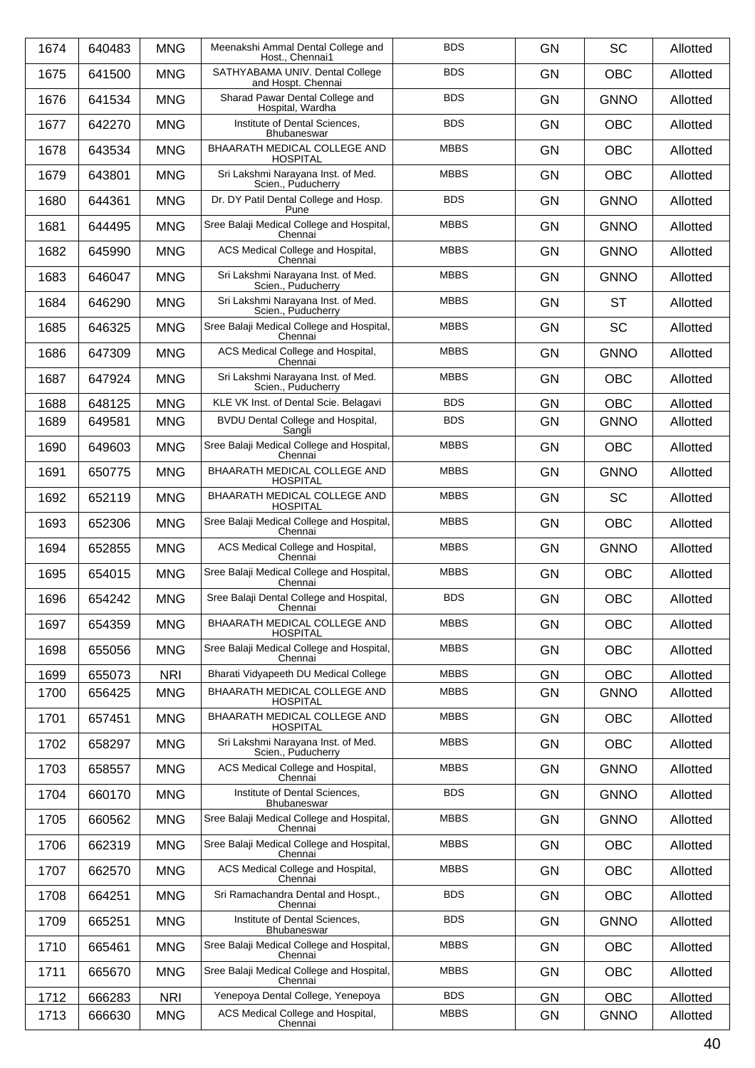| 1674 | 640483 | MNG | Meenakshi Ammal Dental College and Host., Chennai1 | BDS | GN | SC | Allotted |
|---|---|---|---|---|---|---|---|
| 1675 | 641500 | MNG | SATHYABAMA UNIV. Dental College and Hospt. Chennai | BDS | GN | OBC | Allotted |
| 1676 | 641534 | MNG | Sharad Pawar Dental College and Hospital, Wardha | BDS | GN | GNNO | Allotted |
| 1677 | 642270 | MNG | Institute of Dental Sciences, Bhubaneswar | BDS | GN | OBC | Allotted |
| 1678 | 643534 | MNG | BHAARATH MEDICAL COLLEGE AND HOSPITAL | MBBS | GN | OBC | Allotted |
| 1679 | 643801 | MNG | Sri Lakshmi Narayana Inst. of Med. Scien., Puducherry | MBBS | GN | OBC | Allotted |
| 1680 | 644361 | MNG | Dr. DY Patil Dental College and Hosp. Pune | BDS | GN | GNNO | Allotted |
| 1681 | 644495 | MNG | Sree Balaji Medical College and Hospital, Chennai | MBBS | GN | GNNO | Allotted |
| 1682 | 645990 | MNG | ACS Medical College and Hospital, Chennai | MBBS | GN | GNNO | Allotted |
| 1683 | 646047 | MNG | Sri Lakshmi Narayana Inst. of Med. Scien., Puducherry | MBBS | GN | GNNO | Allotted |
| 1684 | 646290 | MNG | Sri Lakshmi Narayana Inst. of Med. Scien., Puducherry | MBBS | GN | ST | Allotted |
| 1685 | 646325 | MNG | Sree Balaji Medical College and Hospital, Chennai | MBBS | GN | SC | Allotted |
| 1686 | 647309 | MNG | ACS Medical College and Hospital, Chennai | MBBS | GN | GNNO | Allotted |
| 1687 | 647924 | MNG | Sri Lakshmi Narayana Inst. of Med. Scien., Puducherry | MBBS | GN | OBC | Allotted |
| 1688 | 648125 | MNG | KLE VK Inst. of Dental Scie. Belagavi | BDS | GN | OBC | Allotted |
| 1689 | 649581 | MNG | BVDU Dental College and Hospital, Sangli | BDS | GN | GNNO | Allotted |
| 1690 | 649603 | MNG | Sree Balaji Medical College and Hospital, Chennai | MBBS | GN | OBC | Allotted |
| 1691 | 650775 | MNG | BHAARATH MEDICAL COLLEGE AND HOSPITAL | MBBS | GN | GNNO | Allotted |
| 1692 | 652119 | MNG | BHAARATH MEDICAL COLLEGE AND HOSPITAL | MBBS | GN | SC | Allotted |
| 1693 | 652306 | MNG | Sree Balaji Medical College and Hospital, Chennai | MBBS | GN | OBC | Allotted |
| 1694 | 652855 | MNG | ACS Medical College and Hospital, Chennai | MBBS | GN | GNNO | Allotted |
| 1695 | 654015 | MNG | Sree Balaji Medical College and Hospital, Chennai | MBBS | GN | OBC | Allotted |
| 1696 | 654242 | MNG | Sree Balaji Dental College and Hospital, Chennai | BDS | GN | OBC | Allotted |
| 1697 | 654359 | MNG | BHAARATH MEDICAL COLLEGE AND HOSPITAL | MBBS | GN | OBC | Allotted |
| 1698 | 655056 | MNG | Sree Balaji Medical College and Hospital, Chennai | MBBS | GN | OBC | Allotted |
| 1699 | 655073 | NRI | Bharati Vidyapeeth DU Medical College | MBBS | GN | OBC | Allotted |
| 1700 | 656425 | MNG | BHAARATH MEDICAL COLLEGE AND HOSPITAL | MBBS | GN | GNNO | Allotted |
| 1701 | 657451 | MNG | BHAARATH MEDICAL COLLEGE AND HOSPITAL | MBBS | GN | OBC | Allotted |
| 1702 | 658297 | MNG | Sri Lakshmi Narayana Inst. of Med. Scien., Puducherry | MBBS | GN | OBC | Allotted |
| 1703 | 658557 | MNG | ACS Medical College and Hospital, Chennai | MBBS | GN | GNNO | Allotted |
| 1704 | 660170 | MNG | Institute of Dental Sciences, Bhubaneswar | BDS | GN | GNNO | Allotted |
| 1705 | 660562 | MNG | Sree Balaji Medical College and Hospital, Chennai | MBBS | GN | GNNO | Allotted |
| 1706 | 662319 | MNG | Sree Balaji Medical College and Hospital, Chennai | MBBS | GN | OBC | Allotted |
| 1707 | 662570 | MNG | ACS Medical College and Hospital, Chennai | MBBS | GN | OBC | Allotted |
| 1708 | 664251 | MNG | Sri Ramachandra Dental and Hospt., Chennai | BDS | GN | OBC | Allotted |
| 1709 | 665251 | MNG | Institute of Dental Sciences, Bhubaneswar | BDS | GN | GNNO | Allotted |
| 1710 | 665461 | MNG | Sree Balaji Medical College and Hospital, Chennai | MBBS | GN | OBC | Allotted |
| 1711 | 665670 | MNG | Sree Balaji Medical College and Hospital, Chennai | MBBS | GN | OBC | Allotted |
| 1712 | 666283 | NRI | Yenepoya Dental College, Yenepoya | BDS | GN | OBC | Allotted |
| 1713 | 666630 | MNG | ACS Medical College and Hospital, Chennai | MBBS | GN | GNNO | Allotted |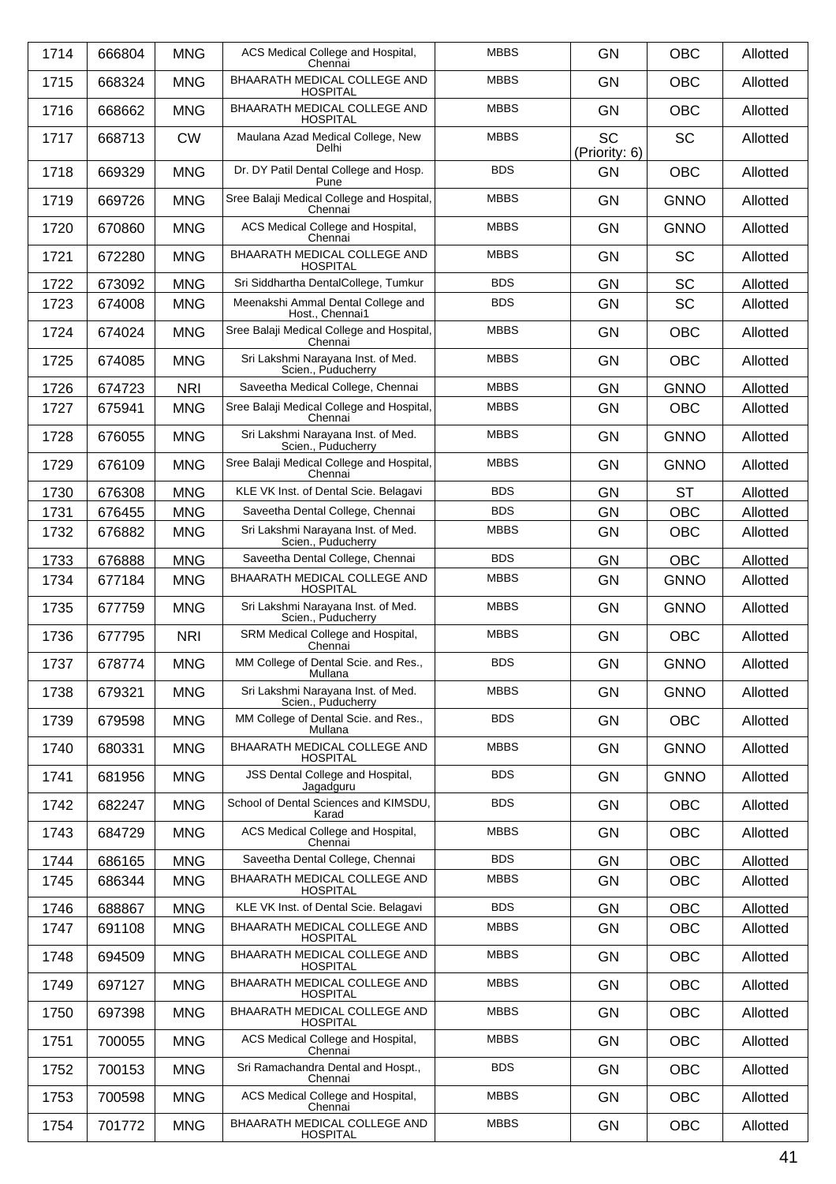| 1714 | 666804 | MNG | ACS Medical College and Hospital, Chennai | MBBS | GN | OBC | Allotted |
|---|---|---|---|---|---|---|---|
| 1715 | 668324 | MNG | BHAARATH MEDICAL COLLEGE AND HOSPITAL | MBBS | GN | OBC | Allotted |
| 1716 | 668662 | MNG | BHAARATH MEDICAL COLLEGE AND HOSPITAL | MBBS | GN | OBC | Allotted |
| 1717 | 668713 | CW | Maulana Azad Medical College, New Delhi | MBBS | SC (Priority: 6) | SC | Allotted |
| 1718 | 669329 | MNG | Dr. DY Patil Dental College and Hosp. Pune | BDS | GN | OBC | Allotted |
| 1719 | 669726 | MNG | Sree Balaji Medical College and Hospital, Chennai | MBBS | GN | GNNO | Allotted |
| 1720 | 670860 | MNG | ACS Medical College and Hospital, Chennai | MBBS | GN | GNNO | Allotted |
| 1721 | 672280 | MNG | BHAARATH MEDICAL COLLEGE AND HOSPITAL | MBBS | GN | SC | Allotted |
| 1722 | 673092 | MNG | Sri Siddhartha DentalCollege, Tumkur | BDS | GN | SC | Allotted |
| 1723 | 674008 | MNG | Meenakshi Ammal Dental College and Host., Chennai1 | BDS | GN | SC | Allotted |
| 1724 | 674024 | MNG | Sree Balaji Medical College and Hospital, Chennai | MBBS | GN | OBC | Allotted |
| 1725 | 674085 | MNG | Sri Lakshmi Narayana Inst. of Med. Scien., Puducherry | MBBS | GN | OBC | Allotted |
| 1726 | 674723 | NRI | Saveetha Medical College, Chennai | MBBS | GN | GNNO | Allotted |
| 1727 | 675941 | MNG | Sree Balaji Medical College and Hospital, Chennai | MBBS | GN | OBC | Allotted |
| 1728 | 676055 | MNG | Sri Lakshmi Narayana Inst. of Med. Scien., Puducherry | MBBS | GN | GNNO | Allotted |
| 1729 | 676109 | MNG | Sree Balaji Medical College and Hospital, Chennai | MBBS | GN | GNNO | Allotted |
| 1730 | 676308 | MNG | KLE VK Inst. of Dental Scie. Belagavi | BDS | GN | ST | Allotted |
| 1731 | 676455 | MNG | Saveetha Dental College, Chennai | BDS | GN | OBC | Allotted |
| 1732 | 676882 | MNG | Sri Lakshmi Narayana Inst. of Med. Scien., Puducherry | MBBS | GN | OBC | Allotted |
| 1733 | 676888 | MNG | Saveetha Dental College, Chennai | BDS | GN | OBC | Allotted |
| 1734 | 677184 | MNG | BHAARATH MEDICAL COLLEGE AND HOSPITAL | MBBS | GN | GNNO | Allotted |
| 1735 | 677759 | MNG | Sri Lakshmi Narayana Inst. of Med. Scien., Puducherry | MBBS | GN | GNNO | Allotted |
| 1736 | 677795 | NRI | SRM Medical College and Hospital, Chennai | MBBS | GN | OBC | Allotted |
| 1737 | 678774 | MNG | MM College of Dental Scie. and Res., Mullana | BDS | GN | GNNO | Allotted |
| 1738 | 679321 | MNG | Sri Lakshmi Narayana Inst. of Med. Scien., Puducherry | MBBS | GN | GNNO | Allotted |
| 1739 | 679598 | MNG | MM College of Dental Scie. and Res., Mullana | BDS | GN | OBC | Allotted |
| 1740 | 680331 | MNG | BHAARATH MEDICAL COLLEGE AND HOSPITAL | MBBS | GN | GNNO | Allotted |
| 1741 | 681956 | MNG | JSS Dental College and Hospital, Jagadguru | BDS | GN | GNNO | Allotted |
| 1742 | 682247 | MNG | School of Dental Sciences and KIMSDU, Karad | BDS | GN | OBC | Allotted |
| 1743 | 684729 | MNG | ACS Medical College and Hospital, Chennai | MBBS | GN | OBC | Allotted |
| 1744 | 686165 | MNG | Saveetha Dental College, Chennai | BDS | GN | OBC | Allotted |
| 1745 | 686344 | MNG | BHAARATH MEDICAL COLLEGE AND HOSPITAL | MBBS | GN | OBC | Allotted |
| 1746 | 688867 | MNG | KLE VK Inst. of Dental Scie. Belagavi | BDS | GN | OBC | Allotted |
| 1747 | 691108 | MNG | BHAARATH MEDICAL COLLEGE AND HOSPITAL | MBBS | GN | OBC | Allotted |
| 1748 | 694509 | MNG | BHAARATH MEDICAL COLLEGE AND HOSPITAL | MBBS | GN | OBC | Allotted |
| 1749 | 697127 | MNG | BHAARATH MEDICAL COLLEGE AND HOSPITAL | MBBS | GN | OBC | Allotted |
| 1750 | 697398 | MNG | BHAARATH MEDICAL COLLEGE AND HOSPITAL | MBBS | GN | OBC | Allotted |
| 1751 | 700055 | MNG | ACS Medical College and Hospital, Chennai | MBBS | GN | OBC | Allotted |
| 1752 | 700153 | MNG | Sri Ramachandra Dental and Hospt., Chennai | BDS | GN | OBC | Allotted |
| 1753 | 700598 | MNG | ACS Medical College and Hospital, Chennai | MBBS | GN | OBC | Allotted |
| 1754 | 701772 | MNG | BHAARATH MEDICAL COLLEGE AND HOSPITAL | MBBS | GN | OBC | Allotted |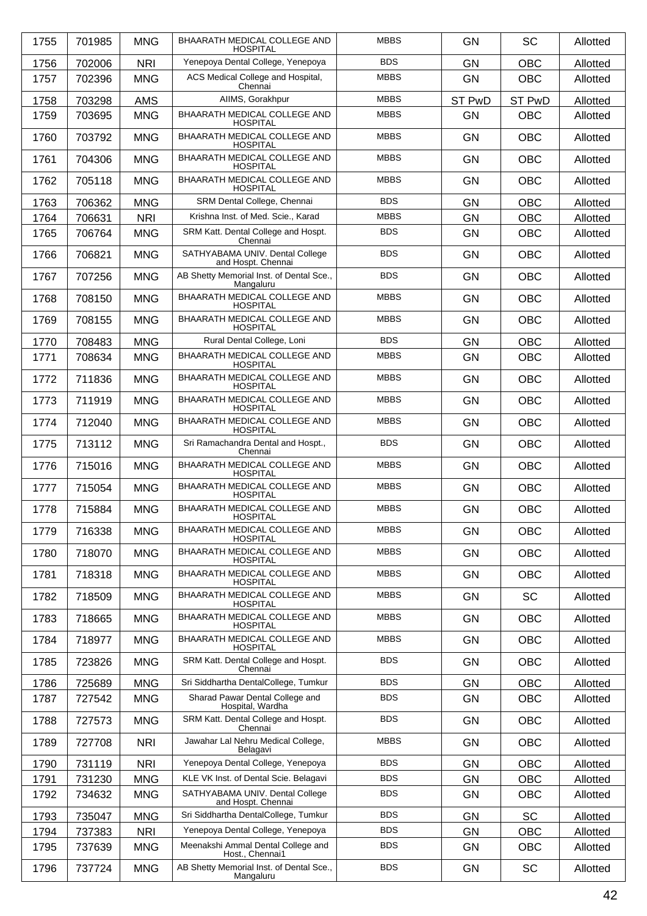| 1755 | 701985 | MNG | BHAARATH MEDICAL COLLEGE AND HOSPITAL | MBBS | GN | SC | Allotted |
|---|---|---|---|---|---|---|---|
| 1756 | 702006 | NRI | Yenepoya Dental College, Yenepoya | BDS | GN | OBC | Allotted |
| 1757 | 702396 | MNG | ACS Medical College and Hospital, Chennai | MBBS | GN | OBC | Allotted |
| 1758 | 703298 | AMS | AIIMS, Gorakhpur | MBBS | ST PwD | ST PwD | Allotted |
| 1759 | 703695 | MNG | BHAARATH MEDICAL COLLEGE AND HOSPITAL | MBBS | GN | OBC | Allotted |
| 1760 | 703792 | MNG | BHAARATH MEDICAL COLLEGE AND HOSPITAL | MBBS | GN | OBC | Allotted |
| 1761 | 704306 | MNG | BHAARATH MEDICAL COLLEGE AND HOSPITAL | MBBS | GN | OBC | Allotted |
| 1762 | 705118 | MNG | BHAARATH MEDICAL COLLEGE AND HOSPITAL | MBBS | GN | OBC | Allotted |
| 1763 | 706362 | MNG | SRM Dental College, Chennai | BDS | GN | OBC | Allotted |
| 1764 | 706631 | NRI | Krishna Inst. of Med. Scie., Karad | MBBS | GN | OBC | Allotted |
| 1765 | 706764 | MNG | SRM Katt. Dental College and Hospt. Chennai | BDS | GN | OBC | Allotted |
| 1766 | 706821 | MNG | SATHYABAMA UNIV. Dental College and Hospt. Chennai | BDS | GN | OBC | Allotted |
| 1767 | 707256 | MNG | AB Shetty Memorial Inst. of Dental Sce., Mangaluru | BDS | GN | OBC | Allotted |
| 1768 | 708150 | MNG | BHAARATH MEDICAL COLLEGE AND HOSPITAL | MBBS | GN | OBC | Allotted |
| 1769 | 708155 | MNG | BHAARATH MEDICAL COLLEGE AND HOSPITAL | MBBS | GN | OBC | Allotted |
| 1770 | 708483 | MNG | Rural Dental College, Loni | BDS | GN | OBC | Allotted |
| 1771 | 708634 | MNG | BHAARATH MEDICAL COLLEGE AND HOSPITAL | MBBS | GN | OBC | Allotted |
| 1772 | 711836 | MNG | BHAARATH MEDICAL COLLEGE AND HOSPITAL | MBBS | GN | OBC | Allotted |
| 1773 | 711919 | MNG | BHAARATH MEDICAL COLLEGE AND HOSPITAL | MBBS | GN | OBC | Allotted |
| 1774 | 712040 | MNG | BHAARATH MEDICAL COLLEGE AND HOSPITAL | MBBS | GN | OBC | Allotted |
| 1775 | 713112 | MNG | Sri Ramachandra Dental and Hospt., Chennai | BDS | GN | OBC | Allotted |
| 1776 | 715016 | MNG | BHAARATH MEDICAL COLLEGE AND HOSPITAL | MBBS | GN | OBC | Allotted |
| 1777 | 715054 | MNG | BHAARATH MEDICAL COLLEGE AND HOSPITAL | MBBS | GN | OBC | Allotted |
| 1778 | 715884 | MNG | BHAARATH MEDICAL COLLEGE AND HOSPITAL | MBBS | GN | OBC | Allotted |
| 1779 | 716338 | MNG | BHAARATH MEDICAL COLLEGE AND HOSPITAL | MBBS | GN | OBC | Allotted |
| 1780 | 718070 | MNG | BHAARATH MEDICAL COLLEGE AND HOSPITAL | MBBS | GN | OBC | Allotted |
| 1781 | 718318 | MNG | BHAARATH MEDICAL COLLEGE AND HOSPITAL | MBBS | GN | OBC | Allotted |
| 1782 | 718509 | MNG | BHAARATH MEDICAL COLLEGE AND HOSPITAL | MBBS | GN | SC | Allotted |
| 1783 | 718665 | MNG | BHAARATH MEDICAL COLLEGE AND HOSPITAL | MBBS | GN | OBC | Allotted |
| 1784 | 718977 | MNG | BHAARATH MEDICAL COLLEGE AND HOSPITAL | MBBS | GN | OBC | Allotted |
| 1785 | 723826 | MNG | SRM Katt. Dental College and Hospt. Chennai | BDS | GN | OBC | Allotted |
| 1786 | 725689 | MNG | Sri Siddhartha DentalCollege, Tumkur | BDS | GN | OBC | Allotted |
| 1787 | 727542 | MNG | Sharad Pawar Dental College and Hospital, Wardha | BDS | GN | OBC | Allotted |
| 1788 | 727573 | MNG | SRM Katt. Dental College and Hospt. Chennai | BDS | GN | OBC | Allotted |
| 1789 | 727708 | NRI | Jawahar Lal Nehru Medical College, Belagavi | MBBS | GN | OBC | Allotted |
| 1790 | 731119 | NRI | Yenepoya Dental College, Yenepoya | BDS | GN | OBC | Allotted |
| 1791 | 731230 | MNG | KLE VK Inst. of Dental Scie. Belagavi | BDS | GN | OBC | Allotted |
| 1792 | 734632 | MNG | SATHYABAMA UNIV. Dental College and Hospt. Chennai | BDS | GN | OBC | Allotted |
| 1793 | 735047 | MNG | Sri Siddhartha DentalCollege, Tumkur | BDS | GN | SC | Allotted |
| 1794 | 737383 | NRI | Yenepoya Dental College, Yenepoya | BDS | GN | OBC | Allotted |
| 1795 | 737639 | MNG | Meenakshi Ammal Dental College and Host., Chennai1 | BDS | GN | OBC | Allotted |
| 1796 | 737724 | MNG | AB Shetty Memorial Inst. of Dental Sce., Mangaluru | BDS | GN | SC | Allotted |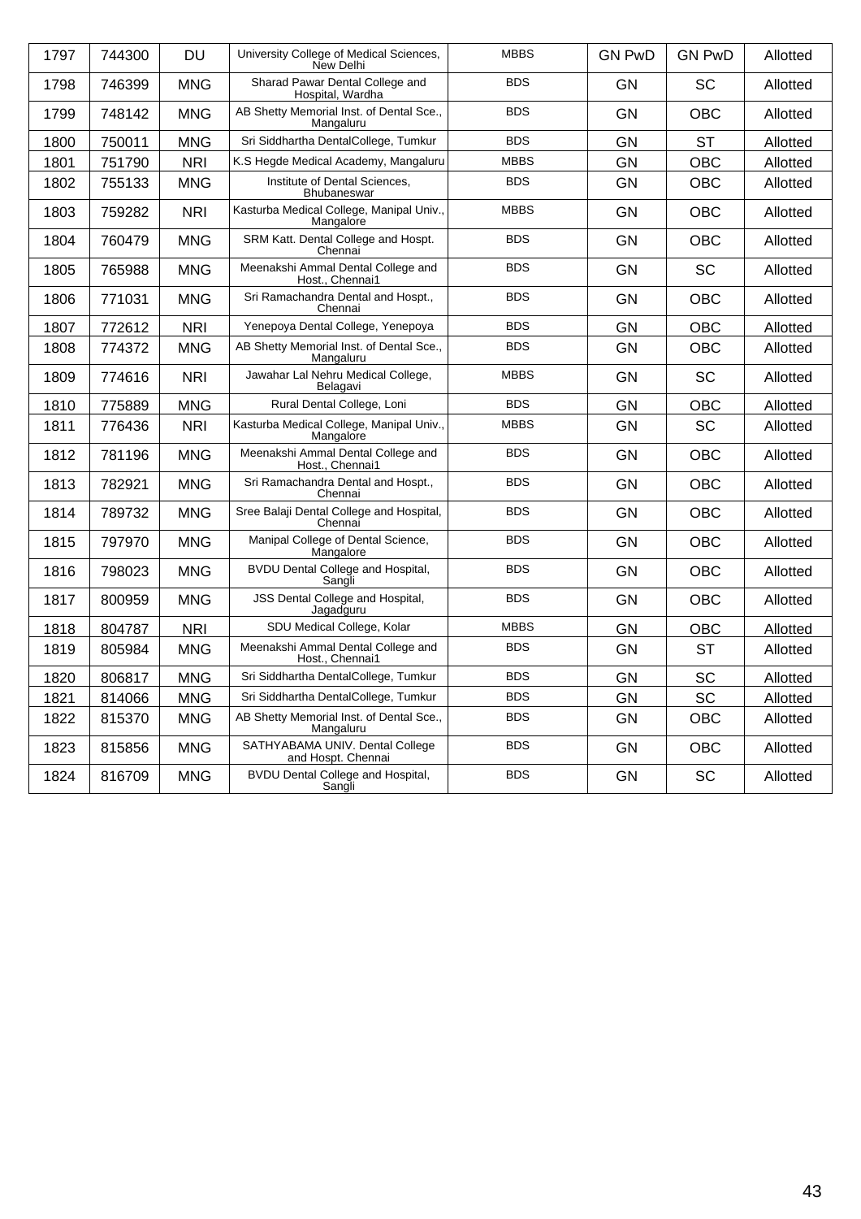| | | | | | | | |
|---|---|---|---|---|---|---|---|
| 1797 | 744300 | DU | University College of Medical Sciences, New Delhi | MBBS | GN PwD | GN PwD | Allotted |
| 1798 | 746399 | MNG | Sharad Pawar Dental College and Hospital, Wardha | BDS | GN | SC | Allotted |
| 1799 | 748142 | MNG | AB Shetty Memorial Inst. of Dental Sce., Mangaluru | BDS | GN | OBC | Allotted |
| 1800 | 750011 | MNG | Sri Siddhartha DentalCollege, Tumkur | BDS | GN | ST | Allotted |
| 1801 | 751790 | NRI | K.S Hegde Medical Academy, Mangaluru | MBBS | GN | OBC | Allotted |
| 1802 | 755133 | MNG | Institute of Dental Sciences, Bhubaneswar | BDS | GN | OBC | Allotted |
| 1803 | 759282 | NRI | Kasturba Medical College, Manipal Univ., Mangalore | MBBS | GN | OBC | Allotted |
| 1804 | 760479 | MNG | SRM Katt. Dental College and Hospt. Chennai | BDS | GN | OBC | Allotted |
| 1805 | 765988 | MNG | Meenakshi Ammal Dental College and Host., Chennai1 | BDS | GN | SC | Allotted |
| 1806 | 771031 | MNG | Sri Ramachandra Dental and Hospt., Chennai | BDS | GN | OBC | Allotted |
| 1807 | 772612 | NRI | Yenepoya Dental College, Yenepoya | BDS | GN | OBC | Allotted |
| 1808 | 774372 | MNG | AB Shetty Memorial Inst. of Dental Sce., Mangaluru | BDS | GN | OBC | Allotted |
| 1809 | 774616 | NRI | Jawahar Lal Nehru Medical College, Belagavi | MBBS | GN | SC | Allotted |
| 1810 | 775889 | MNG | Rural Dental College, Loni | BDS | GN | OBC | Allotted |
| 1811 | 776436 | NRI | Kasturba Medical College, Manipal Univ., Mangalore | MBBS | GN | SC | Allotted |
| 1812 | 781196 | MNG | Meenakshi Ammal Dental College and Host., Chennai1 | BDS | GN | OBC | Allotted |
| 1813 | 782921 | MNG | Sri Ramachandra Dental and Hospt., Chennai | BDS | GN | OBC | Allotted |
| 1814 | 789732 | MNG | Sree Balaji Dental College and Hospital, Chennai | BDS | GN | OBC | Allotted |
| 1815 | 797970 | MNG | Manipal College of Dental Science, Mangalore | BDS | GN | OBC | Allotted |
| 1816 | 798023 | MNG | BVDU Dental College and Hospital, Sangli | BDS | GN | OBC | Allotted |
| 1817 | 800959 | MNG | JSS Dental College and Hospital, Jagadguru | BDS | GN | OBC | Allotted |
| 1818 | 804787 | NRI | SDU Medical College, Kolar | MBBS | GN | OBC | Allotted |
| 1819 | 805984 | MNG | Meenakshi Ammal Dental College and Host., Chennai1 | BDS | GN | ST | Allotted |
| 1820 | 806817 | MNG | Sri Siddhartha DentalCollege, Tumkur | BDS | GN | SC | Allotted |
| 1821 | 814066 | MNG | Sri Siddhartha DentalCollege, Tumkur | BDS | GN | SC | Allotted |
| 1822 | 815370 | MNG | AB Shetty Memorial Inst. of Dental Sce., Mangaluru | BDS | GN | OBC | Allotted |
| 1823 | 815856 | MNG | SATHYABAMA UNIV. Dental College and Hospt. Chennai | BDS | GN | OBC | Allotted |
| 1824 | 816709 | MNG | BVDU Dental College and Hospital, Sangli | BDS | GN | SC | Allotted |